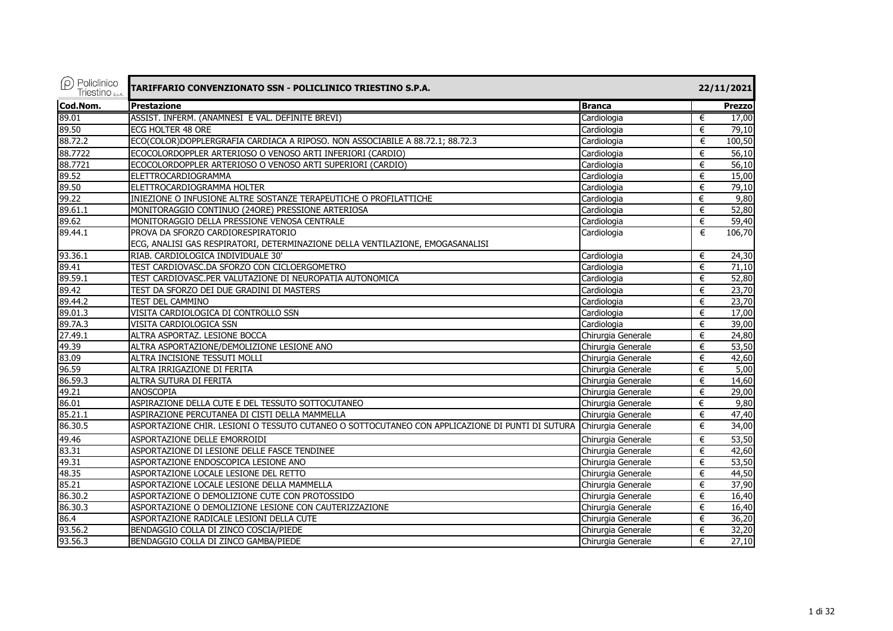# TARIFFARIO CONVENZIONATO SSN - POLICLINICO TRIESTINO S.P.A.

22/11/2021

| Cod.Nom. | Prestazione | Branca | | Prezzo |
|---|---|---|---|---|
| 89.01 | ASSIST. INFERM. (ANAMNESI E VAL. DEFINITE BREVI) | Cardiologia | € | 17,00 |
| 89.50 | ECG HOLTER 48 ORE | Cardiologia | € | 79,10 |
| 88.72.2 | ECO(COLOR)DOPPLERGRAFIA CARDIACA A RIPOSO. NON ASSOCIABILE A 88.72.1; 88.72.3 | Cardiologia | € | 100,50 |
| 88.7722 | ECOCOLORDOPPLER ARTERIOSO O VENOSO ARTI INFERIORI (CARDIO) | Cardiologia | € | 56,10 |
| 88.7721 | ECOCOLORDOPPLER ARTERIOSO O VENOSO ARTI SUPERIORI (CARDIO) | Cardiologia | € | 56,10 |
| 89.52 | ELETTROCARDIOGRAMMA | Cardiologia | € | 15,00 |
| 89.50 | ELETTROCARDIOGRAMMA HOLTER | Cardiologia | € | 79,10 |
| 99.22 | INIEZIONE O INFUSIONE ALTRE SOSTANZE TERAPEUTICHE O PROFILATTICHE | Cardiologia | € | 9,80 |
| 89.61.1 | MONITORAGGIO CONTINUO (24ORE) PRESSIONE ARTERIOSA | Cardiologia | € | 52,80 |
| 89.62 | MONITORAGGIO DELLA PRESSIONE VENOSA CENTRALE | Cardiologia | € | 59,40 |
| 89.44.1 | PROVA DA SFORZO CARDIORESPIRATORIO<br>ECG, ANALISI GAS RESPIRATORI, DETERMINAZIONE DELLA VENTILAZIONE, EMOGASANALISI | Cardiologia | € | 106,70 |
| 93.36.1 | RIAB. CARDIOLOGICA INDIVIDUALE 30' | Cardiologia | € | 24,30 |
| 89.41 | TEST CARDIOVASC.DA SFORZO CON CICLOERGOMETRO | Cardiologia | € | 71,10 |
| 89.59.1 | TEST CARDIOVASC.PER VALUTAZIONE DI NEUROPATIA AUTONOMICA | Cardiologia | € | 52,80 |
| 89.42 | TEST DA SFORZO DEI DUE GRADINI DI MASTERS | Cardiologia | € | 23,70 |
| 89.44.2 | TEST DEL CAMMINO | Cardiologia | € | 23,70 |
| 89.01.3 | VISITA CARDIOLOGICA DI CONTROLLO SSN | Cardiologia | € | 17,00 |
| 89.7A.3 | VISITA CARDIOLOGICA SSN | Cardiologia | € | 39,00 |
| 27.49.1 | ALTRA ASPORTAZ. LESIONE BOCCA | Chirurgia Generale | € | 24,80 |
| 49.39 | ALTRA ASPORTAZIONE/DEMOLIZIONE LESIONE ANO | Chirurgia Generale | € | 53,50 |
| 83.09 | ALTRA INCISIONE TESSUTI MOLLI | Chirurgia Generale | € | 42,60 |
| 96.59 | ALTRA IRRIGAZIONE DI FERITA | Chirurgia Generale | € | 5,00 |
| 86.59.3 | ALTRA SUTURA DI FERITA | Chirurgia Generale | € | 14,60 |
| 49.21 | ANOSCOPIA | Chirurgia Generale | € | 29,00 |
| 86.01 | ASPIRAZIONE DELLA CUTE E DEL TESSUTO SOTTOCUTANEO | Chirurgia Generale | € | 9,80 |
| 85.21.1 | ASPIRAZIONE PERCUTANEA DI CISTI DELLA MAMMELLA | Chirurgia Generale | € | 47,40 |
| 86.30.5 | ASPORTAZIONE CHIR. LESIONI O TESSUTO CUTANEO O SOTTOCUTANEO CON APPLICAZIONE DI PUNTI DI SUTURA | Chirurgia Generale | € | 34,00 |
| 49.46 | ASPORTAZIONE DELLE EMORROIDI | Chirurgia Generale | € | 53,50 |
| 83.31 | ASPORTAZIONE DI LESIONE DELLE FASCE TENDINEE | Chirurgia Generale | € | 42,60 |
| 49.31 | ASPORTAZIONE ENDOSCOPICA LESIONE ANO | Chirurgia Generale | € | 53,50 |
| 48.35 | ASPORTAZIONE LOCALE LESIONE DEL RETTO | Chirurgia Generale | € | 44,50 |
| 85.21 | ASPORTAZIONE LOCALE LESIONE DELLA MAMMELLA | Chirurgia Generale | € | 37,90 |
| 86.30.2 | ASPORTAZIONE O DEMOLIZIONE CUTE CON PROTOSSIDO | Chirurgia Generale | € | 16,40 |
| 86.30.3 | ASPORTAZIONE O DEMOLIZIONE LESIONE CON CAUTERIZZAZIONE | Chirurgia Generale | € | 16,40 |
| 86.4 | ASPORTAZIONE RADICALE LESIONI DELLA CUTE | Chirurgia Generale | € | 36,20 |
| 93.56.2 | BENDAGGIO COLLA DI ZINCO COSCIA/PIEDE | Chirurgia Generale | € | 32,20 |
| 93.56.3 | BENDAGGIO COLLA DI ZINCO GAMBA/PIEDE | Chirurgia Generale | € | 27,10 |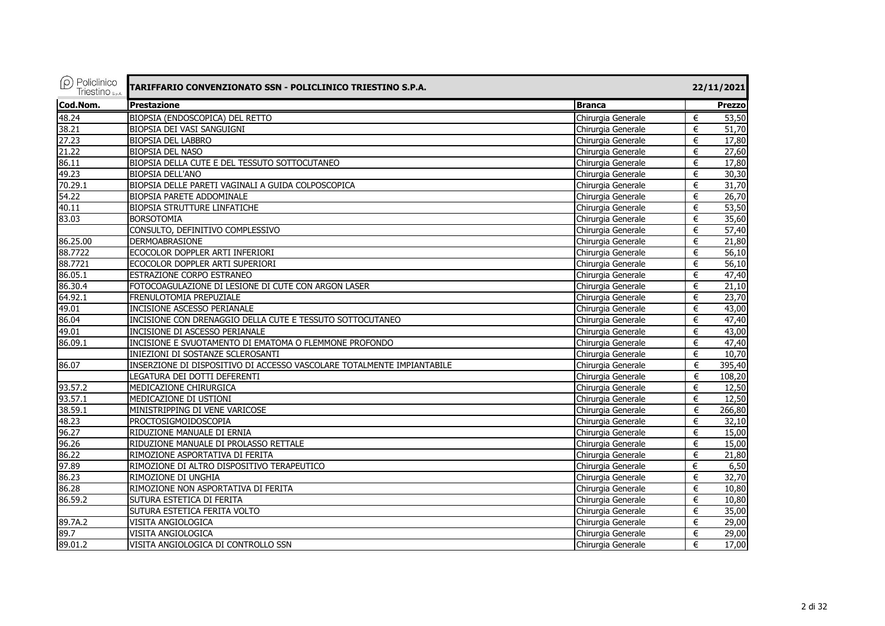| Cod.Nom. | Prestazione | Branca | Prezzo |
|---|---|---|---|
| 48.24 | BIOPSIA (ENDOSCOPICA) DEL RETTO | Chirurgia Generale | € 53,50 |
| 38.21 | BIOPSIA DEI VASI SANGUIGNI | Chirurgia Generale | € 51,70 |
| 27.23 | BIOPSIA DEL LABBRO | Chirurgia Generale | € 17,80 |
| 21.22 | BIOPSIA DEL NASO | Chirurgia Generale | € 27,60 |
| 86.11 | BIOPSIA DELLA CUTE E DEL TESSUTO SOTTOCUTANEO | Chirurgia Generale | € 17,80 |
| 49.23 | BIOPSIA DELL'ANO | Chirurgia Generale | € 30,30 |
| 70.29.1 | BIOPSIA DELLE PARETI VAGINALI A GUIDA COLPOSCOPICA | Chirurgia Generale | € 31,70 |
| 54.22 | BIOPSIA PARETE ADDOMINALE | Chirurgia Generale | € 26,70 |
| 40.11 | BIOPSIA STRUTTURE LINFATICHE | Chirurgia Generale | € 53,50 |
| 83.03 | BORSOTOMIA | Chirurgia Generale | € 35,60 |
| | CONSULTO, DEFINITIVO COMPLESSIVO | Chirurgia Generale | € 57,40 |
| 86.25.00 | DERMOABRASIONE | Chirurgia Generale | € 21,80 |
| 88.7722 | ECOCOLOR DOPPLER ARTI INFERIORI | Chirurgia Generale | € 56,10 |
| 88.7721 | ECOCOLOR DOPPLER ARTI SUPERIORI | Chirurgia Generale | € 56,10 |
| 86.05.1 | ESTRAZIONE CORPO ESTRANEO | Chirurgia Generale | € 47,40 |
| 86.30.4 | FOTOCOAGULAZIONE DI LESIONE DI CUTE CON ARGON LASER | Chirurgia Generale | € 21,10 |
| 64.92.1 | FRENULOTOMIA PREPUZIALE | Chirurgia Generale | € 23,70 |
| 49.01 | INCISIONE ASCESSO PERIANALE | Chirurgia Generale | € 43,00 |
| 86.04 | INCISIONE CON DRENAGGIO DELLA CUTE E TESSUTO SOTTOCUTANEO | Chirurgia Generale | € 47,40 |
| 49.01 | INCISIONE DI ASCESSO PERIANALE | Chirurgia Generale | € 43,00 |
| 86.09.1 | INCISIONE E SVUOTAMENTO DI EMATOMA O FLEMMONE PROFONDO | Chirurgia Generale | € 47,40 |
| | INIEZIONI DI SOSTANZE SCLEROSANTI | Chirurgia Generale | € 10,70 |
| 86.07 | INSERZIONE DI DISPOSITIVO DI ACCESSO VASCOLARE TOTALMENTE IMPIANTABILE | Chirurgia Generale | € 395,40 |
| | LEGATURA DEI DOTTI DEFERENTI | Chirurgia Generale | € 108,20 |
| 93.57.2 | MEDICAZIONE CHIRURGICA | Chirurgia Generale | € 12,50 |
| 93.57.1 | MEDICAZIONE DI USTIONI | Chirurgia Generale | € 12,50 |
| 38.59.1 | MINISTRIPPING DI VENE VARICOSE | Chirurgia Generale | € 266,80 |
| 48.23 | PROCTOSIGMOIDOSCOPIA | Chirurgia Generale | € 32,10 |
| 96.27 | RIDUZIONE MANUALE DI ERNIA | Chirurgia Generale | € 15,00 |
| 96.26 | RIDUZIONE MANUALE DI PROLASSO RETTALE | Chirurgia Generale | € 15,00 |
| 86.22 | RIMOZIONE ASPORTATIVA DI FERITA | Chirurgia Generale | € 21,80 |
| 97.89 | RIMOZIONE DI ALTRO DISPOSITIVO TERAPEUTICO | Chirurgia Generale | € 6,50 |
| 86.23 | RIMOZIONE DI UNGHIA | Chirurgia Generale | € 32,70 |
| 86.28 | RIMOZIONE NON ASPORTATIVA DI FERITA | Chirurgia Generale | € 10,80 |
| 86.59.2 | SUTURA ESTETICA DI FERITA | Chirurgia Generale | € 10,80 |
| | SUTURA ESTETICA FERITA VOLTO | Chirurgia Generale | € 35,00 |
| 89.7A.2 | VISITA ANGIOLOGICA | Chirurgia Generale | € 29,00 |
| 89.7 | VISITA ANGIOLOGICA | Chirurgia Generale | € 29,00 |
| 89.01.2 | VISITA ANGIOLOGICA DI CONTROLLO SSN | Chirurgia Generale | € 17,00 |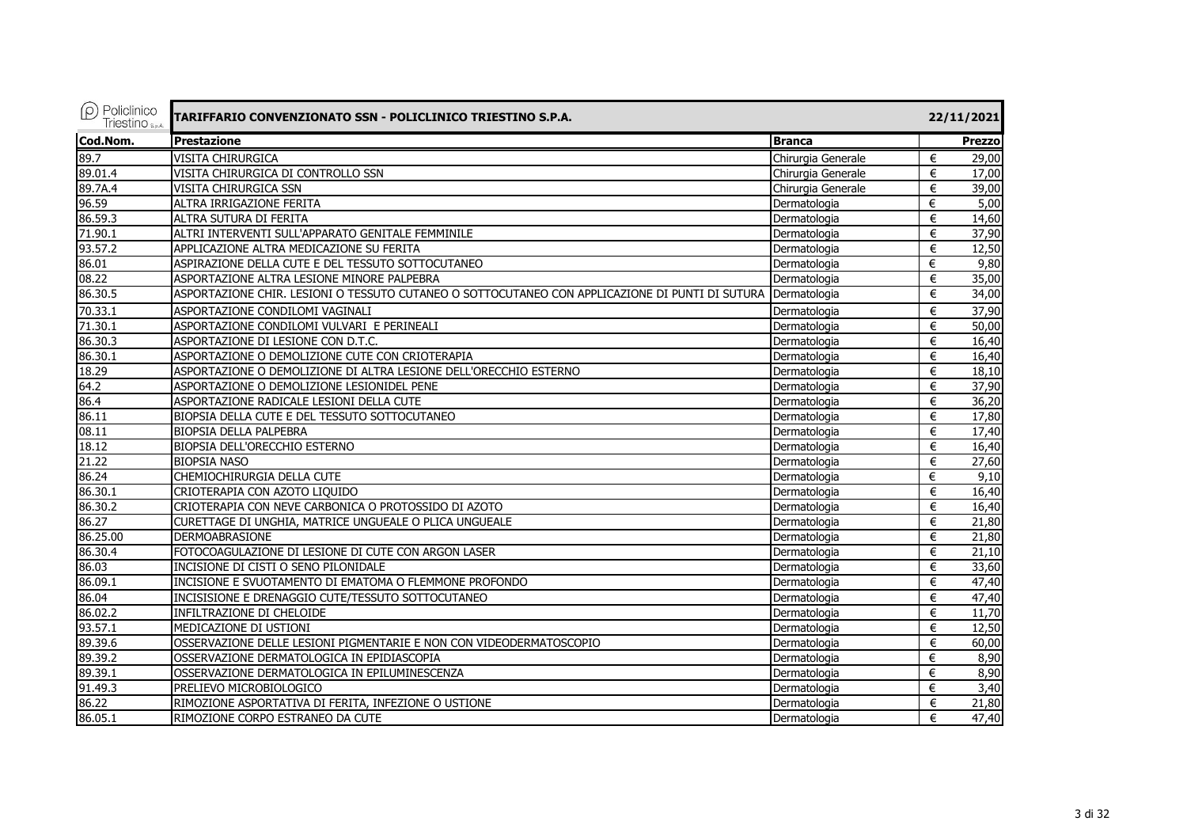| Policlinico Triestino S.p.A. | TARIFFARIO CONVENZIONATO SSN - POLICLINICO TRIESTINO S.P.A. | | 22/11/2021 |
|---|---|---|---|
| **Cod.Nom.** | **Prestazione** | **Branca** | **Prezzo** |
| 89.7 | VISITA CHIRURGICA | Chirurgia Generale | € 29,00 |
| 89.01.4 | VISITA CHIRURGICA DI CONTROLLO SSN | Chirurgia Generale | € 17,00 |
| 89.7A.4 | VISITA CHIRURGICA SSN | Chirurgia Generale | € 39,00 |
| 96.59 | ALTRA IRRIGAZIONE FERITA | Dermatologia | € 5,00 |
| 86.59.3 | ALTRA SUTURA DI FERITA | Dermatologia | € 14,60 |
| 71.90.1 | ALTRI INTERVENTI SULL'APPARATO GENITALE FEMMINILE | Dermatologia | € 37,90 |
| 93.57.2 | APPLICAZIONE ALTRA MEDICAZIONE SU FERITA | Dermatologia | € 12,50 |
| 86.01 | ASPIRAZIONE DELLA CUTE E DEL TESSUTO SOTTOCUTANEO | Dermatologia | € 9,80 |
| 08.22 | ASPORTAZIONE ALTRA LESIONE MINORE PALPEBRA | Dermatologia | € 35,00 |
| 86.30.5 | ASPORTAZIONE CHIR. LESIONI O TESSUTO CUTANEO O SOTTOCUTANEO CON APPLICAZIONE DI PUNTI DI SUTURA | Dermatologia | € 34,00 |
| 70.33.1 | ASPORTAZIONE CONDILOMI VAGINALI | Dermatologia | € 37,90 |
| 71.30.1 | ASPORTAZIONE CONDILOMI VULVARI E PERINEALI | Dermatologia | € 50,00 |
| 86.30.3 | ASPORTAZIONE DI LESIONE CON D.T.C. | Dermatologia | € 16,40 |
| 86.30.1 | ASPORTAZIONE O DEMOLIZIONE CUTE CON CRIOTERAPIA | Dermatologia | € 16,40 |
| 18.29 | ASPORTAZIONE O DEMOLIZIONE DI ALTRA LESIONE DELL'ORECCHIO ESTERNO | Dermatologia | € 18,10 |
| 64.2 | ASPORTAZIONE O DEMOLIZIONE LESIONIDEL PENE | Dermatologia | € 37,90 |
| 86.4 | ASPORTAZIONE RADICALE LESIONI DELLA CUTE | Dermatologia | € 36,20 |
| 86.11 | BIOPSIA DELLA CUTE E DEL TESSUTO SOTTOCUTANEO | Dermatologia | € 17,80 |
| 08.11 | BIOPSIA DELLA PALPEBRA | Dermatologia | € 17,40 |
| 18.12 | BIOPSIA DELL'ORECCHIO ESTERNO | Dermatologia | € 16,40 |
| 21.22 | BIOPSIA NASO | Dermatologia | € 27,60 |
| 86.24 | CHEMIOCHIRURGIA DELLA CUTE | Dermatologia | € 9,10 |
| 86.30.1 | CRIOTERAPIA CON AZOTO LIQUIDO | Dermatologia | € 16,40 |
| 86.30.2 | CRIOTERAPIA CON NEVE CARBONICA O PROTOSSIDO DI AZOTO | Dermatologia | € 16,40 |
| 86.27 | CURETTAGE DI UNGHIA, MATRICE UNGUEALE O PLICA UNGUEALE | Dermatologia | € 21,80 |
| 86.25.00 | DERMOABRASIONE | Dermatologia | € 21,80 |
| 86.30.4 | FOTOCOAGULAZIONE DI LESIONE DI CUTE CON ARGON LASER | Dermatologia | € 21,10 |
| 86.03 | INCISIONE DI CISTI O SENO PILONIDALE | Dermatologia | € 33,60 |
| 86.09.1 | INCISIONE E SVUOTAMENTO DI EMATOMA O FLEMMONE PROFONDO | Dermatologia | € 47,40 |
| 86.04 | INCISISIONE E DRENAGGIO CUTE/TESSUTO SOTTOCUTANEO | Dermatologia | € 47,40 |
| 86.02.2 | INFILTRAZIONE DI CHELOIDE | Dermatologia | € 11,70 |
| 93.57.1 | MEDICAZIONE DI USTIONI | Dermatologia | € 12,50 |
| 89.39.6 | OSSERVAZIONE DELLE LESIONI PIGMENTARIE E NON CON VIDEODERMATOSCOPIO | Dermatologia | € 60,00 |
| 89.39.2 | OSSERVAZIONE DERMATOLOGICA IN EPIDIASCOPIA | Dermatologia | € 8,90 |
| 89.39.1 | OSSERVAZIONE DERMATOLOGICA IN EPILUMINESCENZA | Dermatologia | € 8,90 |
| 91.49.3 | PRELIEVO MICROBIOLOGICO | Dermatologia | € 3,40 |
| 86.22 | RIMOZIONE ASPORTATIVA DI FERITA, INFEZIONE O USTIONE | Dermatologia | € 21,80 |
| 86.05.1 | RIMOZIONE CORPO ESTRANEO DA CUTE | Dermatologia | € 47,40 |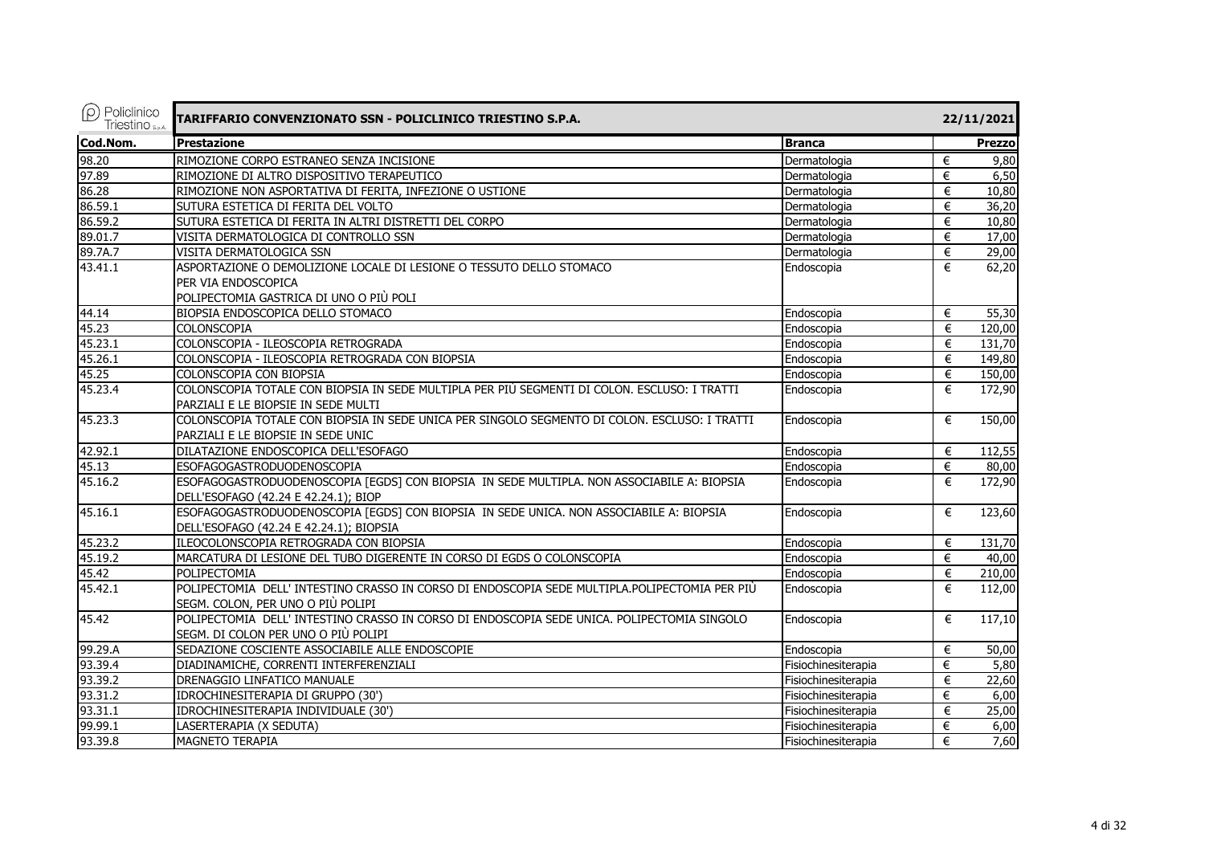**TARIFFARIO CONVENZIONATO SSN - POLICLINICO TRIESTINO S.P.A.** 22/11/2021

| Cod.Nom. | Prestazione | Branca | Prezzo |
|---|---|---|---|
| 98.20 | RIMOZIONE CORPO ESTRANEO SENZA INCISIONE | Dermatologia | € 9,80 |
| 97.89 | RIMOZIONE DI ALTRO DISPOSITIVO TERAPEUTICO | Dermatologia | € 6,50 |
| 86.28 | RIMOZIONE NON ASPORTATIVA DI FERITA, INFEZIONE O USTIONE | Dermatologia | € 10,80 |
| 86.59.1 | SUTURA ESTETICA DI FERITA DEL VOLTO | Dermatologia | € 36,20 |
| 86.59.2 | SUTURA ESTETICA DI FERITA IN ALTRI DISTRETTI DEL CORPO | Dermatologia | € 10,80 |
| 89.01.7 | VISITA DERMATOLOGICA DI CONTROLLO SSN | Dermatologia | € 17,00 |
| 89.7A.7 | VISITA DERMATOLOGICA SSN | Dermatologia | € 29,00 |
| 43.41.1 | ASPORTAZIONE O DEMOLIZIONE LOCALE DI LESIONE O TESSUTO DELLO STOMACO PER VIA ENDOSCOPICA POLIPECTOMIA GASTRICA DI UNO O PIÙ POLI | Endoscopia | € 62,20 |
| 44.14 | BIOPSIA ENDOSCOPICA DELLO STOMACO | Endoscopia | € 55,30 |
| 45.23 | COLONSCOPIA | Endoscopia | € 120,00 |
| 45.23.1 | COLONSCOPIA - ILEOSCOPIA RETROGRADA | Endoscopia | € 131,70 |
| 45.26.1 | COLONSCOPIA - ILEOSCOPIA RETROGRADA CON BIOPSIA | Endoscopia | € 149,80 |
| 45.25 | COLONSCOPIA CON BIOPSIA | Endoscopia | € 150,00 |
| 45.23.4 | COLONSCOPIA TOTALE CON BIOPSIA IN SEDE MULTIPLA PER PIÙ SEGMENTI DI COLON. ESCLUSO: I TRATTI PARZIALI E LE BIOPSIE IN SEDE MULTI | Endoscopia | € 172,90 |
| 45.23.3 | COLONSCOPIA TOTALE CON BIOPSIA IN SEDE UNICA PER SINGOLO SEGMENTO DI COLON. ESCLUSO: I TRATTI PARZIALI E LE BIOPSIE IN SEDE UNIC | Endoscopia | € 150,00 |
| 42.92.1 | DILATAZIONE ENDOSCOPICA DELL'ESOFAGO | Endoscopia | € 112,55 |
| 45.13 | ESOFAGOGASTRODUODENOSCOPIA | Endoscopia | € 80,00 |
| 45.16.2 | ESOFAGOGASTRODUODENOSCOPIA [EGDS] CON BIOPSIA IN SEDE MULTIPLA. NON ASSOCIABILE A: BIOPSIA DELL'ESOFAGO (42.24 E 42.24.1); BIOP | Endoscopia | € 172,90 |
| 45.16.1 | ESOFAGOGASTRODUODENOSCOPIA [EGDS] CON BIOPSIA IN SEDE UNICA. NON ASSOCIABILE A: BIOPSIA DELL'ESOFAGO (42.24 E 42.24.1); BIOPSIA | Endoscopia | € 123,60 |
| 45.23.2 | ILEOCOLONSCOPIA RETROGRADA CON BIOPSIA | Endoscopia | € 131,70 |
| 45.19.2 | MARCATURA DI LESIONE DEL TUBO DIGERENTE IN CORSO DI EGDS O COLONSCOPIA | Endoscopia | € 40,00 |
| 45.42 | POLIPECTOMIA | Endoscopia | € 210,00 |
| 45.42.1 | POLIPECTOMIA DELL' INTESTINO CRASSO IN CORSO DI ENDOSCOPIA SEDE MULTIPLA.POLIPECTOMIA PER PIÙ SEGM. COLON, PER UNO O PIÙ POLIPI | Endoscopia | € 112,00 |
| 45.42 | POLIPECTOMIA DELL' INTESTINO CRASSO IN CORSO DI ENDOSCOPIA SEDE UNICA. POLIPECTOMIA SINGOLO SEGM. DI COLON PER UNO O PIÙ POLIPI | Endoscopia | € 117,10 |
| 99.29.A | SEDAZIONE COSCIENTE ASSOCIABILE ALLE ENDOSCOPIE | Endoscopia | € 50,00 |
| 93.39.4 | DIADINAMICHE, CORRENTI INTERFERENZIALI | Fisiochinesiterapia | € 5,80 |
| 93.39.2 | DRENAGGIO LINFATICO MANUALE | Fisiochinesiterapia | € 22,60 |
| 93.31.2 | IDROCHINESITERAPIA DI GRUPPO (30') | Fisiochinesiterapia | € 6,00 |
| 93.31.1 | IDROCHINESITERAPIA INDIVIDUALE (30') | Fisiochinesiterapia | € 25,00 |
| 99.99.1 | LASERTERAPIA (X SEDUTA) | Fisiochinesiterapia | € 6,00 |
| 93.39.8 | MAGNETO TERAPIA | Fisiochinesiterapia | € 7,60 |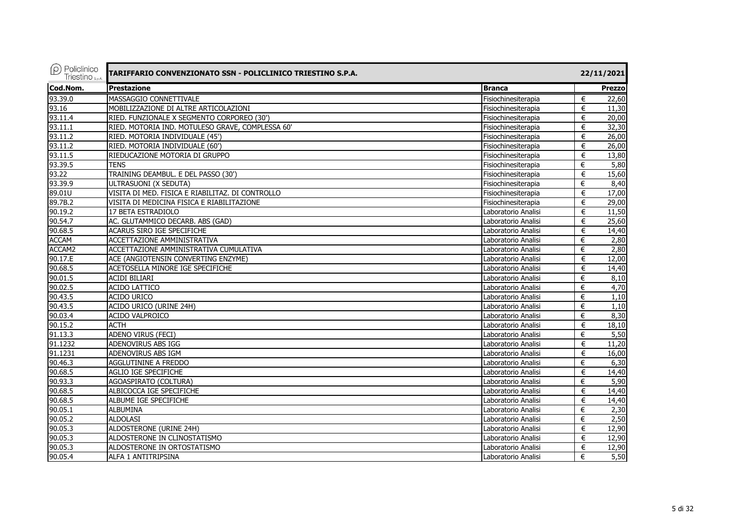| Cod.Nom. | Prestazione | Branca | Prezzo |
|---|---|---|---|
| 93.39.0 | MASSAGGIO CONNETTIVALE | Fisiochinesiterapia | € 22,60 |
| 93.16 | MOBILIZZAZIONE DI ALTRE ARTICOLAZIONI | Fisiochinesiterapia | € 11,30 |
| 93.11.4 | RIED. FUNZIONALE X SEGMENTO CORPOREO (30') | Fisiochinesiterapia | € 20,00 |
| 93.11.1 | RIED. MOTORIA IND. MOTULESO GRAVE, COMPLESSA 60' | Fisiochinesiterapia | € 32,30 |
| 93.11.2 | RIED. MOTORIA INDIVIDUALE (45') | Fisiochinesiterapia | € 26,00 |
| 93.11.2 | RIED. MOTORIA INDIVIDUALE (60') | Fisiochinesiterapia | € 26,00 |
| 93.11.5 | RIEDUCAZIONE MOTORIA DI GRUPPO | Fisiochinesiterapia | € 13,80 |
| 93.39.5 | TENS | Fisiochinesiterapia | € 5,80 |
| 93.22 | TRAINING DEAMBUL. E DEL PASSO (30') | Fisiochinesiterapia | € 15,60 |
| 93.39.9 | ULTRASUONI (X SEDUTA) | Fisiochinesiterapia | € 8,40 |
| 89.01U | VISITA DI MED. FISICA E RIABILITAZ. DI CONTROLLO | Fisiochinesiterapia | € 17,00 |
| 89.7B.2 | VISITA DI MEDICINA FISICA E RIABILITAZIONE | Fisiochinesiterapia | € 29,00 |
| 90.19.2 | 17 BETA ESTRADIOLO | Laboratorio Analisi | € 11,50 |
| 90.54.7 | AC. GLUTAMMICO DECARB. ABS (GAD) | Laboratorio Analisi | € 25,60 |
| 90.68.5 | ACARUS SIRO IGE SPECIFICHE | Laboratorio Analisi | € 14,40 |
| ACCAM | ACCETTAZIONE AMMINISTRATIVA | Laboratorio Analisi | € 2,80 |
| ACCAM2 | ACCETTAZIONE AMMINISTRATIVA CUMULATIVA | Laboratorio Analisi | € 2,80 |
| 90.17.E | ACE (ANGIOTENSIN CONVERTING ENZYME) | Laboratorio Analisi | € 12,00 |
| 90.68.5 | ACETOSELLA MINORE IGE SPECIFICHE | Laboratorio Analisi | € 14,40 |
| 90.01.5 | ACIDI BILIARI | Laboratorio Analisi | € 8,10 |
| 90.02.5 | ACIDO LATTICO | Laboratorio Analisi | € 4,70 |
| 90.43.5 | ACIDO URICO | Laboratorio Analisi | € 1,10 |
| 90.43.5 | ACIDO URICO (URINE 24H) | Laboratorio Analisi | € 1,10 |
| 90.03.4 | ACIDO VALPROICO | Laboratorio Analisi | € 8,30 |
| 90.15.2 | ACTH | Laboratorio Analisi | € 18,10 |
| 91.13.3 | ADENO VIRUS (FECI) | Laboratorio Analisi | € 5,50 |
| 91.1232 | ADENOVIRUS ABS IGG | Laboratorio Analisi | € 11,20 |
| 91.1231 | ADENOVIRUS ABS IGM | Laboratorio Analisi | € 16,00 |
| 90.46.3 | AGGLUTININE A FREDDO | Laboratorio Analisi | € 6,30 |
| 90.68.5 | AGLIO IGE SPECIFICHE | Laboratorio Analisi | € 14,40 |
| 90.93.3 | AGOASPIRATO (COLTURA) | Laboratorio Analisi | € 5,90 |
| 90.68.5 | ALBICOCCA IGE SPECIFICHE | Laboratorio Analisi | € 14,40 |
| 90.68.5 | ALBUME IGE SPECIFICHE | Laboratorio Analisi | € 14,40 |
| 90.05.1 | ALBUMINA | Laboratorio Analisi | € 2,30 |
| 90.05.2 | ALDOLASI | Laboratorio Analisi | € 2,50 |
| 90.05.3 | ALDOSTERONE (URINE 24H) | Laboratorio Analisi | € 12,90 |
| 90.05.3 | ALDOSTERONE IN CLINOSTATISMO | Laboratorio Analisi | € 12,90 |
| 90.05.3 | ALDOSTERONE IN ORTOSTATISMO | Laboratorio Analisi | € 12,90 |
| 90.05.4 | ALFA 1 ANTITRIPSINA | Laboratorio Analisi | € 5,50 |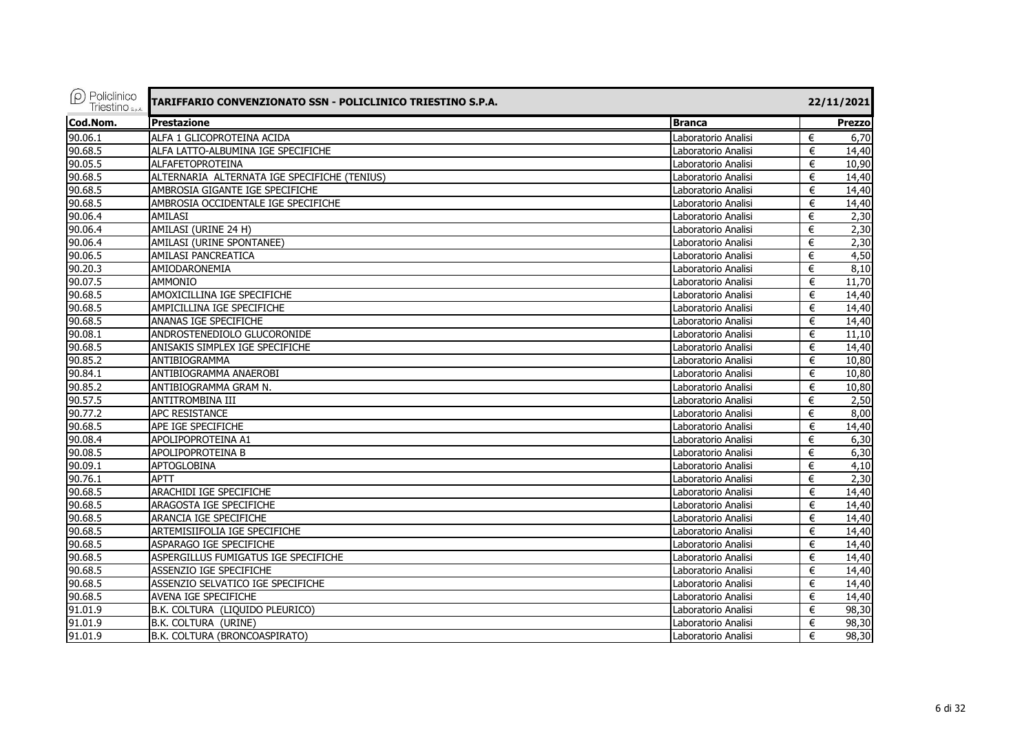| Policlinico Triestino S.p.A. | TARIFFARIO CONVENZIONATO SSN - POLICLINICO TRIESTINO S.P.A. | | 22/11/2021 |
|---|---|---|---|
| **Cod.Nom.** | **Prestazione** | **Branca** | **Prezzo** |
| 90.06.1 | ALFA 1 GLICOPROTEINA ACIDA | Laboratorio Analisi | € 6,70 |
| 90.68.5 | ALFA LATTO-ALBUMINA IGE SPECIFICHE | Laboratorio Analisi | € 14,40 |
| 90.05.5 | ALFAFETOPROTEINA | Laboratorio Analisi | € 10,90 |
| 90.68.5 | ALTERNARIA ALTERNATA IGE SPECIFICHE (TENIUS) | Laboratorio Analisi | € 14,40 |
| 90.68.5 | AMBROSIA GIGANTE IGE SPECIFICHE | Laboratorio Analisi | € 14,40 |
| 90.68.5 | AMBROSIA OCCIDENTALE IGE SPECIFICHE | Laboratorio Analisi | € 14,40 |
| 90.06.4 | AMILASI | Laboratorio Analisi | € 2,30 |
| 90.06.4 | AMILASI (URINE 24 H) | Laboratorio Analisi | € 2,30 |
| 90.06.4 | AMILASI (URINE SPONTANEE) | Laboratorio Analisi | € 2,30 |
| 90.06.5 | AMILASI PANCREATICA | Laboratorio Analisi | € 4,50 |
| 90.20.3 | AMIODARONEMIA | Laboratorio Analisi | € 8,10 |
| 90.07.5 | AMMONIO | Laboratorio Analisi | € 11,70 |
| 90.68.5 | AMOXICILLINA IGE SPECIFICHE | Laboratorio Analisi | € 14,40 |
| 90.68.5 | AMPICILLINA IGE SPECIFICHE | Laboratorio Analisi | € 14,40 |
| 90.68.5 | ANANAS IGE SPECIFICHE | Laboratorio Analisi | € 14,40 |
| 90.08.1 | ANDROSTENEDIOLO GLUCORONIDE | Laboratorio Analisi | € 11,10 |
| 90.68.5 | ANISAKIS SIMPLEX IGE SPECIFICHE | Laboratorio Analisi | € 14,40 |
| 90.85.2 | ANTIBIOGRAMMA | Laboratorio Analisi | € 10,80 |
| 90.84.1 | ANTIBIOGRAMMA ANAEROBI | Laboratorio Analisi | € 10,80 |
| 90.85.2 | ANTIBIOGRAMMA GRAM N. | Laboratorio Analisi | € 10,80 |
| 90.57.5 | ANTITROMBINA III | Laboratorio Analisi | € 2,50 |
| 90.77.2 | APC RESISTANCE | Laboratorio Analisi | € 8,00 |
| 90.68.5 | APE IGE SPECIFICHE | Laboratorio Analisi | € 14,40 |
| 90.08.4 | APOLIPOPROTEINA A1 | Laboratorio Analisi | € 6,30 |
| 90.08.5 | APOLIPOPROTEINA B | Laboratorio Analisi | € 6,30 |
| 90.09.1 | APTOGLOBINA | Laboratorio Analisi | € 4,10 |
| 90.76.1 | APTT | Laboratorio Analisi | € 2,30 |
| 90.68.5 | ARACHIDI IGE SPECIFICHE | Laboratorio Analisi | € 14,40 |
| 90.68.5 | ARAGOSTA IGE SPECIFICHE | Laboratorio Analisi | € 14,40 |
| 90.68.5 | ARANCIA IGE SPECIFICHE | Laboratorio Analisi | € 14,40 |
| 90.68.5 | ARTEMISIIFOLIA IGE SPECIFICHE | Laboratorio Analisi | € 14,40 |
| 90.68.5 | ASPARAGO IGE SPECIFICHE | Laboratorio Analisi | € 14,40 |
| 90.68.5 | ASPERGILLUS FUMIGATUS IGE SPECIFICHE | Laboratorio Analisi | € 14,40 |
| 90.68.5 | ASSENZIO IGE SPECIFICHE | Laboratorio Analisi | € 14,40 |
| 90.68.5 | ASSENZIO SELVATICO IGE SPECIFICHE | Laboratorio Analisi | € 14,40 |
| 90.68.5 | AVENA IGE SPECIFICHE | Laboratorio Analisi | € 14,40 |
| 91.01.9 | B.K. COLTURA (LIQUIDO PLEURICO) | Laboratorio Analisi | € 98,30 |
| 91.01.9 | B.K. COLTURA (URINE) | Laboratorio Analisi | € 98,30 |
| 91.01.9 | B.K. COLTURA (BRONCOASPIRATO) | Laboratorio Analisi | € 98,30 |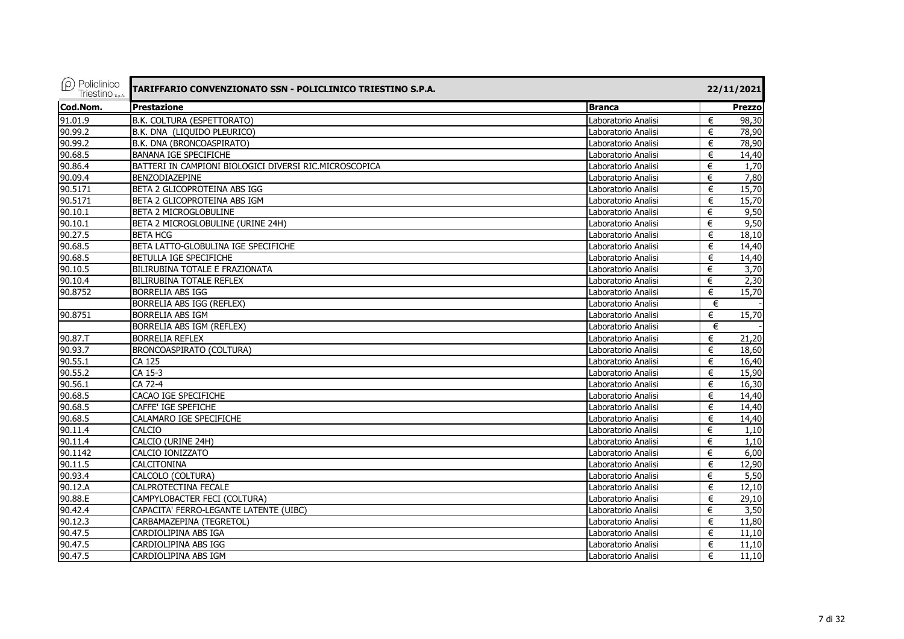| Policlinico Triestino S.p.A. | TARIFFARIO CONVENZIONATO SSN - POLICLINICO TRIESTINO S.P.A. | | 22/11/2021 |
|---|---|---|---|
| **Cod.Nom.** | **Prestazione** | **Branca** | **Prezzo** |
| 91.01.9 | B.K. COLTURA (ESPETTORATO) | Laboratorio Analisi | € 98,30 |
| 90.99.2 | B.K. DNA (LIQUIDO PLEURICO) | Laboratorio Analisi | € 78,90 |
| 90.99.2 | B.K. DNA (BRONCOASPIRATO) | Laboratorio Analisi | € 78,90 |
| 90.68.5 | BANANA IGE SPECIFICHE | Laboratorio Analisi | € 14,40 |
| 90.86.4 | BATTERI IN CAMPIONI BIOLOGICI DIVERSI RIC.MICROSCOPICA | Laboratorio Analisi | € 1,70 |
| 90.09.4 | BENZODIAZEPINE | Laboratorio Analisi | € 7,80 |
| 90.5171 | BETA 2 GLICOPROTEINA ABS IGG | Laboratorio Analisi | € 15,70 |
| 90.5171 | BETA 2 GLICOPROTEINA ABS IGM | Laboratorio Analisi | € 15,70 |
| 90.10.1 | BETA 2 MICROGLOBULINE | Laboratorio Analisi | € 9,50 |
| 90.10.1 | BETA 2 MICROGLOBULINE (URINE 24H) | Laboratorio Analisi | € 9,50 |
| 90.27.5 | BETA HCG | Laboratorio Analisi | € 18,10 |
| 90.68.5 | BETA LATTO-GLOBULINA IGE SPECIFICHE | Laboratorio Analisi | € 14,40 |
| 90.68.5 | BETULLA IGE SPECIFICHE | Laboratorio Analisi | € 14,40 |
| 90.10.5 | BILIRUBINA TOTALE E FRAZIONATA | Laboratorio Analisi | € 3,70 |
| 90.10.4 | BILIRUBINA TOTALE REFLEX | Laboratorio Analisi | € 2,30 |
| 90.8752 | BORRELIA ABS IGG | Laboratorio Analisi | € 15,70 |
| | BORRELIA ABS IGG (REFLEX) | Laboratorio Analisi | € - |
| 90.8751 | BORRELIA ABS IGM | Laboratorio Analisi | € 15,70 |
| | BORRELIA ABS IGM (REFLEX) | Laboratorio Analisi | € - |
| 90.87.T | BORRELIA REFLEX | Laboratorio Analisi | € 21,20 |
| 90.93.7 | BRONCOASPIRATO (COLTURA) | Laboratorio Analisi | € 18,60 |
| 90.55.1 | CA 125 | Laboratorio Analisi | € 16,40 |
| 90.55.2 | CA 15-3 | Laboratorio Analisi | € 15,90 |
| 90.56.1 | CA 72-4 | Laboratorio Analisi | € 16,30 |
| 90.68.5 | CACAO IGE SPECIFICHE | Laboratorio Analisi | € 14,40 |
| 90.68.5 | CAFFE' IGE SPEFICHE | Laboratorio Analisi | € 14,40 |
| 90.68.5 | CALAMARO IGE SPECIFICHE | Laboratorio Analisi | € 14,40 |
| 90.11.4 | CALCIO | Laboratorio Analisi | € 1,10 |
| 90.11.4 | CALCIO (URINE 24H) | Laboratorio Analisi | € 1,10 |
| 90.1142 | CALCIO IONIZZATO | Laboratorio Analisi | € 6,00 |
| 90.11.5 | CALCITONINA | Laboratorio Analisi | € 12,90 |
| 90.93.4 | CALCOLO (COLTURA) | Laboratorio Analisi | € 5,50 |
| 90.12.A | CALPROTECTINA FECALE | Laboratorio Analisi | € 12,10 |
| 90.88.E | CAMPYLOBACTER FECI (COLTURA) | Laboratorio Analisi | € 29,10 |
| 90.42.4 | CAPACITA' FERRO-LEGANTE LATENTE (UIBC) | Laboratorio Analisi | € 3,50 |
| 90.12.3 | CARBAMAZEPINA (TEGRETOL) | Laboratorio Analisi | € 11,80 |
| 90.47.5 | CARDIOLIPINA ABS IGA | Laboratorio Analisi | € 11,10 |
| 90.47.5 | CARDIOLIPINA ABS IGG | Laboratorio Analisi | € 11,10 |
| 90.47.5 | CARDIOLIPINA ABS IGM | Laboratorio Analisi | € 11,10 |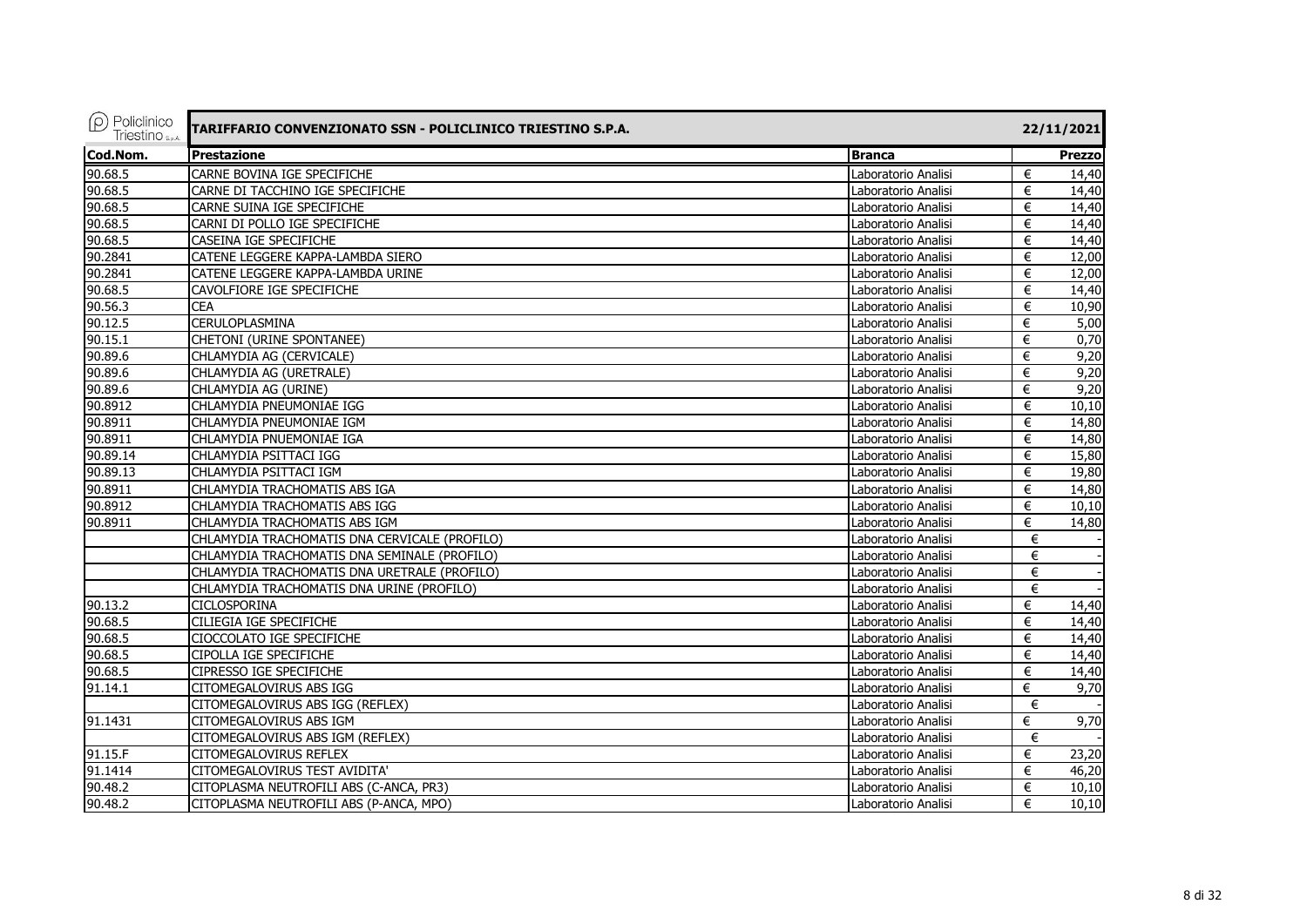| Cod.Nom. | Prestazione | Branca | Prezzo |
|---|---|---|---|
| 90.68.5 | CARNE BOVINA IGE SPECIFICHE | Laboratorio Analisi | € 14,40 |
| 90.68.5 | CARNE DI TACCHINO IGE SPECIFICHE | Laboratorio Analisi | € 14,40 |
| 90.68.5 | CARNE SUINA IGE SPECIFICHE | Laboratorio Analisi | € 14,40 |
| 90.68.5 | CARNI DI POLLO IGE SPECIFICHE | Laboratorio Analisi | € 14,40 |
| 90.68.5 | CASEINA IGE SPECIFICHE | Laboratorio Analisi | € 14,40 |
| 90.2841 | CATENE LEGGERE KAPPA-LAMBDA SIERO | Laboratorio Analisi | € 12,00 |
| 90.2841 | CATENE LEGGERE KAPPA-LAMBDA URINE | Laboratorio Analisi | € 12,00 |
| 90.68.5 | CAVOLFIORE IGE SPECIFICHE | Laboratorio Analisi | € 14,40 |
| 90.56.3 | CEA | Laboratorio Analisi | € 10,90 |
| 90.12.5 | CERULOPLASMINA | Laboratorio Analisi | € 5,00 |
| 90.15.1 | CHETONI (URINE SPONTANEE) | Laboratorio Analisi | € 0,70 |
| 90.89.6 | CHLAMYDIA AG (CERVICALE) | Laboratorio Analisi | € 9,20 |
| 90.89.6 | CHLAMYDIA AG (URETRALE) | Laboratorio Analisi | € 9,20 |
| 90.89.6 | CHLAMYDIA AG (URINE) | Laboratorio Analisi | € 9,20 |
| 90.8912 | CHLAMYDIA PNEUMONIAE IGG | Laboratorio Analisi | € 10,10 |
| 90.8911 | CHLAMYDIA PNEUMONIAE IGM | Laboratorio Analisi | € 14,80 |
| 90.8911 | CHLAMYDIA PNUEMONIAE IGA | Laboratorio Analisi | € 14,80 |
| 90.89.14 | CHLAMYDIA PSITTACI IGG | Laboratorio Analisi | € 15,80 |
| 90.89.13 | CHLAMYDIA PSITTACI IGM | Laboratorio Analisi | € 19,80 |
| 90.8911 | CHLAMYDIA TRACHOMATIS ABS IGA | Laboratorio Analisi | € 14,80 |
| 90.8912 | CHLAMYDIA TRACHOMATIS ABS IGG | Laboratorio Analisi | € 10,10 |
| 90.8911 | CHLAMYDIA TRACHOMATIS ABS IGM | Laboratorio Analisi | € 14,80 |
| | CHLAMYDIA TRACHOMATIS DNA CERVICALE (PROFILO) | Laboratorio Analisi | € - |
| | CHLAMYDIA TRACHOMATIS DNA SEMINALE (PROFILO) | Laboratorio Analisi | € - |
| | CHLAMYDIA TRACHOMATIS DNA URETRALE (PROFILO) | Laboratorio Analisi | € - |
| | CHLAMYDIA TRACHOMATIS DNA URINE (PROFILO) | Laboratorio Analisi | € - |
| 90.13.2 | CICLOSPORINA | Laboratorio Analisi | € 14,40 |
| 90.68.5 | CILIEGIA IGE SPECIFICHE | Laboratorio Analisi | € 14,40 |
| 90.68.5 | CIOCCOLATO IGE SPECIFICHE | Laboratorio Analisi | € 14,40 |
| 90.68.5 | CIPOLLA IGE SPECIFICHE | Laboratorio Analisi | € 14,40 |
| 90.68.5 | CIPRESSO IGE SPECIFICHE | Laboratorio Analisi | € 14,40 |
| 91.14.1 | CITOMEGALOVIRUS ABS IGG | Laboratorio Analisi | € 9,70 |
| | CITOMEGALOVIRUS ABS IGG (REFLEX) | Laboratorio Analisi | € - |
| 91.1431 | CITOMEGALOVIRUS ABS IGM | Laboratorio Analisi | € 9,70 |
| | CITOMEGALOVIRUS ABS IGM (REFLEX) | Laboratorio Analisi | € - |
| 91.15.F | CITOMEGALOVIRUS REFLEX | Laboratorio Analisi | € 23,20 |
| 91.1414 | CITOMEGALOVIRUS TEST AVIDITA' | Laboratorio Analisi | € 46,20 |
| 90.48.2 | CITOPLASMA NEUTROFILI ABS (C-ANCA, PR3) | Laboratorio Analisi | € 10,10 |
| 90.48.2 | CITOPLASMA NEUTROFILI ABS (P-ANCA, MPO) | Laboratorio Analisi | € 10,10 |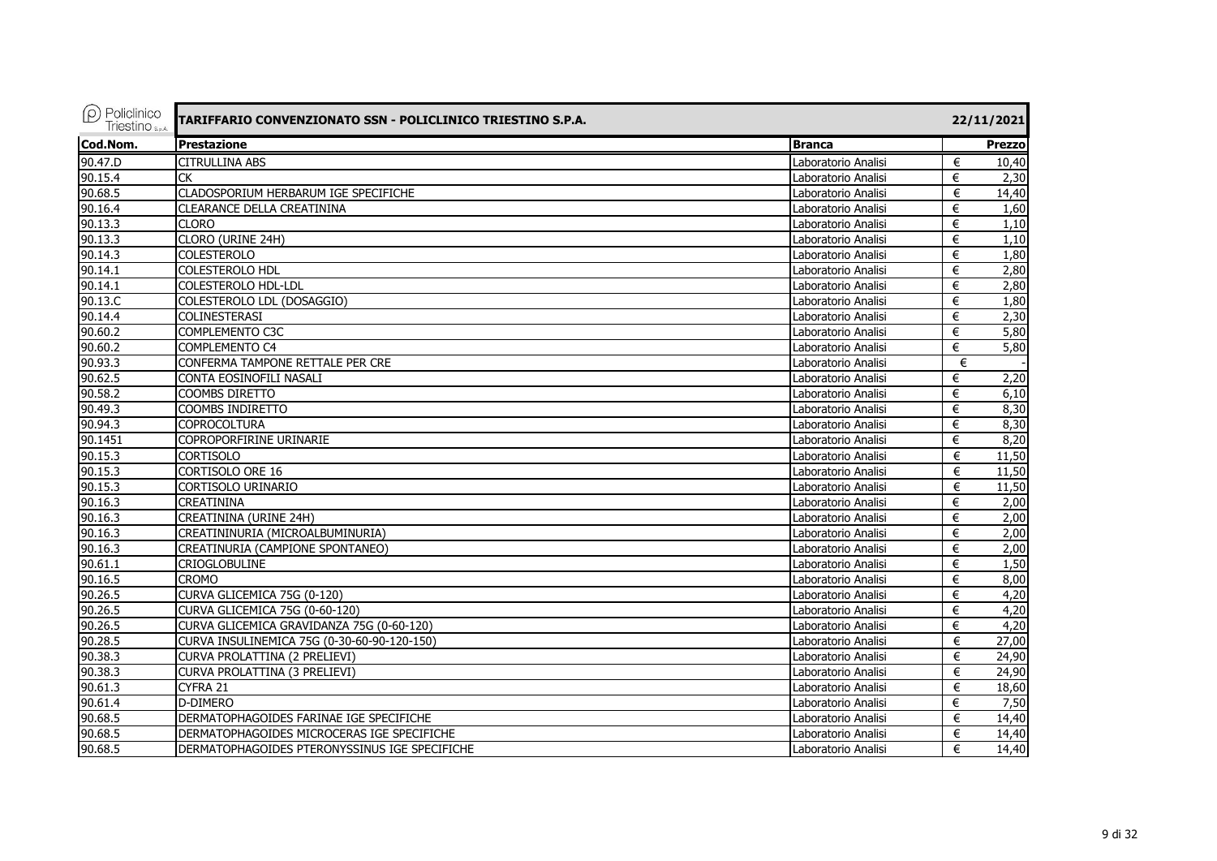| Cod.Nom. | Prestazione | Branca | Prezzo |
|---|---|---|---|
| 90.47.D | CITRULLINA ABS | Laboratorio Analisi | € 10,40 |
| 90.15.4 | CK | Laboratorio Analisi | € 2,30 |
| 90.68.5 | CLADOSPORIUM HERBARUM IGE SPECIFICHE | Laboratorio Analisi | € 14,40 |
| 90.16.4 | CLEARANCE DELLA CREATININA | Laboratorio Analisi | € 1,60 |
| 90.13.3 | CLORO | Laboratorio Analisi | € 1,10 |
| 90.13.3 | CLORO (URINE 24H) | Laboratorio Analisi | € 1,10 |
| 90.14.3 | COLESTEROLO | Laboratorio Analisi | € 1,80 |
| 90.14.1 | COLESTEROLO HDL | Laboratorio Analisi | € 2,80 |
| 90.14.1 | COLESTEROLO HDL-LDL | Laboratorio Analisi | € 2,80 |
| 90.13.C | COLESTEROLO LDL (DOSAGGIO) | Laboratorio Analisi | € 1,80 |
| 90.14.4 | COLINESTERASI | Laboratorio Analisi | € 2,30 |
| 90.60.2 | COMPLEMENTO C3C | Laboratorio Analisi | € 5,80 |
| 90.60.2 | COMPLEMENTO C4 | Laboratorio Analisi | € 5,80 |
| 90.93.3 | CONFERMA TAMPONE RETTALE PER CRE | Laboratorio Analisi | € - |
| 90.62.5 | CONTA EOSINOFILI NASALI | Laboratorio Analisi | € 2,20 |
| 90.58.2 | COOMBS DIRETTO | Laboratorio Analisi | € 6,10 |
| 90.49.3 | COOMBS INDIRETTO | Laboratorio Analisi | € 8,30 |
| 90.94.3 | COPROCOLTURA | Laboratorio Analisi | € 8,30 |
| 90.1451 | COPROPORFIRINE URINARIE | Laboratorio Analisi | € 8,20 |
| 90.15.3 | CORTISOLO | Laboratorio Analisi | € 11,50 |
| 90.15.3 | CORTISOLO ORE 16 | Laboratorio Analisi | € 11,50 |
| 90.15.3 | CORTISOLO URINARIO | Laboratorio Analisi | € 11,50 |
| 90.16.3 | CREATININA | Laboratorio Analisi | € 2,00 |
| 90.16.3 | CREATININA (URINE 24H) | Laboratorio Analisi | € 2,00 |
| 90.16.3 | CREATININURIA (MICROALBUMINURIA) | Laboratorio Analisi | € 2,00 |
| 90.16.3 | CREATINURIA (CAMPIONE SPONTANEO) | Laboratorio Analisi | € 2,00 |
| 90.61.1 | CRIOGLOBULINE | Laboratorio Analisi | € 1,50 |
| 90.16.5 | CROMO | Laboratorio Analisi | € 8,00 |
| 90.26.5 | CURVA GLICEMICA 75G (0-120) | Laboratorio Analisi | € 4,20 |
| 90.26.5 | CURVA GLICEMICA 75G (0-60-120) | Laboratorio Analisi | € 4,20 |
| 90.26.5 | CURVA GLICEMICA GRAVIDANZA 75G (0-60-120) | Laboratorio Analisi | € 4,20 |
| 90.28.5 | CURVA INSULINEMICA 75G (0-30-60-90-120-150) | Laboratorio Analisi | € 27,00 |
| 90.38.3 | CURVA PROLATTINA (2 PRELIEVI) | Laboratorio Analisi | € 24,90 |
| 90.38.3 | CURVA PROLATTINA (3 PRELIEVI) | Laboratorio Analisi | € 24,90 |
| 90.61.3 | CYFRA 21 | Laboratorio Analisi | € 18,60 |
| 90.61.4 | D-DIMERO | Laboratorio Analisi | € 7,50 |
| 90.68.5 | DERMATOPHAGOIDES FARINAE IGE SPECIFICHE | Laboratorio Analisi | € 14,40 |
| 90.68.5 | DERMATOPHAGOIDES MICROCERAS IGE SPECIFICHE | Laboratorio Analisi | € 14,40 |
| 90.68.5 | DERMATOPHAGOIDES PTERONYSSINUS IGE SPECIFICHE | Laboratorio Analisi | € 14,40 |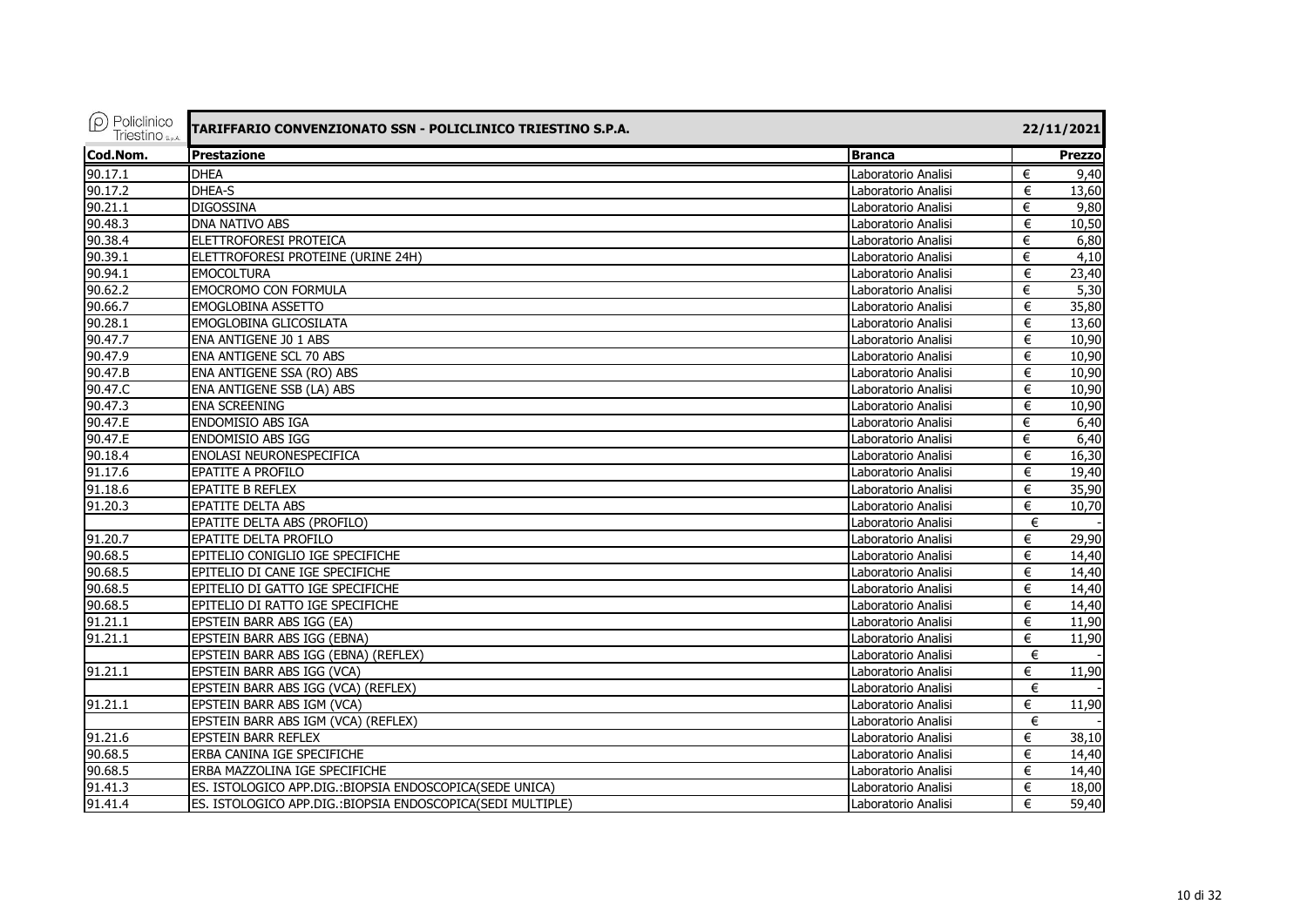# TARIFFARIO CONVENZIONATO SSN - POLICLINICO TRIESTINO S.P.A.

22/11/2021

| Cod.Nom. | Prestazione | Branca | Prezzo |
|---|---|---|---|
| 90.17.1 | DHEA | Laboratorio Analisi | € 9,40 |
| 90.17.2 | DHEA-S | Laboratorio Analisi | € 13,60 |
| 90.21.1 | DIGOSSINA | Laboratorio Analisi | € 9,80 |
| 90.48.3 | DNA NATIVO ABS | Laboratorio Analisi | € 10,50 |
| 90.38.4 | ELETTROFORESI PROTEICA | Laboratorio Analisi | € 6,80 |
| 90.39.1 | ELETTROFORESI PROTEINE (URINE 24H) | Laboratorio Analisi | € 4,10 |
| 90.94.1 | EMOCOLTURA | Laboratorio Analisi | € 23,40 |
| 90.62.2 | EMOCROMO CON FORMULA | Laboratorio Analisi | € 5,30 |
| 90.66.7 | EMOGLOBINA ASSETTO | Laboratorio Analisi | € 35,80 |
| 90.28.1 | EMOGLOBINA GLICOSILATA | Laboratorio Analisi | € 13,60 |
| 90.47.7 | ENA ANTIGENE J0 1 ABS | Laboratorio Analisi | € 10,90 |
| 90.47.9 | ENA ANTIGENE SCL 70 ABS | Laboratorio Analisi | € 10,90 |
| 90.47.B | ENA ANTIGENE SSA (RO) ABS | Laboratorio Analisi | € 10,90 |
| 90.47.C | ENA ANTIGENE SSB (LA) ABS | Laboratorio Analisi | € 10,90 |
| 90.47.3 | ENA SCREENING | Laboratorio Analisi | € 10,90 |
| 90.47.E | ENDOMISIO ABS IGA | Laboratorio Analisi | € 6,40 |
| 90.47.E | ENDOMISIO ABS IGG | Laboratorio Analisi | € 6,40 |
| 90.18.4 | ENOLASI NEURONESPECIFICA | Laboratorio Analisi | € 16,30 |
| 91.17.6 | EPATITE A PROFILO | Laboratorio Analisi | € 19,40 |
| 91.18.6 | EPATITE B REFLEX | Laboratorio Analisi | € 35,90 |
| 91.20.3 | EPATITE DELTA ABS | Laboratorio Analisi | € 10,70 |
| | EPATITE DELTA ABS (PROFILO) | Laboratorio Analisi | € - |
| 91.20.7 | EPATITE DELTA PROFILO | Laboratorio Analisi | € 29,90 |
| 90.68.5 | EPITELIO CONIGLIO IGE SPECIFICHE | Laboratorio Analisi | € 14,40 |
| 90.68.5 | EPITELIO DI CANE IGE SPECIFICHE | Laboratorio Analisi | € 14,40 |
| 90.68.5 | EPITELIO DI GATTO IGE SPECIFICHE | Laboratorio Analisi | € 14,40 |
| 90.68.5 | EPITELIO DI RATTO IGE SPECIFICHE | Laboratorio Analisi | € 14,40 |
| 91.21.1 | EPSTEIN BARR ABS IGG (EA) | Laboratorio Analisi | € 11,90 |
| 91.21.1 | EPSTEIN BARR ABS IGG (EBNA) | Laboratorio Analisi | € 11,90 |
| | EPSTEIN BARR ABS IGG (EBNA) (REFLEX) | Laboratorio Analisi | € - |
| 91.21.1 | EPSTEIN BARR ABS IGG (VCA) | Laboratorio Analisi | € 11,90 |
| | EPSTEIN BARR ABS IGG (VCA) (REFLEX) | Laboratorio Analisi | € - |
| 91.21.1 | EPSTEIN BARR ABS IGM (VCA) | Laboratorio Analisi | € 11,90 |
| | EPSTEIN BARR ABS IGM (VCA) (REFLEX) | Laboratorio Analisi | € - |
| 91.21.6 | EPSTEIN BARR REFLEX | Laboratorio Analisi | € 38,10 |
| 90.68.5 | ERBA CANINA IGE SPECIFICHE | Laboratorio Analisi | € 14,40 |
| 90.68.5 | ERBA MAZZOLINA IGE SPECIFICHE | Laboratorio Analisi | € 14,40 |
| 91.41.3 | ES. ISTOLOGICO APP.DIG.:BIOPSIA ENDOSCOPICA(SEDE UNICA) | Laboratorio Analisi | € 18,00 |
| 91.41.4 | ES. ISTOLOGICO APP.DIG.:BIOPSIA ENDOSCOPICA(SEDI MULTIPLE) | Laboratorio Analisi | € 59,40 |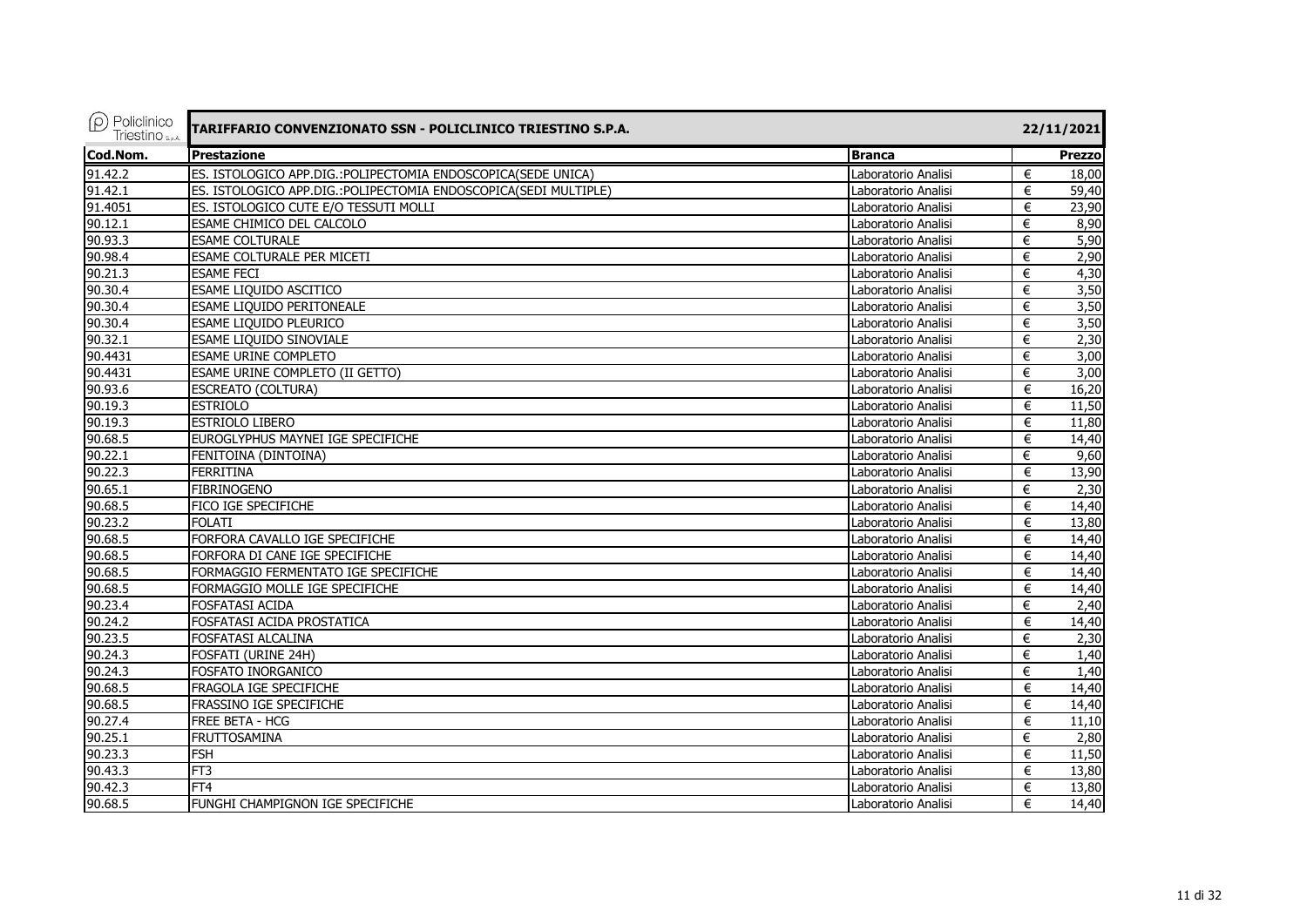| Policlinico Triestino S.p.A. | TARIFFARIO CONVENZIONATO SSN - POLICLINICO TRIESTINO S.P.A. | | 22/11/2021 |
|---|---|---|---|
| **Cod.Nom.** | **Prestazione** | **Branca** | **Prezzo** |
| 91.42.2 | ES. ISTOLOGICO APP.DIG.:POLIPECTOMIA ENDOSCOPICA(SEDE UNICA) | Laboratorio Analisi | € 18,00 |
| 91.42.1 | ES. ISTOLOGICO APP.DIG.:POLIPECTOMIA ENDOSCOPICA(SEDI MULTIPLE) | Laboratorio Analisi | € 59,40 |
| 91.4051 | ES. ISTOLOGICO CUTE E/O TESSUTI MOLLI | Laboratorio Analisi | € 23,90 |
| 90.12.1 | ESAME CHIMICO DEL CALCOLO | Laboratorio Analisi | € 8,90 |
| 90.93.3 | ESAME COLTURALE | Laboratorio Analisi | € 5,90 |
| 90.98.4 | ESAME COLTURALE PER MICETI | Laboratorio Analisi | € 2,90 |
| 90.21.3 | ESAME FECI | Laboratorio Analisi | € 4,30 |
| 90.30.4 | ESAME LIQUIDO ASCITICO | Laboratorio Analisi | € 3,50 |
| 90.30.4 | ESAME LIQUIDO PERITONEALE | Laboratorio Analisi | € 3,50 |
| 90.30.4 | ESAME LIQUIDO PLEURICO | Laboratorio Analisi | € 3,50 |
| 90.32.1 | ESAME LIQUIDO SINOVIALE | Laboratorio Analisi | € 2,30 |
| 90.4431 | ESAME URINE COMPLETO | Laboratorio Analisi | € 3,00 |
| 90.4431 | ESAME URINE COMPLETO (II GETTO) | Laboratorio Analisi | € 3,00 |
| 90.93.6 | ESCREATO (COLTURA) | Laboratorio Analisi | € 16,20 |
| 90.19.3 | ESTRIOLO | Laboratorio Analisi | € 11,50 |
| 90.19.3 | ESTRIOLO LIBERO | Laboratorio Analisi | € 11,80 |
| 90.68.5 | EUROGLYPHUS MAYNEI IGE SPECIFICHE | Laboratorio Analisi | € 14,40 |
| 90.22.1 | FENITOINA (DINTOINA) | Laboratorio Analisi | € 9,60 |
| 90.22.3 | FERRITINA | Laboratorio Analisi | € 13,90 |
| 90.65.1 | FIBRINOGENO | Laboratorio Analisi | € 2,30 |
| 90.68.5 | FICO IGE SPECIFICHE | Laboratorio Analisi | € 14,40 |
| 90.23.2 | FOLATI | Laboratorio Analisi | € 13,80 |
| 90.68.5 | FORFORA CAVALLO IGE SPECIFICHE | Laboratorio Analisi | € 14,40 |
| 90.68.5 | FORFORA DI CANE IGE SPECIFICHE | Laboratorio Analisi | € 14,40 |
| 90.68.5 | FORMAGGIO FERMENTATO IGE SPECIFICHE | Laboratorio Analisi | € 14,40 |
| 90.68.5 | FORMAGGIO MOLLE IGE SPECIFICHE | Laboratorio Analisi | € 14,40 |
| 90.23.4 | FOSFATASI ACIDA | Laboratorio Analisi | € 2,40 |
| 90.24.2 | FOSFATASI ACIDA PROSTATICA | Laboratorio Analisi | € 14,40 |
| 90.23.5 | FOSFATASI ALCALINA | Laboratorio Analisi | € 2,30 |
| 90.24.3 | FOSFATI (URINE 24H) | Laboratorio Analisi | € 1,40 |
| 90.24.3 | FOSFATO INORGANICO | Laboratorio Analisi | € 1,40 |
| 90.68.5 | FRAGOLA IGE SPECIFICHE | Laboratorio Analisi | € 14,40 |
| 90.68.5 | FRASSINO IGE SPECIFICHE | Laboratorio Analisi | € 14,40 |
| 90.27.4 | FREE BETA - HCG | Laboratorio Analisi | € 11,10 |
| 90.25.1 | FRUTTOSAMINA | Laboratorio Analisi | € 2,80 |
| 90.23.3 | FSH | Laboratorio Analisi | € 11,50 |
| 90.43.3 | FT3 | Laboratorio Analisi | € 13,80 |
| 90.42.3 | FT4 | Laboratorio Analisi | € 13,80 |
| 90.68.5 | FUNGHI CHAMPIGNON IGE SPECIFICHE | Laboratorio Analisi | € 14,40 |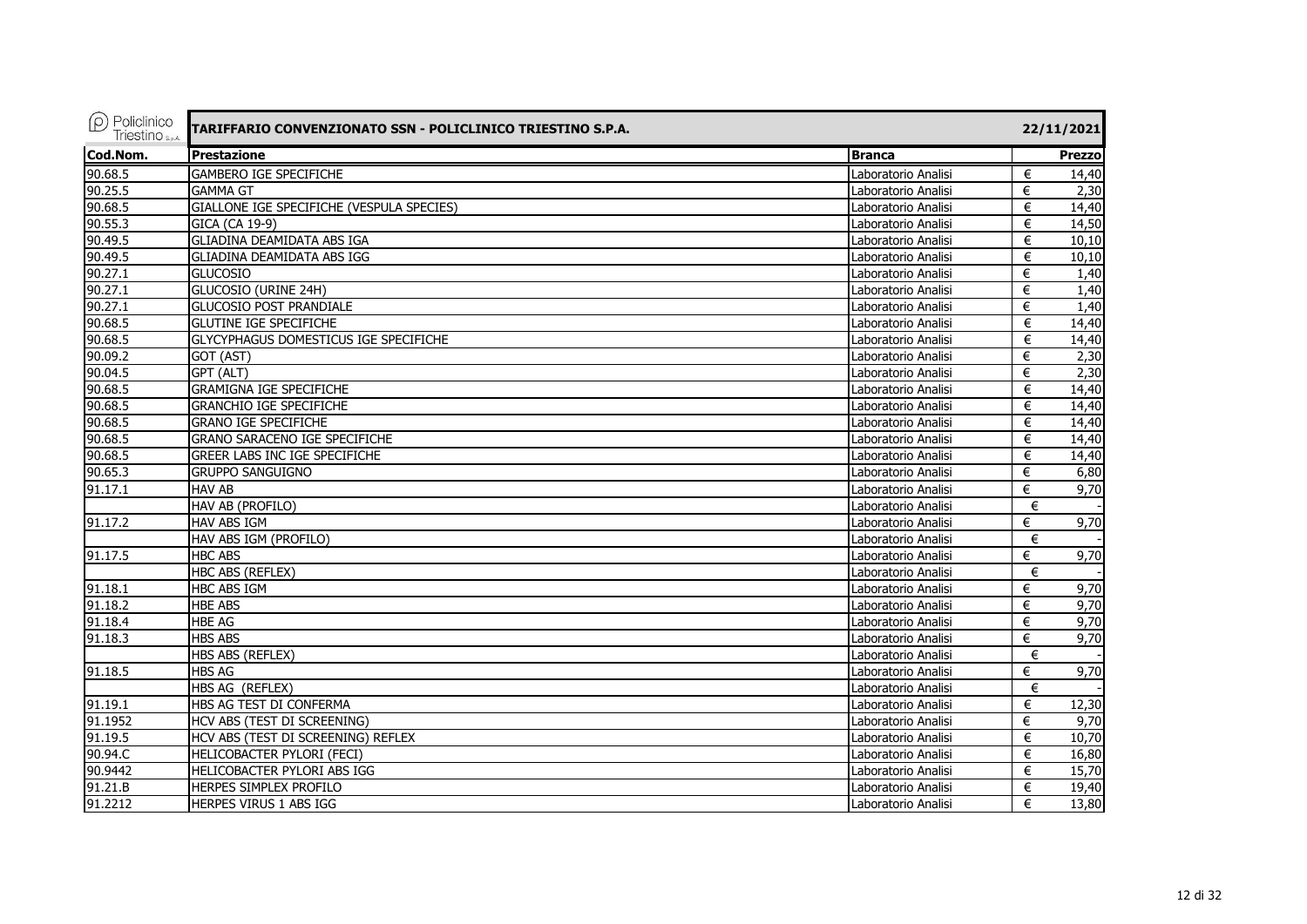# TARIFFARIO CONVENZIONATO SSN - POLICLINICO TRIESTINO S.P.A.

22/11/2021

| Cod.Nom. | Prestazione | Branca | Prezzo |
|---|---|---|---|
| 90.68.5 | GAMBERO IGE SPECIFICHE | Laboratorio Analisi | € 14,40 |
| 90.25.5 | GAMMA GT | Laboratorio Analisi | € 2,30 |
| 90.68.5 | GIALLONE IGE SPECIFICHE (VESPULA SPECIES) | Laboratorio Analisi | € 14,40 |
| 90.55.3 | GICA (CA 19-9) | Laboratorio Analisi | € 14,50 |
| 90.49.5 | GLIADINA DEAMIDATA ABS IGA | Laboratorio Analisi | € 10,10 |
| 90.49.5 | GLIADINA DEAMIDATA ABS IGG | Laboratorio Analisi | € 10,10 |
| 90.27.1 | GLUCOSIO | Laboratorio Analisi | € 1,40 |
| 90.27.1 | GLUCOSIO (URINE 24H) | Laboratorio Analisi | € 1,40 |
| 90.27.1 | GLUCOSIO POST PRANDIALE | Laboratorio Analisi | € 1,40 |
| 90.68.5 | GLUTINE IGE SPECIFICHE | Laboratorio Analisi | € 14,40 |
| 90.68.5 | GLYCYPHAGUS DOMESTICUS IGE SPECIFICHE | Laboratorio Analisi | € 14,40 |
| 90.09.2 | GOT (AST) | Laboratorio Analisi | € 2,30 |
| 90.04.5 | GPT (ALT) | Laboratorio Analisi | € 2,30 |
| 90.68.5 | GRAMIGNA IGE SPECIFICHE | Laboratorio Analisi | € 14,40 |
| 90.68.5 | GRANCHIO IGE SPECIFICHE | Laboratorio Analisi | € 14,40 |
| 90.68.5 | GRANO IGE SPECIFICHE | Laboratorio Analisi | € 14,40 |
| 90.68.5 | GRANO SARACENO IGE SPECIFICHE | Laboratorio Analisi | € 14,40 |
| 90.68.5 | GREER LABS INC IGE SPECIFICHE | Laboratorio Analisi | € 14,40 |
| 90.65.3 | GRUPPO SANGUIGNO | Laboratorio Analisi | € 6,80 |
| 91.17.1 | HAV AB | Laboratorio Analisi | € 9,70 |
| | HAV AB (PROFILO) | Laboratorio Analisi | € - |
| 91.17.2 | HAV ABS IGM | Laboratorio Analisi | € 9,70 |
| | HAV ABS IGM (PROFILO) | Laboratorio Analisi | € - |
| 91.17.5 | HBC ABS | Laboratorio Analisi | € 9,70 |
| | HBC ABS (REFLEX) | Laboratorio Analisi | € - |
| 91.18.1 | HBC ABS IGM | Laboratorio Analisi | € 9,70 |
| 91.18.2 | HBE ABS | Laboratorio Analisi | € 9,70 |
| 91.18.4 | HBE AG | Laboratorio Analisi | € 9,70 |
| 91.18.3 | HBS ABS | Laboratorio Analisi | € 9,70 |
| | HBS ABS (REFLEX) | Laboratorio Analisi | € - |
| 91.18.5 | HBS AG | Laboratorio Analisi | € 9,70 |
| | HBS AG (REFLEX) | Laboratorio Analisi | € - |
| 91.19.1 | HBS AG TEST DI CONFERMA | Laboratorio Analisi | € 12,30 |
| 91.1952 | HCV ABS (TEST DI SCREENING) | Laboratorio Analisi | € 9,70 |
| 91.19.5 | HCV ABS (TEST DI SCREENING) REFLEX | Laboratorio Analisi | € 10,70 |
| 90.94.C | HELICOBACTER PYLORI (FECI) | Laboratorio Analisi | € 16,80 |
| 90.9442 | HELICOBACTER PYLORI ABS IGG | Laboratorio Analisi | € 15,70 |
| 91.21.B | HERPES SIMPLEX PROFILO | Laboratorio Analisi | € 19,40 |
| 91.2212 | HERPES VIRUS 1 ABS IGG | Laboratorio Analisi | € 13,80 |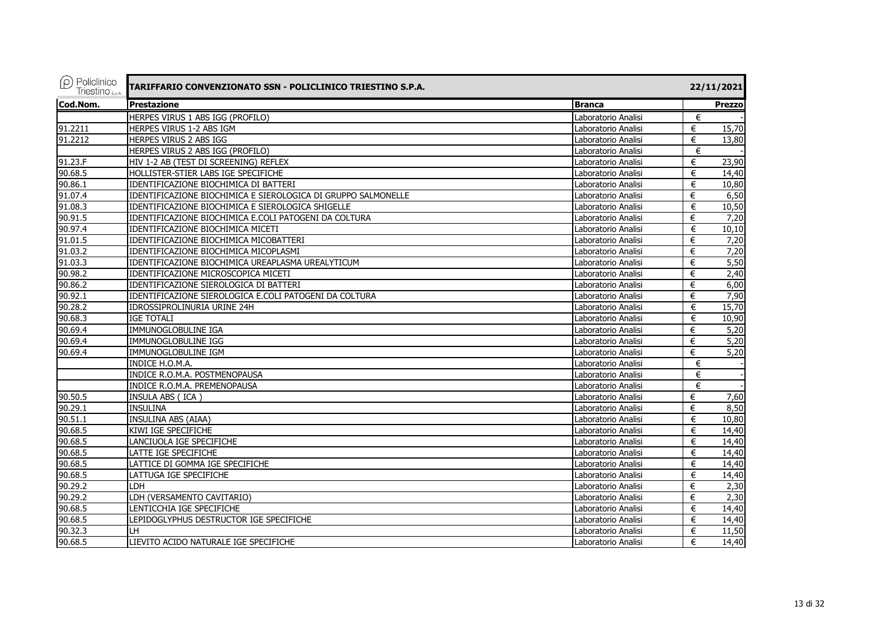# TARIFFARIO CONVENZIONATO SSN - POLICLINICO TRIESTINO S.P.A.

22/11/2021

| Cod.Nom. | Prestazione | Branca | Prezzo |
|---|---|---|---|
| | HERPES VIRUS 1 ABS IGG (PROFILO) | Laboratorio Analisi | € - |
| 91.2211 | HERPES VIRUS 1-2 ABS IGM | Laboratorio Analisi | € 15,70 |
| 91.2212 | HERPES VIRUS 2 ABS IGG | Laboratorio Analisi | € 13,80 |
| | HERPES VIRUS 2 ABS IGG (PROFILO) | Laboratorio Analisi | € - |
| 91.23.F | HIV 1-2 AB (TEST DI SCREENING) REFLEX | Laboratorio Analisi | € 23,90 |
| 90.68.5 | HOLLISTER-STIER LABS IGE SPECIFICHE | Laboratorio Analisi | € 14,40 |
| 90.86.1 | IDENTIFICAZIONE BIOCHIMICA DI BATTERI | Laboratorio Analisi | € 10,80 |
| 91.07.4 | IDENTIFICAZIONE BIOCHIMICA E SIEROLOGICA DI GRUPPO SALMONELLE | Laboratorio Analisi | € 6,50 |
| 91.08.3 | IDENTIFICAZIONE BIOCHIMICA E SIEROLOGICA SHIGELLE | Laboratorio Analisi | € 10,50 |
| 90.91.5 | IDENTIFICAZIONE BIOCHIMICA E.COLI PATOGENI DA COLTURA | Laboratorio Analisi | € 7,20 |
| 90.97.4 | IDENTIFICAZIONE BIOCHIMICA MICETI | Laboratorio Analisi | € 10,10 |
| 91.01.5 | IDENTIFICAZIONE BIOCHIMICA MICOBATTERI | Laboratorio Analisi | € 7,20 |
| 91.03.2 | IDENTIFICAZIONE BIOCHIMICA MICOPLASMI | Laboratorio Analisi | € 7,20 |
| 91.03.3 | IDENTIFICAZIONE BIOCHIMICA UREAPLASMA UREALYTICUM | Laboratorio Analisi | € 5,50 |
| 90.98.2 | IDENTIFICAZIONE MICROSCOPICA MICETI | Laboratorio Analisi | € 2,40 |
| 90.86.2 | IDENTIFICAZIONE SIEROLOGICA DI BATTERI | Laboratorio Analisi | € 6,00 |
| 90.92.1 | IDENTIFICAZIONE SIEROLOGICA E.COLI PATOGENI DA COLTURA | Laboratorio Analisi | € 7,90 |
| 90.28.2 | IDROSSIPROLINURIA URINE 24H | Laboratorio Analisi | € 15,70 |
| 90.68.3 | IGE TOTALI | Laboratorio Analisi | € 10,90 |
| 90.69.4 | IMMUNOGLOBULINE IGA | Laboratorio Analisi | € 5,20 |
| 90.69.4 | IMMUNOGLOBULINE IGG | Laboratorio Analisi | € 5,20 |
| 90.69.4 | IMMUNOGLOBULINE IGM | Laboratorio Analisi | € 5,20 |
| | INDICE H.O.M.A. | Laboratorio Analisi | € - |
| | INDICE R.O.M.A. POSTMENOPAUSA | Laboratorio Analisi | € - |
| | INDICE R.O.M.A. PREMENOPAUSA | Laboratorio Analisi | € - |
| 90.50.5 | INSULA ABS ( ICA ) | Laboratorio Analisi | € 7,60 |
| 90.29.1 | INSULINA | Laboratorio Analisi | € 8,50 |
| 90.51.1 | INSULINA ABS (AIAA) | Laboratorio Analisi | € 10,80 |
| 90.68.5 | KIWI IGE SPECIFICHE | Laboratorio Analisi | € 14,40 |
| 90.68.5 | LANCIUOLA IGE SPECIFICHE | Laboratorio Analisi | € 14,40 |
| 90.68.5 | LATTE IGE SPECIFICHE | Laboratorio Analisi | € 14,40 |
| 90.68.5 | LATTICE DI GOMMA IGE SPECIFICHE | Laboratorio Analisi | € 14,40 |
| 90.68.5 | LATTUGA IGE SPECIFICHE | Laboratorio Analisi | € 14,40 |
| 90.29.2 | LDH | Laboratorio Analisi | € 2,30 |
| 90.29.2 | LDH (VERSAMENTO CAVITARIO) | Laboratorio Analisi | € 2,30 |
| 90.68.5 | LENTICCHIA IGE SPECIFICHE | Laboratorio Analisi | € 14,40 |
| 90.68.5 | LEPIDOGLYPHUS DESTRUCTOR IGE SPECIFICHE | Laboratorio Analisi | € 14,40 |
| 90.32.3 | LH | Laboratorio Analisi | € 11,50 |
| 90.68.5 | LIEVITO ACIDO NATURALE IGE SPECIFICHE | Laboratorio Analisi | € 14,40 |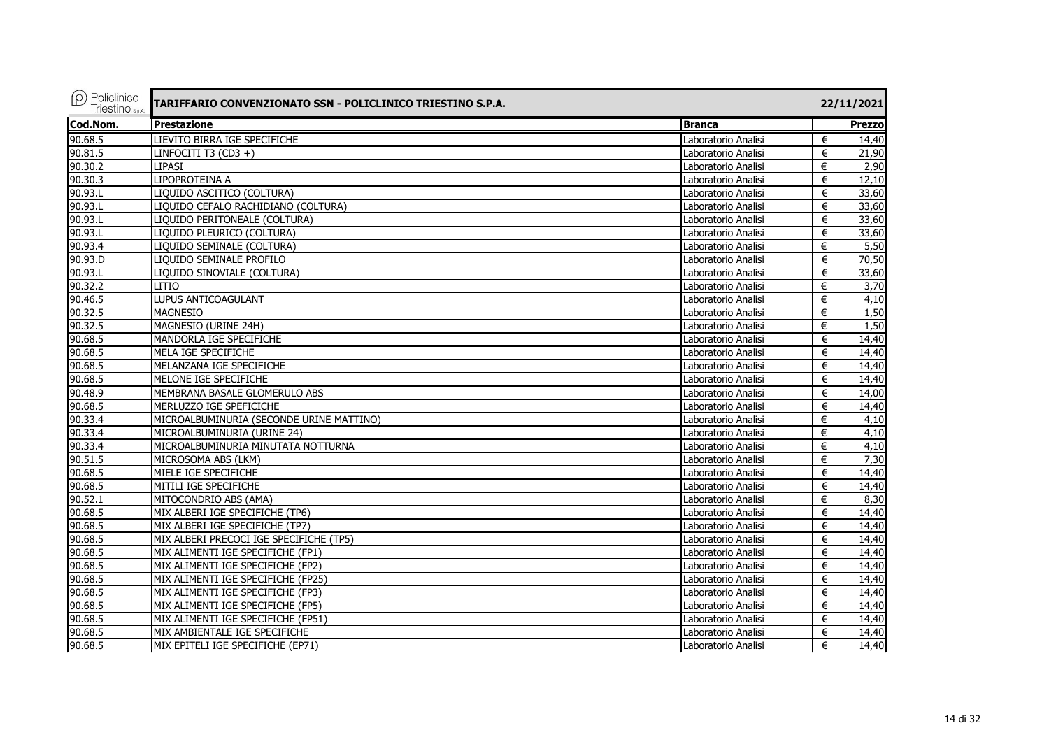| Policlinico Triestino S.p.A. | TARIFFARIO CONVENZIONATO SSN - POLICLINICO TRIESTINO S.P.A. | | 22/11/2021 |
|---|---|---|---|
| **Cod.Nom.** | **Prestazione** | **Branca** | **Prezzo** |
| 90.68.5 | LIEVITO BIRRA IGE SPECIFICHE | Laboratorio Analisi | € 14,40 |
| 90.81.5 | LINFOCITI T3 (CD3 +) | Laboratorio Analisi | € 21,90 |
| 90.30.2 | LIPASI | Laboratorio Analisi | € 2,90 |
| 90.30.3 | LIPOPROTEINA A | Laboratorio Analisi | € 12,10 |
| 90.93.L | LIQUIDO ASCITICO (COLTURA) | Laboratorio Analisi | € 33,60 |
| 90.93.L | LIQUIDO CEFALO RACHIDIANO (COLTURA) | Laboratorio Analisi | € 33,60 |
| 90.93.L | LIQUIDO PERITONEALE (COLTURA) | Laboratorio Analisi | € 33,60 |
| 90.93.L | LIQUIDO PLEURICO (COLTURA) | Laboratorio Analisi | € 33,60 |
| 90.93.4 | LIQUIDO SEMINALE (COLTURA) | Laboratorio Analisi | € 5,50 |
| 90.93.D | LIQUIDO SEMINALE PROFILO | Laboratorio Analisi | € 70,50 |
| 90.93.L | LIQUIDO SINOVIALE (COLTURA) | Laboratorio Analisi | € 33,60 |
| 90.32.2 | LITIO | Laboratorio Analisi | € 3,70 |
| 90.46.5 | LUPUS ANTICOAGULANT | Laboratorio Analisi | € 4,10 |
| 90.32.5 | MAGNESIO | Laboratorio Analisi | € 1,50 |
| 90.32.5 | MAGNESIO (URINE 24H) | Laboratorio Analisi | € 1,50 |
| 90.68.5 | MANDORLA IGE SPECIFICHE | Laboratorio Analisi | € 14,40 |
| 90.68.5 | MELA IGE SPECIFICHE | Laboratorio Analisi | € 14,40 |
| 90.68.5 | MELANZANA IGE SPECIFICHE | Laboratorio Analisi | € 14,40 |
| 90.68.5 | MELONE IGE SPECIFICHE | Laboratorio Analisi | € 14,40 |
| 90.48.9 | MEMBRANA BASALE GLOMERULO ABS | Laboratorio Analisi | € 14,00 |
| 90.68.5 | MERLUZZO IGE SPEFICICHE | Laboratorio Analisi | € 14,40 |
| 90.33.4 | MICROALBUMINURIA (SECONDE URINE MATTINO) | Laboratorio Analisi | € 4,10 |
| 90.33.4 | MICROALBUMINURIA (URINE 24) | Laboratorio Analisi | € 4,10 |
| 90.33.4 | MICROALBUMINURIA MINUTATA NOTTURNA | Laboratorio Analisi | € 4,10 |
| 90.51.5 | MICROSOMA ABS (LKM) | Laboratorio Analisi | € 7,30 |
| 90.68.5 | MIELE IGE SPECIFICHE | Laboratorio Analisi | € 14,40 |
| 90.68.5 | MITILI IGE SPECIFICHE | Laboratorio Analisi | € 14,40 |
| 90.52.1 | MITOCONDRIO ABS (AMA) | Laboratorio Analisi | € 8,30 |
| 90.68.5 | MIX ALBERI IGE SPECIFICHE (TP6) | Laboratorio Analisi | € 14,40 |
| 90.68.5 | MIX ALBERI IGE SPECIFICHE (TP7) | Laboratorio Analisi | € 14,40 |
| 90.68.5 | MIX ALBERI PRECOCI IGE SPECIFICHE (TP5) | Laboratorio Analisi | € 14,40 |
| 90.68.5 | MIX ALIMENTI IGE SPECIFICHE (FP1) | Laboratorio Analisi | € 14,40 |
| 90.68.5 | MIX ALIMENTI IGE SPECIFICHE (FP2) | Laboratorio Analisi | € 14,40 |
| 90.68.5 | MIX ALIMENTI IGE SPECIFICHE (FP25) | Laboratorio Analisi | € 14,40 |
| 90.68.5 | MIX ALIMENTI IGE SPECIFICHE (FP3) | Laboratorio Analisi | € 14,40 |
| 90.68.5 | MIX ALIMENTI IGE SPECIFICHE (FP5) | Laboratorio Analisi | € 14,40 |
| 90.68.5 | MIX ALIMENTI IGE SPECIFICHE (FP51) | Laboratorio Analisi | € 14,40 |
| 90.68.5 | MIX AMBIENTALE IGE SPECIFICHE | Laboratorio Analisi | € 14,40 |
| 90.68.5 | MIX EPITELI IGE SPECIFICHE (EP71) | Laboratorio Analisi | € 14,40 |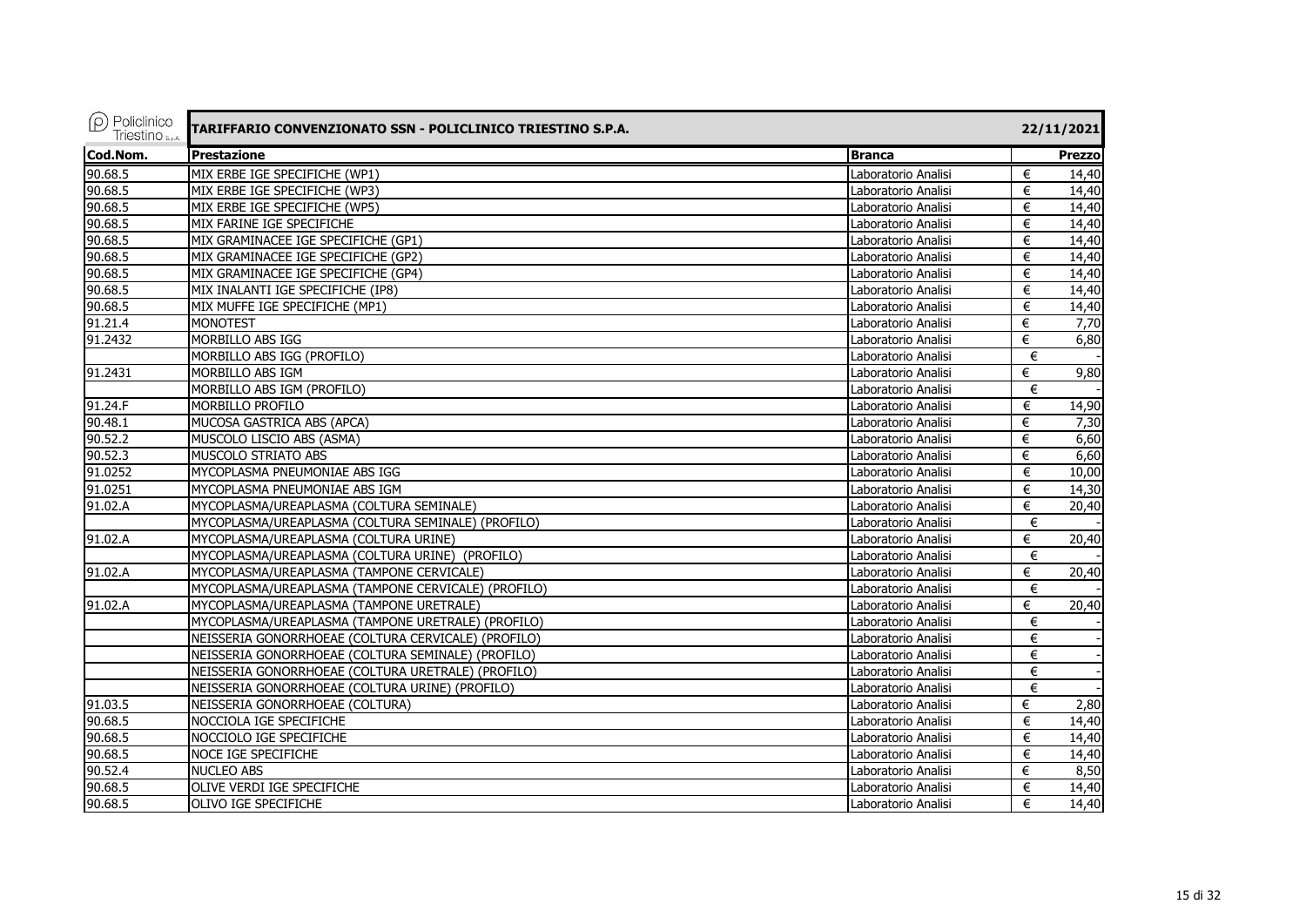| Policlinico Triestino S.p.A. | TARIFFARIO CONVENZIONATO SSN - POLICLINICO TRIESTINO S.P.A. | | 22/11/2021 |
|---|---|---|---|
| **Cod.Nom.** | **Prestazione** | **Branca** | **Prezzo** |
| 90.68.5 | MIX ERBE IGE SPECIFICHE (WP1) | Laboratorio Analisi | € 14,40 |
| 90.68.5 | MIX ERBE IGE SPECIFICHE (WP3) | Laboratorio Analisi | € 14,40 |
| 90.68.5 | MIX ERBE IGE SPECIFICHE (WP5) | Laboratorio Analisi | € 14,40 |
| 90.68.5 | MIX FARINE IGE SPECIFICHE | Laboratorio Analisi | € 14,40 |
| 90.68.5 | MIX GRAMINACEE IGE SPECIFICHE (GP1) | Laboratorio Analisi | € 14,40 |
| 90.68.5 | MIX GRAMINACEE IGE SPECIFICHE (GP2) | Laboratorio Analisi | € 14,40 |
| 90.68.5 | MIX GRAMINACEE IGE SPECIFICHE (GP4) | Laboratorio Analisi | € 14,40 |
| 90.68.5 | MIX INALANTI IGE SPECIFICHE (IP8) | Laboratorio Analisi | € 14,40 |
| 90.68.5 | MIX MUFFE IGE SPECIFICHE (MP1) | Laboratorio Analisi | € 14,40 |
| 91.21.4 | MONOTEST | Laboratorio Analisi | € 7,70 |
| 91.2432 | MORBILLO ABS IGG | Laboratorio Analisi | € 6,80 |
| | MORBILLO ABS IGG (PROFILO) | Laboratorio Analisi | € - |
| 91.2431 | MORBILLO ABS IGM | Laboratorio Analisi | € 9,80 |
| | MORBILLO ABS IGM (PROFILO) | Laboratorio Analisi | € - |
| 91.24.F | MORBILLO PROFILO | Laboratorio Analisi | € 14,90 |
| 90.48.1 | MUCOSA GASTRICA ABS (APCA) | Laboratorio Analisi | € 7,30 |
| 90.52.2 | MUSCOLO LISCIO ABS (ASMA) | Laboratorio Analisi | € 6,60 |
| 90.52.3 | MUSCOLO STRIATO ABS | Laboratorio Analisi | € 6,60 |
| 91.0252 | MYCOPLASMA PNEUMONIAE ABS IGG | Laboratorio Analisi | € 10,00 |
| 91.0251 | MYCOPLASMA PNEUMONIAE ABS IGM | Laboratorio Analisi | € 14,30 |
| 91.02.A | MYCOPLASMA/UREAPLASMA (COLTURA SEMINALE) | Laboratorio Analisi | € 20,40 |
| | MYCOPLASMA/UREAPLASMA (COLTURA SEMINALE) (PROFILO) | Laboratorio Analisi | € - |
| 91.02.A | MYCOPLASMA/UREAPLASMA (COLTURA URINE) | Laboratorio Analisi | € 20,40 |
| | MYCOPLASMA/UREAPLASMA (COLTURA URINE) (PROFILO) | Laboratorio Analisi | € - |
| 91.02.A | MYCOPLASMA/UREAPLASMA (TAMPONE CERVICALE) | Laboratorio Analisi | € 20,40 |
| | MYCOPLASMA/UREAPLASMA (TAMPONE CERVICALE) (PROFILO) | Laboratorio Analisi | € - |
| 91.02.A | MYCOPLASMA/UREAPLASMA (TAMPONE URETRALE) | Laboratorio Analisi | € 20,40 |
| | MYCOPLASMA/UREAPLASMA (TAMPONE URETRALE) (PROFILO) | Laboratorio Analisi | € - |
| | NEISSERIA GONORRHOEAE (COLTURA CERVICALE) (PROFILO) | Laboratorio Analisi | € - |
| | NEISSERIA GONORRHOEAE (COLTURA SEMINALE) (PROFILO) | Laboratorio Analisi | € - |
| | NEISSERIA GONORRHOEAE (COLTURA URETRALE) (PROFILO) | Laboratorio Analisi | € - |
| | NEISSERIA GONORRHOEAE (COLTURA URINE) (PROFILO) | Laboratorio Analisi | € - |
| 91.03.5 | NEISSERIA GONORRHOEAE (COLTURA) | Laboratorio Analisi | € 2,80 |
| 90.68.5 | NOCCIOLA IGE SPECIFICHE | Laboratorio Analisi | € 14,40 |
| 90.68.5 | NOCCIOLO IGE SPECIFICHE | Laboratorio Analisi | € 14,40 |
| 90.68.5 | NOCE IGE SPECIFICHE | Laboratorio Analisi | € 14,40 |
| 90.52.4 | NUCLEO ABS | Laboratorio Analisi | € 8,50 |
| 90.68.5 | OLIVE VERDI IGE SPECIFICHE | Laboratorio Analisi | € 14,40 |
| 90.68.5 | OLIVO IGE SPECIFICHE | Laboratorio Analisi | € 14,40 |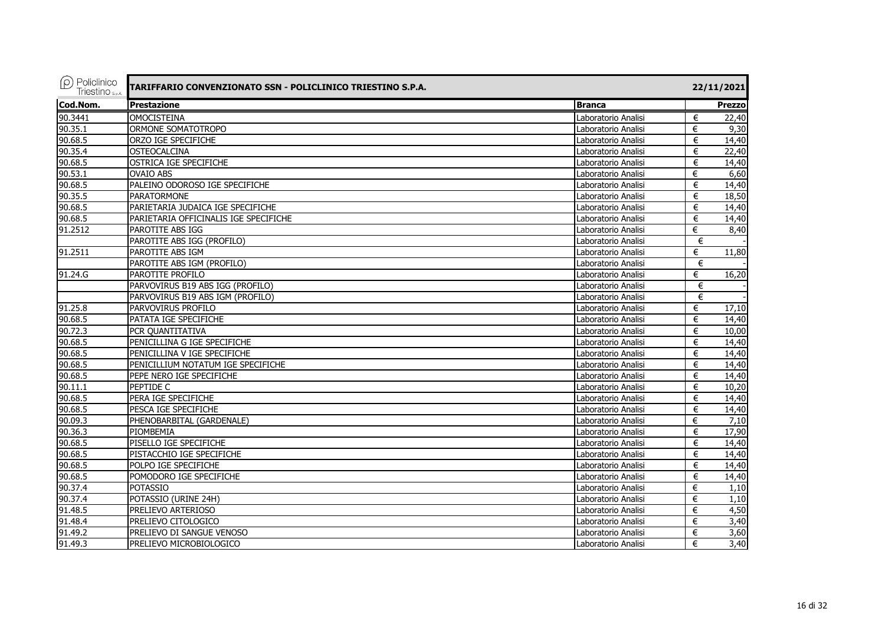| Cod.Nom. | Prestazione | Branca | Prezzo |
|---|---|---|---|
| 90.3441 | OMOCISTEINA | Laboratorio Analisi | € 22,40 |
| 90.35.1 | ORMONE SOMATOTROPO | Laboratorio Analisi | € 9,30 |
| 90.68.5 | ORZO IGE SPECIFICHE | Laboratorio Analisi | € 14,40 |
| 90.35.4 | OSTEOCALCINA | Laboratorio Analisi | € 22,40 |
| 90.68.5 | OSTRICA IGE SPECIFICHE | Laboratorio Analisi | € 14,40 |
| 90.53.1 | OVAIO ABS | Laboratorio Analisi | € 6,60 |
| 90.68.5 | PALEINO ODOROSO IGE SPECIFICHE | Laboratorio Analisi | € 14,40 |
| 90.35.5 | PARATORMONE | Laboratorio Analisi | € 18,50 |
| 90.68.5 | PARIETARIA JUDAICA IGE SPECIFICHE | Laboratorio Analisi | € 14,40 |
| 90.68.5 | PARIETARIA OFFICINALIS IGE SPECIFICHE | Laboratorio Analisi | € 14,40 |
| 91.2512 | PAROTITE ABS IGG | Laboratorio Analisi | € 8,40 |
|  | PAROTITE ABS IGG (PROFILO) | Laboratorio Analisi | € - |
| 91.2511 | PAROTITE ABS IGM | Laboratorio Analisi | € 11,80 |
|  | PAROTITE ABS IGM (PROFILO) | Laboratorio Analisi | € - |
| 91.24.G | PAROTITE PROFILO | Laboratorio Analisi | € 16,20 |
|  | PARVOVIRUS B19 ABS IGG (PROFILO) | Laboratorio Analisi | € - |
|  | PARVOVIRUS B19 ABS IGM (PROFILO) | Laboratorio Analisi | € - |
| 91.25.8 | PARVOVIRUS PROFILO | Laboratorio Analisi | € 17,10 |
| 90.68.5 | PATATA IGE SPECIFICHE | Laboratorio Analisi | € 14,40 |
| 90.72.3 | PCR QUANTITATIVA | Laboratorio Analisi | € 10,00 |
| 90.68.5 | PENICILLINA G IGE SPECIFICHE | Laboratorio Analisi | € 14,40 |
| 90.68.5 | PENICILLINA V IGE SPECIFICHE | Laboratorio Analisi | € 14,40 |
| 90.68.5 | PENICILLIUM NOTATUM IGE SPECIFICHE | Laboratorio Analisi | € 14,40 |
| 90.68.5 | PEPE NERO IGE SPECIFICHE | Laboratorio Analisi | € 14,40 |
| 90.11.1 | PEPTIDE C | Laboratorio Analisi | € 10,20 |
| 90.68.5 | PERA IGE SPECIFICHE | Laboratorio Analisi | € 14,40 |
| 90.68.5 | PESCA IGE SPECIFICHE | Laboratorio Analisi | € 14,40 |
| 90.09.3 | PHENOBARBITAL (GARDENALE) | Laboratorio Analisi | € 7,10 |
| 90.36.3 | PIOMBEMIA | Laboratorio Analisi | € 17,90 |
| 90.68.5 | PISELLO IGE SPECIFICHE | Laboratorio Analisi | € 14,40 |
| 90.68.5 | PISTACCHIO IGE SPECIFICHE | Laboratorio Analisi | € 14,40 |
| 90.68.5 | POLPO IGE SPECIFICHE | Laboratorio Analisi | € 14,40 |
| 90.68.5 | POMODORO IGE SPECIFICHE | Laboratorio Analisi | € 14,40 |
| 90.37.4 | POTASSIO | Laboratorio Analisi | € 1,10 |
| 90.37.4 | POTASSIO (URINE 24H) | Laboratorio Analisi | € 1,10 |
| 91.48.5 | PRELIEVO ARTERIOSO | Laboratorio Analisi | € 4,50 |
| 91.48.4 | PRELIEVO CITOLOGICO | Laboratorio Analisi | € 3,40 |
| 91.49.2 | PRELIEVO DI SANGUE VENOSO | Laboratorio Analisi | € 3,60 |
| 91.49.3 | PRELIEVO MICROBIOLOGICO | Laboratorio Analisi | € 3,40 |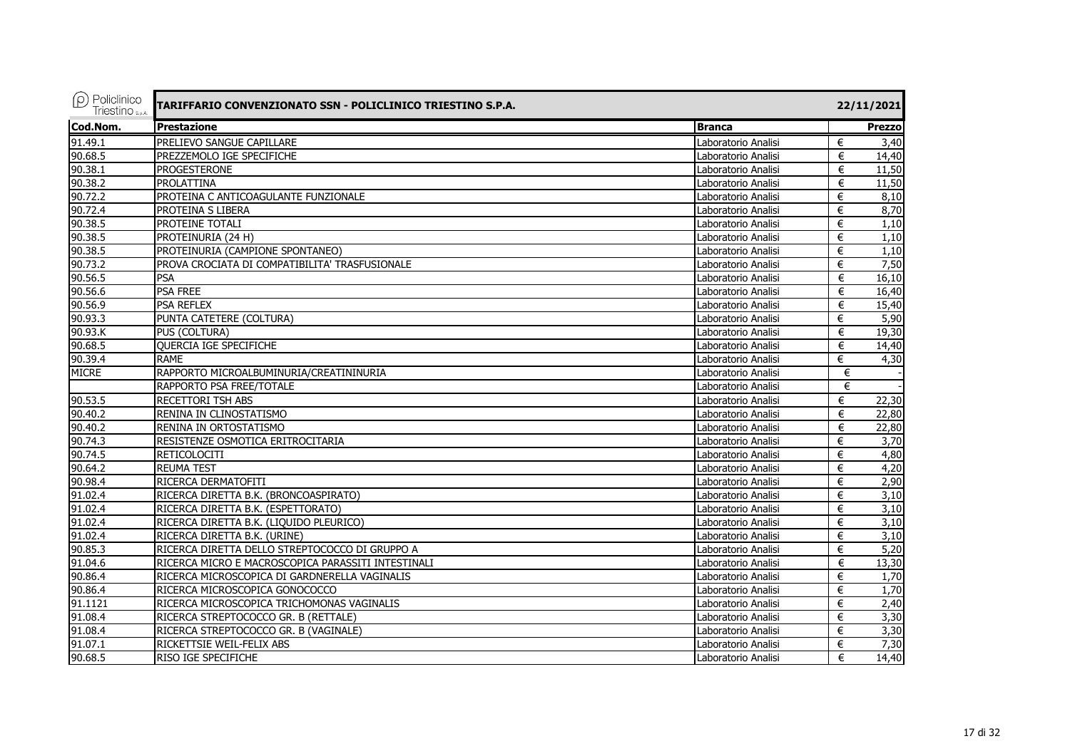| Cod.Nom. | Prestazione | Branca | Prezzo |
|---|---|---|---|
| 91.49.1 | PRELIEVO SANGUE CAPILLARE | Laboratorio Analisi | € 3,40 |
| 90.68.5 | PREZZEMOLO IGE SPECIFICHE | Laboratorio Analisi | € 14,40 |
| 90.38.1 | PROGESTERONE | Laboratorio Analisi | € 11,50 |
| 90.38.2 | PROLATTINA | Laboratorio Analisi | € 11,50 |
| 90.72.2 | PROTEINA C ANTICOAGULANTE FUNZIONALE | Laboratorio Analisi | € 8,10 |
| 90.72.4 | PROTEINA S LIBERA | Laboratorio Analisi | € 8,70 |
| 90.38.5 | PROTEINE TOTALI | Laboratorio Analisi | € 1,10 |
| 90.38.5 | PROTEINURIA (24 H) | Laboratorio Analisi | € 1,10 |
| 90.38.5 | PROTEINURIA (CAMPIONE SPONTANEO) | Laboratorio Analisi | € 1,10 |
| 90.73.2 | PROVA CROCIATA DI COMPATIBILITA' TRASFUSIONALE | Laboratorio Analisi | € 7,50 |
| 90.56.5 | PSA | Laboratorio Analisi | € 16,10 |
| 90.56.6 | PSA FREE | Laboratorio Analisi | € 16,40 |
| 90.56.9 | PSA REFLEX | Laboratorio Analisi | € 15,40 |
| 90.93.3 | PUNTA CATETERE (COLTURA) | Laboratorio Analisi | € 5,90 |
| 90.93.K | PUS (COLTURA) | Laboratorio Analisi | € 19,30 |
| 90.68.5 | QUERCIA IGE SPECIFICHE | Laboratorio Analisi | € 14,40 |
| 90.39.4 | RAME | Laboratorio Analisi | € 4,30 |
| MICRE | RAPPORTO MICROALBUMINURIA/CREATININURIA | Laboratorio Analisi | € - |
| | RAPPORTO PSA FREE/TOTALE | Laboratorio Analisi | € - |
| 90.53.5 | RECETTORI TSH ABS | Laboratorio Analisi | € 22,30 |
| 90.40.2 | RENINA IN CLINOSTATISMO | Laboratorio Analisi | € 22,80 |
| 90.40.2 | RENINA IN ORTOSTATISMO | Laboratorio Analisi | € 22,80 |
| 90.74.3 | RESISTENZE OSMOTICA ERITROCITARIA | Laboratorio Analisi | € 3,70 |
| 90.74.5 | RETICOLOCITI | Laboratorio Analisi | € 4,80 |
| 90.64.2 | REUMA TEST | Laboratorio Analisi | € 4,20 |
| 90.98.4 | RICERCA DERMATOFITI | Laboratorio Analisi | € 2,90 |
| 91.02.4 | RICERCA DIRETTA B.K. (BRONCOASPIRATO) | Laboratorio Analisi | € 3,10 |
| 91.02.4 | RICERCA DIRETTA B.K. (ESPETTORATO) | Laboratorio Analisi | € 3,10 |
| 91.02.4 | RICERCA DIRETTA B.K. (LIQUIDO PLEURICO) | Laboratorio Analisi | € 3,10 |
| 91.02.4 | RICERCA DIRETTA B.K. (URINE) | Laboratorio Analisi | € 3,10 |
| 90.85.3 | RICERCA DIRETTA DELLO STREPTOCOCCO DI GRUPPO A | Laboratorio Analisi | € 5,20 |
| 91.04.6 | RICERCA MICRO E MACROSCOPICA PARASSITI INTESTINALI | Laboratorio Analisi | € 13,30 |
| 90.86.4 | RICERCA MICROSCOPICA DI GARDNERELLA VAGINALIS | Laboratorio Analisi | € 1,70 |
| 90.86.4 | RICERCA MICROSCOPICA GONOCOCCO | Laboratorio Analisi | € 1,70 |
| 91.1121 | RICERCA MICROSCOPICA TRICHOMONAS VAGINALIS | Laboratorio Analisi | € 2,40 |
| 91.08.4 | RICERCA STREPTOCOCCO GR. B (RETTALE) | Laboratorio Analisi | € 3,30 |
| 91.08.4 | RICERCA STREPTOCOCCO GR. B (VAGINALE) | Laboratorio Analisi | € 3,30 |
| 91.07.1 | RICKETTSIE WEIL-FELIX ABS | Laboratorio Analisi | € 7,30 |
| 90.68.5 | RISO IGE SPECIFICHE | Laboratorio Analisi | € 14,40 |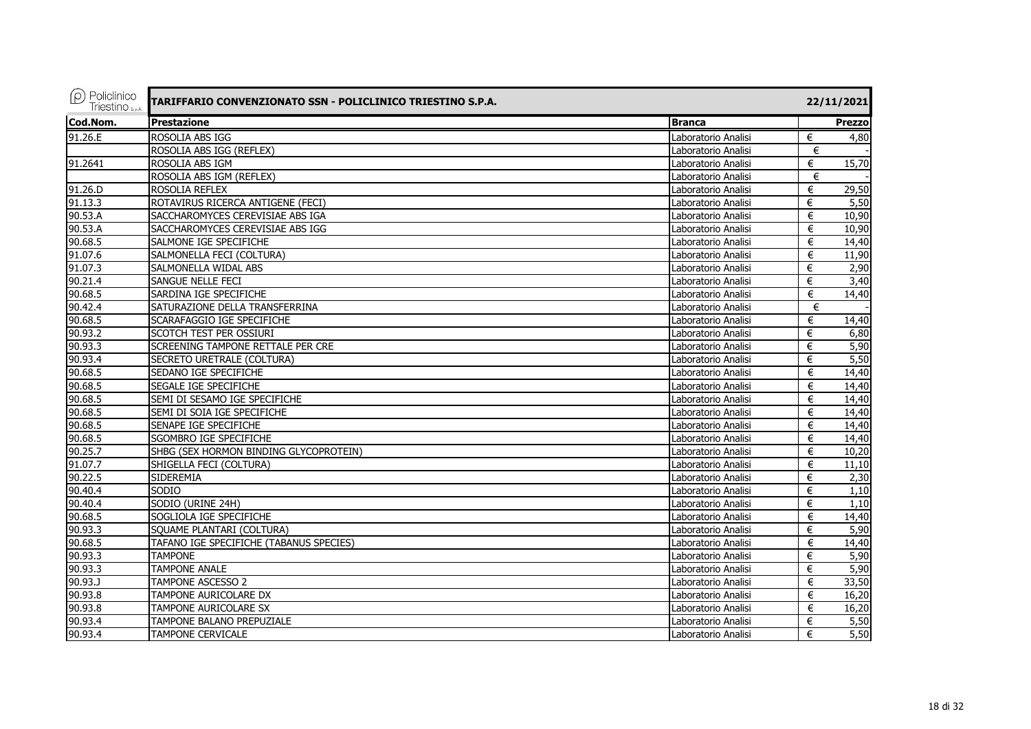| Cod.Nom. | Prestazione | Branca | Prezzo |
|---|---|---|---|
| 91.26.E | ROSOLIA ABS IGG | Laboratorio Analisi | € 4,80 |
| | ROSOLIA ABS IGG (REFLEX) | Laboratorio Analisi | € - |
| 91.2641 | ROSOLIA ABS IGM | Laboratorio Analisi | € 15,70 |
| | ROSOLIA ABS IGM (REFLEX) | Laboratorio Analisi | € - |
| 91.26.D | ROSOLIA REFLEX | Laboratorio Analisi | € 29,50 |
| 91.13.3 | ROTAVIRUS RICERCA ANTIGENE (FECI) | Laboratorio Analisi | € 5,50 |
| 90.53.A | SACCHAROMYCES CEREVISIAE ABS IGA | Laboratorio Analisi | € 10,90 |
| 90.53.A | SACCHAROMYCES CEREVISIAE ABS IGG | Laboratorio Analisi | € 10,90 |
| 90.68.5 | SALMONE IGE SPECIFICHE | Laboratorio Analisi | € 14,40 |
| 91.07.6 | SALMONELLA FECI (COLTURA) | Laboratorio Analisi | € 11,90 |
| 91.07.3 | SALMONELLA WIDAL ABS | Laboratorio Analisi | € 2,90 |
| 90.21.4 | SANGUE NELLE FECI | Laboratorio Analisi | € 3,40 |
| 90.68.5 | SARDINA IGE SPECIFICHE | Laboratorio Analisi | € 14,40 |
| 90.42.4 | SATURAZIONE DELLA TRANSFERRINA | Laboratorio Analisi | € - |
| 90.68.5 | SCARAFAGGIO IGE SPECIFICHE | Laboratorio Analisi | € 14,40 |
| 90.93.2 | SCOTCH TEST PER OSSIURI | Laboratorio Analisi | € 6,80 |
| 90.93.3 | SCREENING TAMPONE RETTALE PER CRE | Laboratorio Analisi | € 5,90 |
| 90.93.4 | SECRETO URETRALE (COLTURA) | Laboratorio Analisi | € 5,50 |
| 90.68.5 | SEDANO IGE SPECIFICHE | Laboratorio Analisi | € 14,40 |
| 90.68.5 | SEGALE IGE SPECIFICHE | Laboratorio Analisi | € 14,40 |
| 90.68.5 | SEMI DI SESAMO IGE SPECIFICHE | Laboratorio Analisi | € 14,40 |
| 90.68.5 | SEMI DI SOIA IGE SPECIFICHE | Laboratorio Analisi | € 14,40 |
| 90.68.5 | SENAPE IGE SPECIFICHE | Laboratorio Analisi | € 14,40 |
| 90.68.5 | SGOMBRO IGE SPECIFICHE | Laboratorio Analisi | € 14,40 |
| 90.25.7 | SHBG (SEX HORMON BINDING GLYCOPROTEIN) | Laboratorio Analisi | € 10,20 |
| 91.07.7 | SHIGELLA FECI (COLTURA) | Laboratorio Analisi | € 11,10 |
| 90.22.5 | SIDEREMIA | Laboratorio Analisi | € 2,30 |
| 90.40.4 | SODIO | Laboratorio Analisi | € 1,10 |
| 90.40.4 | SODIO (URINE 24H) | Laboratorio Analisi | € 1,10 |
| 90.68.5 | SOGLIOLA IGE SPECIFICHE | Laboratorio Analisi | € 14,40 |
| 90.93.3 | SQUAME PLANTARI (COLTURA) | Laboratorio Analisi | € 5,90 |
| 90.68.5 | TAFANO IGE SPECIFICHE (TABANUS SPECIES) | Laboratorio Analisi | € 14,40 |
| 90.93.3 | TAMPONE | Laboratorio Analisi | € 5,90 |
| 90.93.3 | TAMPONE ANALE | Laboratorio Analisi | € 5,90 |
| 90.93.J | TAMPONE ASCESSO 2 | Laboratorio Analisi | € 33,50 |
| 90.93.8 | TAMPONE AURICOLARE DX | Laboratorio Analisi | € 16,20 |
| 90.93.8 | TAMPONE AURICOLARE SX | Laboratorio Analisi | € 16,20 |
| 90.93.4 | TAMPONE BALANO PREPUZIALE | Laboratorio Analisi | € 5,50 |
| 90.93.4 | TAMPONE CERVICALE | Laboratorio Analisi | € 5,50 |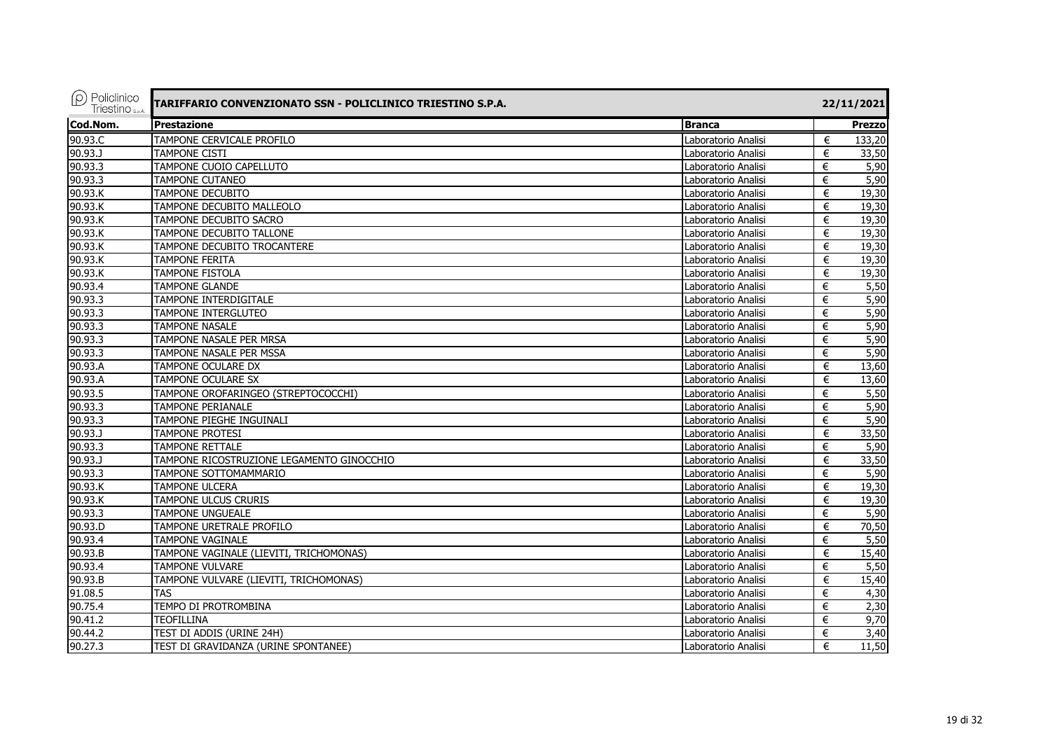| Cod.Nom. | Prestazione | Branca | Prezzo |
|---|---|---|---|
| 90.93.C | TAMPONE CERVICALE PROFILO | Laboratorio Analisi | € 133,20 |
| 90.93.J | TAMPONE CISTI | Laboratorio Analisi | € 33,50 |
| 90.93.3 | TAMPONE CUOIO CAPELLUTO | Laboratorio Analisi | € 5,90 |
| 90.93.3 | TAMPONE CUTANEO | Laboratorio Analisi | € 5,90 |
| 90.93.K | TAMPONE DECUBITO | Laboratorio Analisi | € 19,30 |
| 90.93.K | TAMPONE DECUBITO MALLEOLO | Laboratorio Analisi | € 19,30 |
| 90.93.K | TAMPONE DECUBITO SACRO | Laboratorio Analisi | € 19,30 |
| 90.93.K | TAMPONE DECUBITO TALLONE | Laboratorio Analisi | € 19,30 |
| 90.93.K | TAMPONE DECUBITO TROCANTERE | Laboratorio Analisi | € 19,30 |
| 90.93.K | TAMPONE FERITA | Laboratorio Analisi | € 19,30 |
| 90.93.K | TAMPONE FISTOLA | Laboratorio Analisi | € 19,30 |
| 90.93.4 | TAMPONE GLANDE | Laboratorio Analisi | € 5,50 |
| 90.93.3 | TAMPONE INTERDIGITALE | Laboratorio Analisi | € 5,90 |
| 90.93.3 | TAMPONE INTERGLUTEO | Laboratorio Analisi | € 5,90 |
| 90.93.3 | TAMPONE NASALE | Laboratorio Analisi | € 5,90 |
| 90.93.3 | TAMPONE NASALE PER MRSA | Laboratorio Analisi | € 5,90 |
| 90.93.3 | TAMPONE NASALE PER MSSA | Laboratorio Analisi | € 5,90 |
| 90.93.A | TAMPONE OCULARE DX | Laboratorio Analisi | € 13,60 |
| 90.93.A | TAMPONE OCULARE SX | Laboratorio Analisi | € 13,60 |
| 90.93.5 | TAMPONE OROFARINGEO (STREPTOCOCCHI) | Laboratorio Analisi | € 5,50 |
| 90.93.3 | TAMPONE PERIANALE | Laboratorio Analisi | € 5,90 |
| 90.93.3 | TAMPONE PIEGHE INGUINALI | Laboratorio Analisi | € 5,90 |
| 90.93.J | TAMPONE PROTESI | Laboratorio Analisi | € 33,50 |
| 90.93.3 | TAMPONE RETTALE | Laboratorio Analisi | € 5,90 |
| 90.93.J | TAMPONE RICOSTRUZIONE LEGAMENTO GINOCCHIO | Laboratorio Analisi | € 33,50 |
| 90.93.3 | TAMPONE SOTTOMAMMARIO | Laboratorio Analisi | € 5,90 |
| 90.93.K | TAMPONE ULCERA | Laboratorio Analisi | € 19,30 |
| 90.93.K | TAMPONE ULCUS CRURIS | Laboratorio Analisi | € 19,30 |
| 90.93.3 | TAMPONE UNGUEALE | Laboratorio Analisi | € 5,90 |
| 90.93.D | TAMPONE URETRALE PROFILO | Laboratorio Analisi | € 70,50 |
| 90.93.4 | TAMPONE VAGINALE | Laboratorio Analisi | € 5,50 |
| 90.93.B | TAMPONE VAGINALE (LIEVITI, TRICHOMONAS) | Laboratorio Analisi | € 15,40 |
| 90.93.4 | TAMPONE VULVARE | Laboratorio Analisi | € 5,50 |
| 90.93.B | TAMPONE VULVARE (LIEVITI, TRICHOMONAS) | Laboratorio Analisi | € 15,40 |
| 91.08.5 | TAS | Laboratorio Analisi | € 4,30 |
| 90.75.4 | TEMPO DI PROTROMBINA | Laboratorio Analisi | € 2,30 |
| 90.41.2 | TEOFILLINA | Laboratorio Analisi | € 9,70 |
| 90.44.2 | TEST DI ADDIS (URINE 24H) | Laboratorio Analisi | € 3,40 |
| 90.27.3 | TEST DI GRAVIDANZA (URINE SPONTANEE) | Laboratorio Analisi | € 11,50 |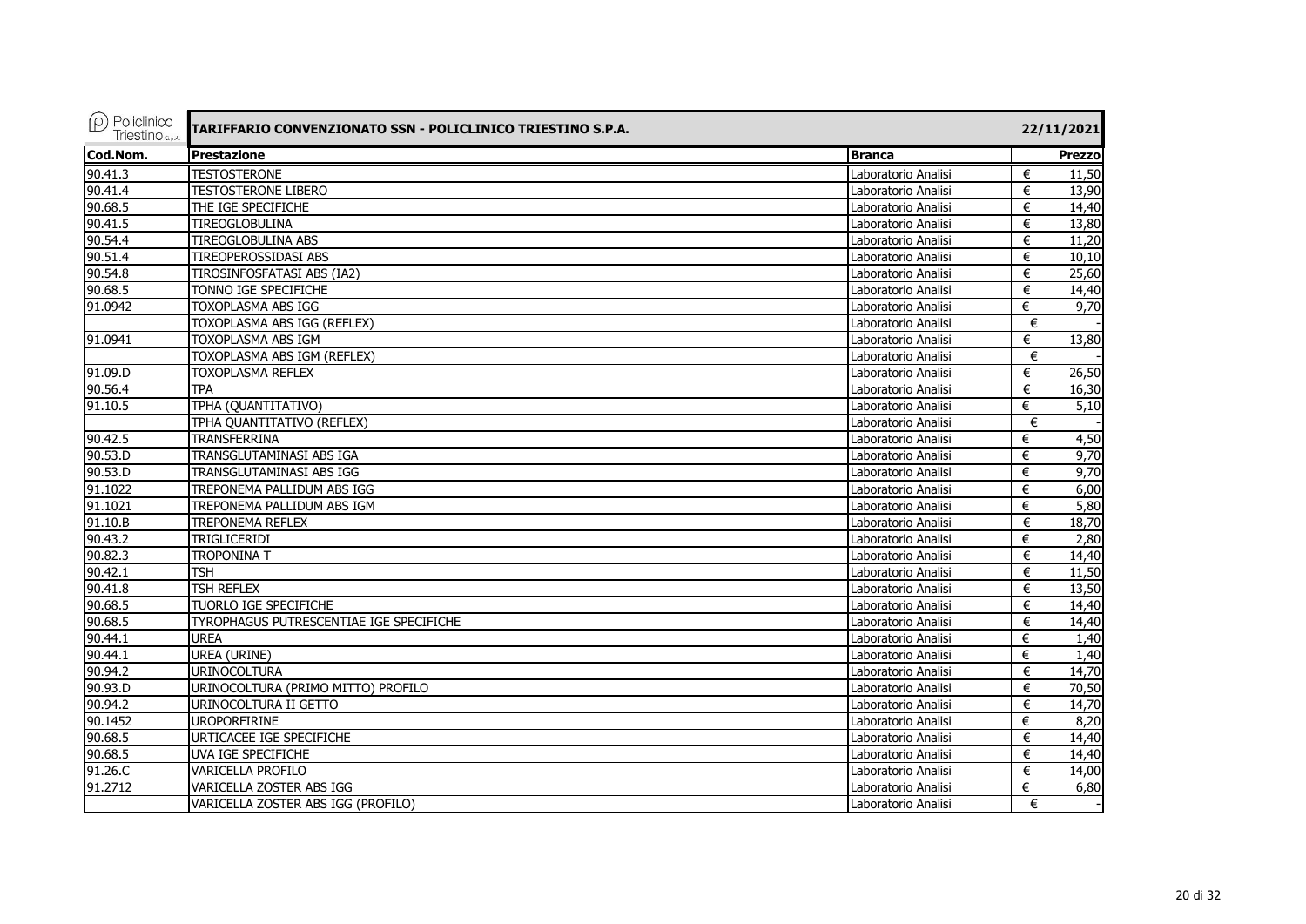| Policlinico Triestino S.p.A. | TARIFFARIO CONVENZIONATO SSN - POLICLINICO TRIESTINO S.P.A. | | 22/11/2021 |
|---|---|---|---|
| **Cod.Nom.** | **Prestazione** | **Branca** | **Prezzo** |
| 90.41.3 | TESTOSTERONE | Laboratorio Analisi | € 11,50 |
| 90.41.4 | TESTOSTERONE LIBERO | Laboratorio Analisi | € 13,90 |
| 90.68.5 | THE IGE SPECIFICHE | Laboratorio Analisi | € 14,40 |
| 90.41.5 | TIREOGLOBULINA | Laboratorio Analisi | € 13,80 |
| 90.54.4 | TIREOGLOBULINA ABS | Laboratorio Analisi | € 11,20 |
| 90.51.4 | TIREOPEROSSIDASI ABS | Laboratorio Analisi | € 10,10 |
| 90.54.8 | TIROSINFOSFATASI ABS (IA2) | Laboratorio Analisi | € 25,60 |
| 90.68.5 | TONNO IGE SPECIFICHE | Laboratorio Analisi | € 14,40 |
| 91.0942 | TOXOPLASMA ABS IGG | Laboratorio Analisi | € 9,70 |
| | TOXOPLASMA ABS IGG (REFLEX) | Laboratorio Analisi | € - |
| 91.0941 | TOXOPLASMA ABS IGM | Laboratorio Analisi | € 13,80 |
| | TOXOPLASMA ABS IGM (REFLEX) | Laboratorio Analisi | € - |
| 91.09.D | TOXOPLASMA REFLEX | Laboratorio Analisi | € 26,50 |
| 90.56.4 | TPA | Laboratorio Analisi | € 16,30 |
| 91.10.5 | TPHA (QUANTITATIVO) | Laboratorio Analisi | € 5,10 |
| | TPHA QUANTITATIVO (REFLEX) | Laboratorio Analisi | € - |
| 90.42.5 | TRANSFERRINA | Laboratorio Analisi | € 4,50 |
| 90.53.D | TRANSGLUTAMINASI ABS IGA | Laboratorio Analisi | € 9,70 |
| 90.53.D | TRANSGLUTAMINASI ABS IGG | Laboratorio Analisi | € 9,70 |
| 91.1022 | TREPONEMA PALLIDUM ABS IGG | Laboratorio Analisi | € 6,00 |
| 91.1021 | TREPONEMA PALLIDUM ABS IGM | Laboratorio Analisi | € 5,80 |
| 91.10.B | TREPONEMA REFLEX | Laboratorio Analisi | € 18,70 |
| 90.43.2 | TRIGLICERIDI | Laboratorio Analisi | € 2,80 |
| 90.82.3 | TROPONINA T | Laboratorio Analisi | € 14,40 |
| 90.42.1 | TSH | Laboratorio Analisi | € 11,50 |
| 90.41.8 | TSH REFLEX | Laboratorio Analisi | € 13,50 |
| 90.68.5 | TUORLO IGE SPECIFICHE | Laboratorio Analisi | € 14,40 |
| 90.68.5 | TYROPHAGUS PUTRESCENTIAE IGE SPECIFICHE | Laboratorio Analisi | € 14,40 |
| 90.44.1 | UREA | Laboratorio Analisi | € 1,40 |
| 90.44.1 | UREA (URINE) | Laboratorio Analisi | € 1,40 |
| 90.94.2 | URINOCOLTURA | Laboratorio Analisi | € 14,70 |
| 90.93.D | URINOCOLTURA (PRIMO MITTO) PROFILO | Laboratorio Analisi | € 70,50 |
| 90.94.2 | URINOCOLTURA II GETTO | Laboratorio Analisi | € 14,70 |
| 90.1452 | UROPORFIRINE | Laboratorio Analisi | € 8,20 |
| 90.68.5 | URTICACEE IGE SPECIFICHE | Laboratorio Analisi | € 14,40 |
| 90.68.5 | UVA IGE SPECIFICHE | Laboratorio Analisi | € 14,40 |
| 91.26.C | VARICELLA PROFILO | Laboratorio Analisi | € 14,00 |
| 91.2712 | VARICELLA ZOSTER ABS IGG | Laboratorio Analisi | € 6,80 |
| | VARICELLA ZOSTER ABS IGG (PROFILO) | Laboratorio Analisi | € - |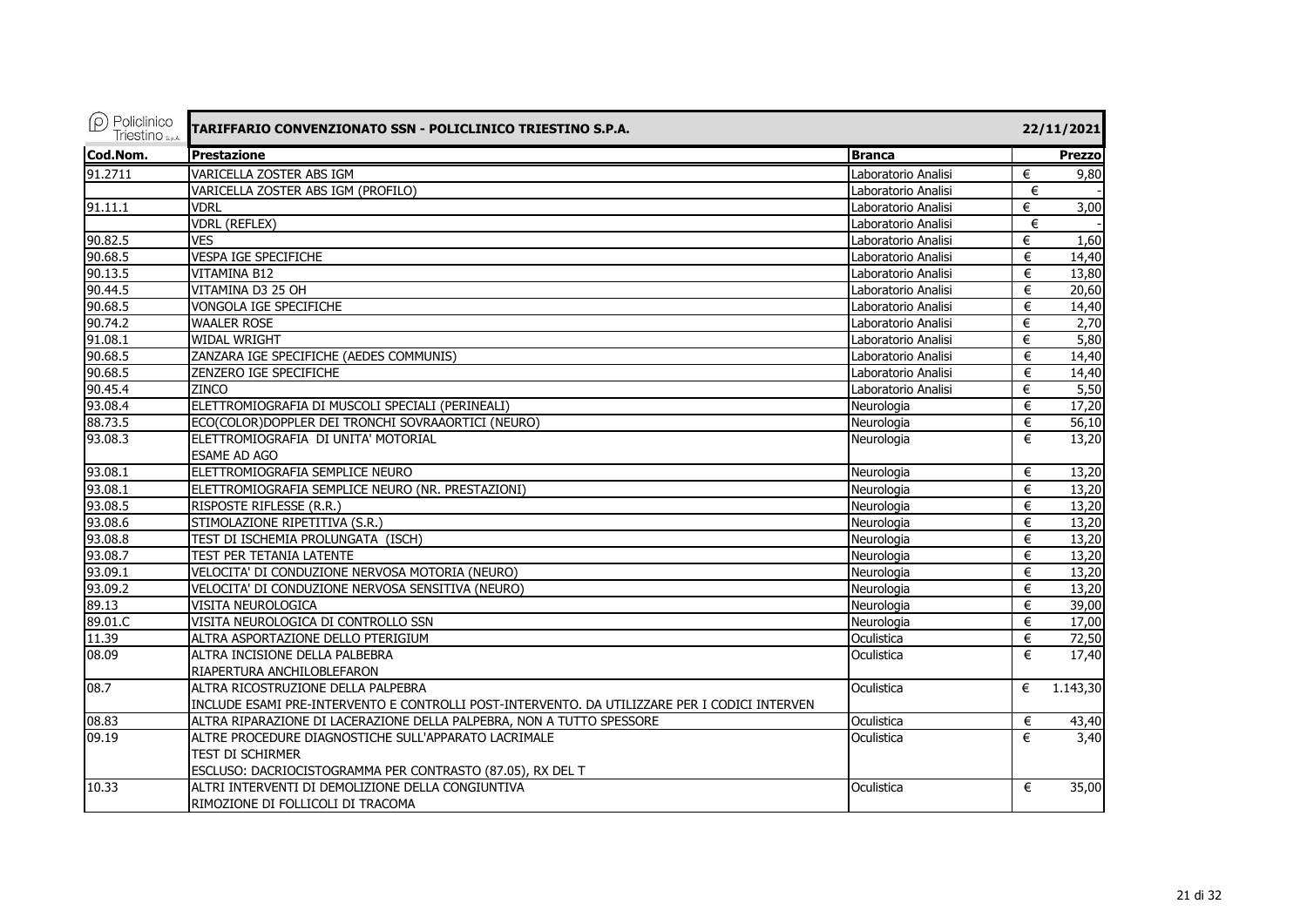| Policlinico Triestino S.p.A. | TARIFFARIO CONVENZIONATO SSN - POLICLINICO TRIESTINO S.P.A. | | 22/11/2021 |
|---|---|---|---|
| **Cod.Nom.** | **Prestazione** | **Branca** | **Prezzo** |
| 91.2711 | VARICELLA ZOSTER ABS IGM | Laboratorio Analisi | € 9,80 |
| | VARICELLA ZOSTER ABS IGM (PROFILO) | Laboratorio Analisi | € - |
| 91.11.1 | VDRL | Laboratorio Analisi | € 3,00 |
| | VDRL (REFLEX) | Laboratorio Analisi | € - |
| 90.82.5 | VES | Laboratorio Analisi | € 1,60 |
| 90.68.5 | VESPA IGE SPECIFICHE | Laboratorio Analisi | € 14,40 |
| 90.13.5 | VITAMINA B12 | Laboratorio Analisi | € 13,80 |
| 90.44.5 | VITAMINA D3 25 OH | Laboratorio Analisi | € 20,60 |
| 90.68.5 | VONGOLA IGE SPECIFICHE | Laboratorio Analisi | € 14,40 |
| 90.74.2 | WAALER ROSE | Laboratorio Analisi | € 2,70 |
| 91.08.1 | WIDAL WRIGHT | Laboratorio Analisi | € 5,80 |
| 90.68.5 | ZANZARA IGE SPECIFICHE (AEDES COMMUNIS) | Laboratorio Analisi | € 14,40 |
| 90.68.5 | ZENZERO IGE SPECIFICHE | Laboratorio Analisi | € 14,40 |
| 90.45.4 | ZINCO | Laboratorio Analisi | € 5,50 |
| 93.08.4 | ELETTROMIOGRAFIA DI MUSCOLI SPECIALI (PERINEALI) | Neurologia | € 17,20 |
| 88.73.5 | ECO(COLOR)DOPPLER DEI TRONCHI SOVRAAORTICI (NEURO) | Neurologia | € 56,10 |
| 93.08.3 | ELETTROMIOGRAFIA DI UNITA' MOTORIAL<br>ESAME AD AGO | Neurologia | € 13,20 |
| 93.08.1 | ELETTROMIOGRAFIA SEMPLICE NEURO | Neurologia | € 13,20 |
| 93.08.1 | ELETTROMIOGRAFIA SEMPLICE NEURO (NR. PRESTAZIONI) | Neurologia | € 13,20 |
| 93.08.5 | RISPOSTE RIFLESSE (R.R.) | Neurologia | € 13,20 |
| 93.08.6 | STIMOLAZIONE RIPETITIVA (S.R.) | Neurologia | € 13,20 |
| 93.08.8 | TEST DI ISCHEMIA PROLUNGATA (ISCH) | Neurologia | € 13,20 |
| 93.08.7 | TEST PER TETANIA LATENTE | Neurologia | € 13,20 |
| 93.09.1 | VELOCITA' DI CONDUZIONE NERVOSA MOTORIA (NEURO) | Neurologia | € 13,20 |
| 93.09.2 | VELOCITA' DI CONDUZIONE NERVOSA SENSITIVA (NEURO) | Neurologia | € 13,20 |
| 89.13 | VISITA NEUROLOGICA | Neurologia | € 39,00 |
| 89.01.C | VISITA NEUROLOGICA DI CONTROLLO SSN | Neurologia | € 17,00 |
| 11.39 | ALTRA ASPORTAZIONE DELLO PTERIGIUM | Oculistica | € 72,50 |
| 08.09 | ALTRA INCISIONE DELLA PALBEBRA<br>RIAPERTURA ANCHILOBLEFARON | Oculistica | € 17,40 |
| 08.7 | ALTRA RICOSTRUZIONE DELLA PALPEBRA<br>INCLUDE ESAMI PRE-INTERVENTO E CONTROLLI POST-INTERVENTO. DA UTILIZZARE PER I CODICI INTERVEN | Oculistica | € 1.143,30 |
| 08.83 | ALTRA RIPARAZIONE DI LACERAZIONE DELLA PALPEBRA, NON A TUTTO SPESSORE | Oculistica | € 43,40 |
| 09.19 | ALTRE PROCEDURE DIAGNOSTICHE SULL'APPARATO LACRIMALE<br>TEST DI SCHIRMER<br>ESCLUSO: DACRIOCISTOGRAMMA PER CONTRASTO (87.05), RX DEL T | Oculistica | € 3,40 |
| 10.33 | ALTRI INTERVENTI DI DEMOLIZIONE DELLA CONGIUNTIVA<br>RIMOZIONE DI FOLLICOLI DI TRACOMA | Oculistica | € 35,00 |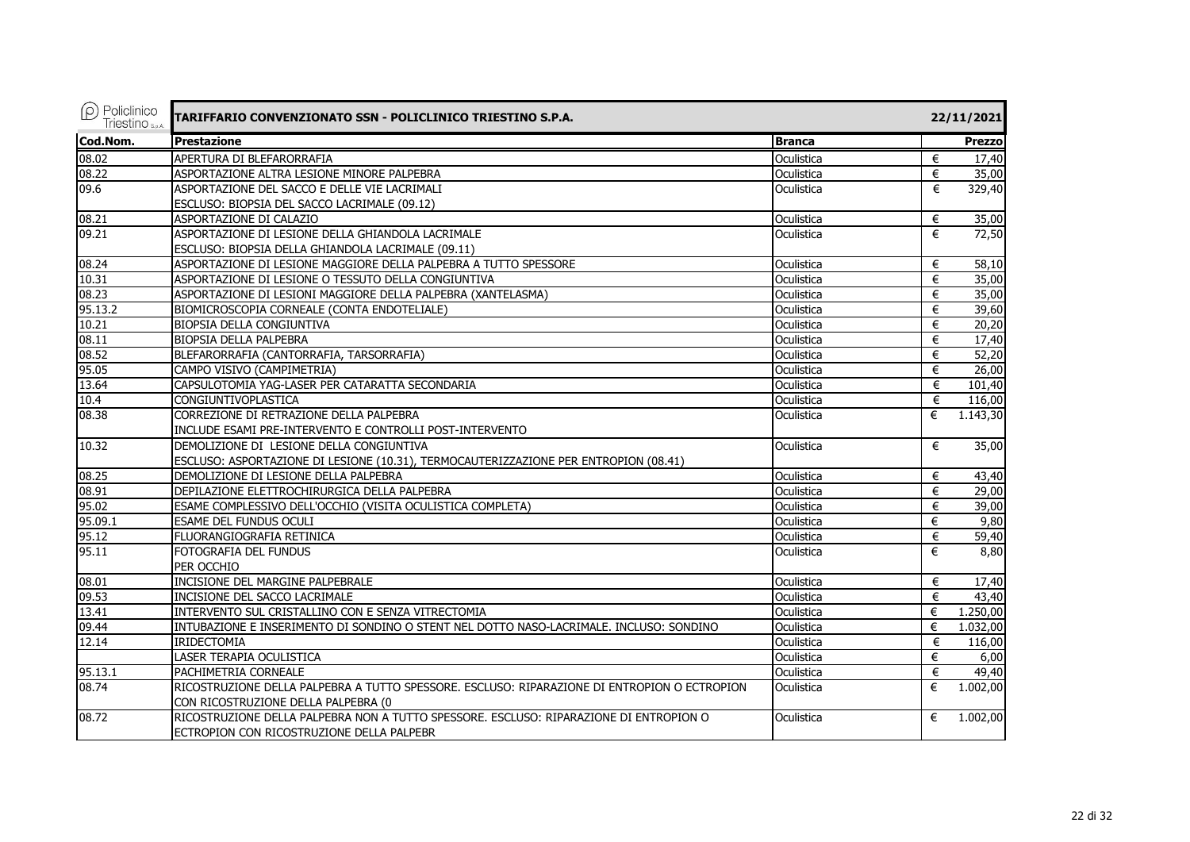# TARIFFARIO CONVENZIONATO SSN - POLICLINICO TRIESTINO S.P.A.

22/11/2021

| Cod.Nom. | Prestazione | Branca | Prezzo |
|---|---|---|---|
| 08.02 | APERTURA DI BLEFARORRAFIA | Oculistica | € 17,40 |
| 08.22 | ASPORTAZIONE ALTRA LESIONE MINORE PALPEBRA | Oculistica | € 35,00 |
| 09.6 | ASPORTAZIONE DEL SACCO E DELLE VIE LACRIMALI<br>ESCLUSO: BIOPSIA DEL SACCO LACRIMALE (09.12) | Oculistica | € 329,40 |
| 08.21 | ASPORTAZIONE DI CALAZIO | Oculistica | € 35,00 |
| 09.21 | ASPORTAZIONE DI LESIONE DELLA GHIANDOLA LACRIMALE<br>ESCLUSO: BIOPSIA DELLA GHIANDOLA LACRIMALE (09.11) | Oculistica | € 72,50 |
| 08.24 | ASPORTAZIONE DI LESIONE MAGGIORE DELLA PALPEBRA A TUTTO SPESSORE | Oculistica | € 58,10 |
| 10.31 | ASPORTAZIONE DI LESIONE O TESSUTO DELLA CONGIUNTIVA | Oculistica | € 35,00 |
| 08.23 | ASPORTAZIONE DI LESIONI MAGGIORE DELLA PALPEBRA (XANTELASMA) | Oculistica | € 35,00 |
| 95.13.2 | BIOMICROSCOPIA CORNEALE (CONTA ENDOTELIALE) | Oculistica | € 39,60 |
| 10.21 | BIOPSIA DELLA CONGIUNTIVA | Oculistica | € 20,20 |
| 08.11 | BIOPSIA DELLA PALPEBRA | Oculistica | € 17,40 |
| 08.52 | BLEFARORRAFIA (CANTORRAFIA, TARSORRAFIA) | Oculistica | € 52,20 |
| 95.05 | CAMPO VISIVO (CAMPIMETRIA) | Oculistica | € 26,00 |
| 13.64 | CAPSULOTOMIA YAG-LASER PER CATARATTA SECONDARIA | Oculistica | € 101,40 |
| 10.4 | CONGIUNTIVOPLASTICA | Oculistica | € 116,00 |
| 08.38 | CORREZIONE DI RETRAZIONE DELLA PALPEBRA<br>INCLUDE ESAMI PRE-INTERVENTO E CONTROLLI POST-INTERVENTO | Oculistica | € 1.143,30 |
| 10.32 | DEMOLIZIONE DI LESIONE DELLA CONGIUNTIVA<br>ESCLUSO: ASPORTAZIONE DI LESIONE (10.31), TERMOCAUTERIZZAZIONE PER ENTROPION (08.41) | Oculistica | € 35,00 |
| 08.25 | DEMOLIZIONE DI LESIONE DELLA PALPEBRA | Oculistica | € 43,40 |
| 08.91 | DEPILAZIONE ELETTROCHIRURGICA DELLA PALPEBRA | Oculistica | € 29,00 |
| 95.02 | ESAME COMPLESSIVO DELL'OCCHIO (VISITA OCULISTICA COMPLETA) | Oculistica | € 39,00 |
| 95.09.1 | ESAME DEL FUNDUS OCULI | Oculistica | € 9,80 |
| 95.12 | FLUORANGIOGRAFIA RETINICA | Oculistica | € 59,40 |
| 95.11 | FOTOGRAFIA DEL FUNDUS<br>PER OCCHIO | Oculistica | € 8,80 |
| 08.01 | INCISIONE DEL MARGINE PALPEBRALE | Oculistica | € 17,40 |
| 09.53 | INCISIONE DEL SACCO LACRIMALE | Oculistica | € 43,40 |
| 13.41 | INTERVENTO SUL CRISTALLINO CON E SENZA VITRECTOMIA | Oculistica | € 1.250,00 |
| 09.44 | INTUBAZIONE E INSERIMENTO DI SONDINO O STENT NEL DOTTO NASO-LACRIMALE. INCLUSO: SONDINO | Oculistica | € 1.032,00 |
| 12.14 | IRIDECTOMIA | Oculistica | € 116,00 |
| | LASER TERAPIA OCULISTICA | Oculistica | € 6,00 |
| 95.13.1 | PACHIMETRIA CORNEALE | Oculistica | € 49,40 |
| 08.74 | RICOSTRUZIONE DELLA PALPEBRA A TUTTO SPESSORE. ESCLUSO: RIPARAZIONE DI ENTROPION O ECTROPION<br>CON RICOSTRUZIONE DELLA PALPEBRA (0 | Oculistica | € 1.002,00 |
| 08.72 | RICOSTRUZIONE DELLA PALPEBRA NON A TUTTO SPESSORE. ESCLUSO: RIPARAZIONE DI ENTROPION O<br>ECTROPION CON RICOSTRUZIONE DELLA PALPEBR | Oculistica | € 1.002,00 |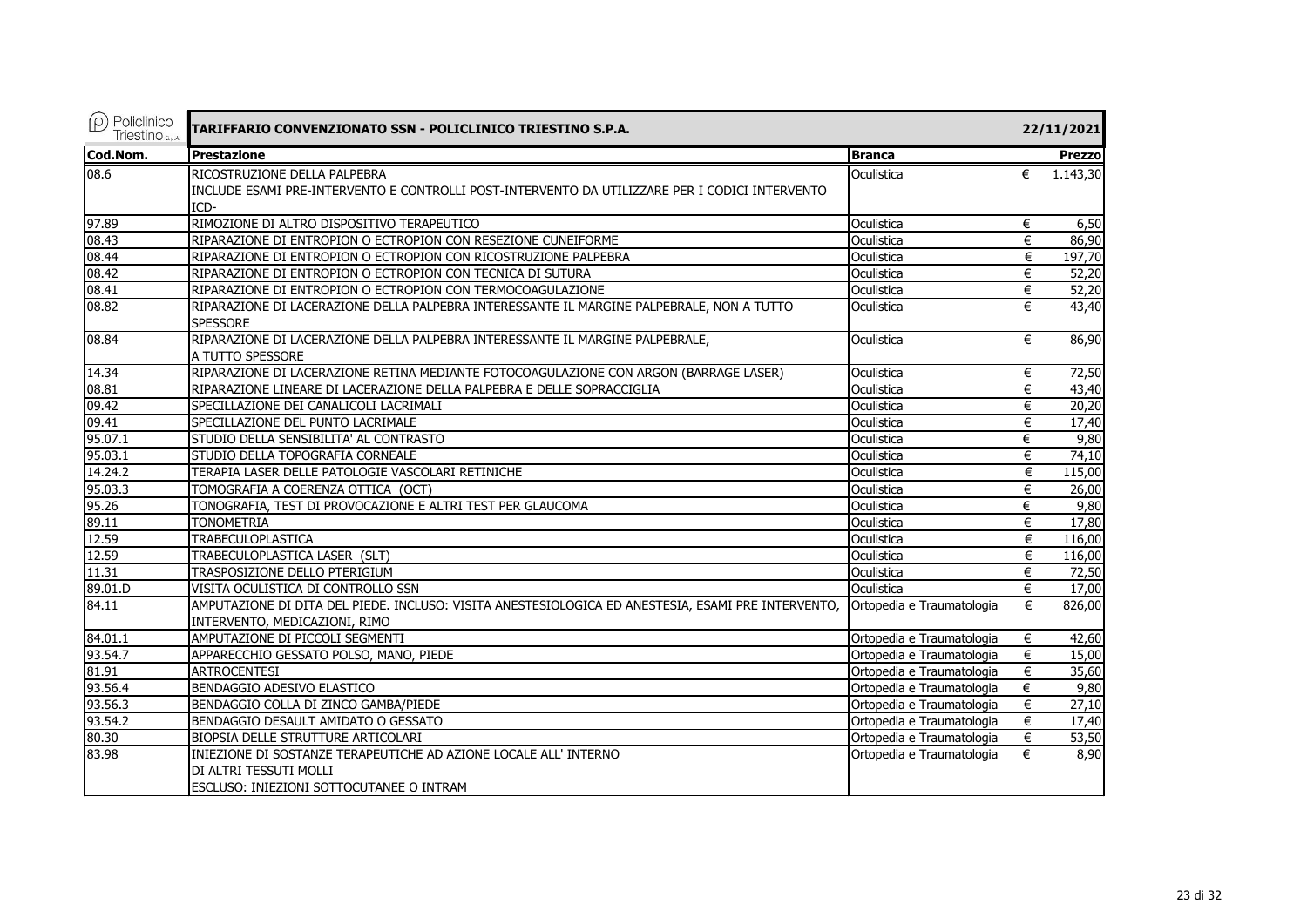| Cod.Nom. | Prestazione | Branca | Prezzo |
|---|---|---|---|
| 08.6 | RICOSTRUZIONE DELLA PALPEBRA INCLUDE ESAMI PRE-INTERVENTO E CONTROLLI POST-INTERVENTO DA UTILIZZARE PER I CODICI INTERVENTO ICD- | Oculistica | € 1.143,30 |
| 97.89 | RIMOZIONE DI ALTRO DISPOSITIVO TERAPEUTICO | Oculistica | € 6,50 |
| 08.43 | RIPARAZIONE DI ENTROPION O ECTROPION CON RESEZIONE CUNEIFORME | Oculistica | € 86,90 |
| 08.44 | RIPARAZIONE DI ENTROPION O ECTROPION CON RICOSTRUZIONE PALPEBRA | Oculistica | € 197,70 |
| 08.42 | RIPARAZIONE DI ENTROPION O ECTROPION CON TECNICA DI SUTURA | Oculistica | € 52,20 |
| 08.41 | RIPARAZIONE DI ENTROPION O ECTROPION CON TERMOCOAGULAZIONE | Oculistica | € 52,20 |
| 08.82 | RIPARAZIONE DI LACERAZIONE DELLA PALPEBRA INTERESSANTE IL MARGINE PALPEBRALE, NON A TUTTO SPESSORE | Oculistica | € 43,40 |
| 08.84 | RIPARAZIONE DI LACERAZIONE DELLA PALPEBRA INTERESSANTE IL MARGINE PALPEBRALE, A TUTTO SPESSORE | Oculistica | € 86,90 |
| 14.34 | RIPARAZIONE DI LACERAZIONE RETINA MEDIANTE FOTOCOAGULAZIONE CON ARGON (BARRAGE LASER) | Oculistica | € 72,50 |
| 08.81 | RIPARAZIONE LINEARE DI LACERAZIONE DELLA PALPEBRA E DELLE SOPRACCIGLIA | Oculistica | € 43,40 |
| 09.42 | SPECILLAZIONE DEI CANALICOLI LACRIMALI | Oculistica | € 20,20 |
| 09.41 | SPECILLAZIONE DEL PUNTO LACRIMALE | Oculistica | € 17,40 |
| 95.07.1 | STUDIO DELLA SENSIBILITA' AL CONTRASTO | Oculistica | € 9,80 |
| 95.03.1 | STUDIO DELLA TOPOGRAFIA CORNEALE | Oculistica | € 74,10 |
| 14.24.2 | TERAPIA LASER DELLE PATOLOGIE VASCOLARI RETINICHE | Oculistica | € 115,00 |
| 95.03.3 | TOMOGRAFIA A COERENZA OTTICA (OCT) | Oculistica | € 26,00 |
| 95.26 | TONOGRAFIA, TEST DI PROVOCAZIONE E ALTRI TEST PER GLAUCOMA | Oculistica | € 9,80 |
| 89.11 | TONOMETRIA | Oculistica | € 17,80 |
| 12.59 | TRABECULOPLASTICA | Oculistica | € 116,00 |
| 12.59 | TRABECULOPLASTICA LASER (SLT) | Oculistica | € 116,00 |
| 11.31 | TRASPOSIZIONE DELLO PTERIGIUM | Oculistica | € 72,50 |
| 89.01.D | VISITA OCULISTICA DI CONTROLLO SSN | Oculistica | € 17,00 |
| 84.11 | AMPUTAZIONE DI DITA DEL PIEDE. INCLUSO: VISITA ANESTESIOLOGICA ED ANESTESIA, ESAMI PRE INTERVENTO, INTERVENTO, MEDICAZIONI, RIMO | Ortopedia e Traumatologia | € 826,00 |
| 84.01.1 | AMPUTAZIONE DI PICCOLI SEGMENTI | Ortopedia e Traumatologia | € 42,60 |
| 93.54.7 | APPARECCHIO GESSATO POLSO, MANO, PIEDE | Ortopedia e Traumatologia | € 15,00 |
| 81.91 | ARTROCENTESI | Ortopedia e Traumatologia | € 35,60 |
| 93.56.4 | BENDAGGIO ADESIVO ELASTICO | Ortopedia e Traumatologia | € 9,80 |
| 93.56.3 | BENDAGGIO COLLA DI ZINCO GAMBA/PIEDE | Ortopedia e Traumatologia | € 27,10 |
| 93.54.2 | BENDAGGIO DESAULT AMIDATO O GESSATO | Ortopedia e Traumatologia | € 17,40 |
| 80.30 | BIOPSIA DELLE STRUTTURE ARTICOLARI | Ortopedia e Traumatologia | € 53,50 |
| 83.98 | INIEZIONE DI SOSTANZE TERAPEUTICHE AD AZIONE LOCALE ALL' INTERNO DI ALTRI TESSUTI MOLLI ESCLUSO: INIEZIONI SOTTOCUTANEE O INTRAM | Ortopedia e Traumatologia | € 8,90 |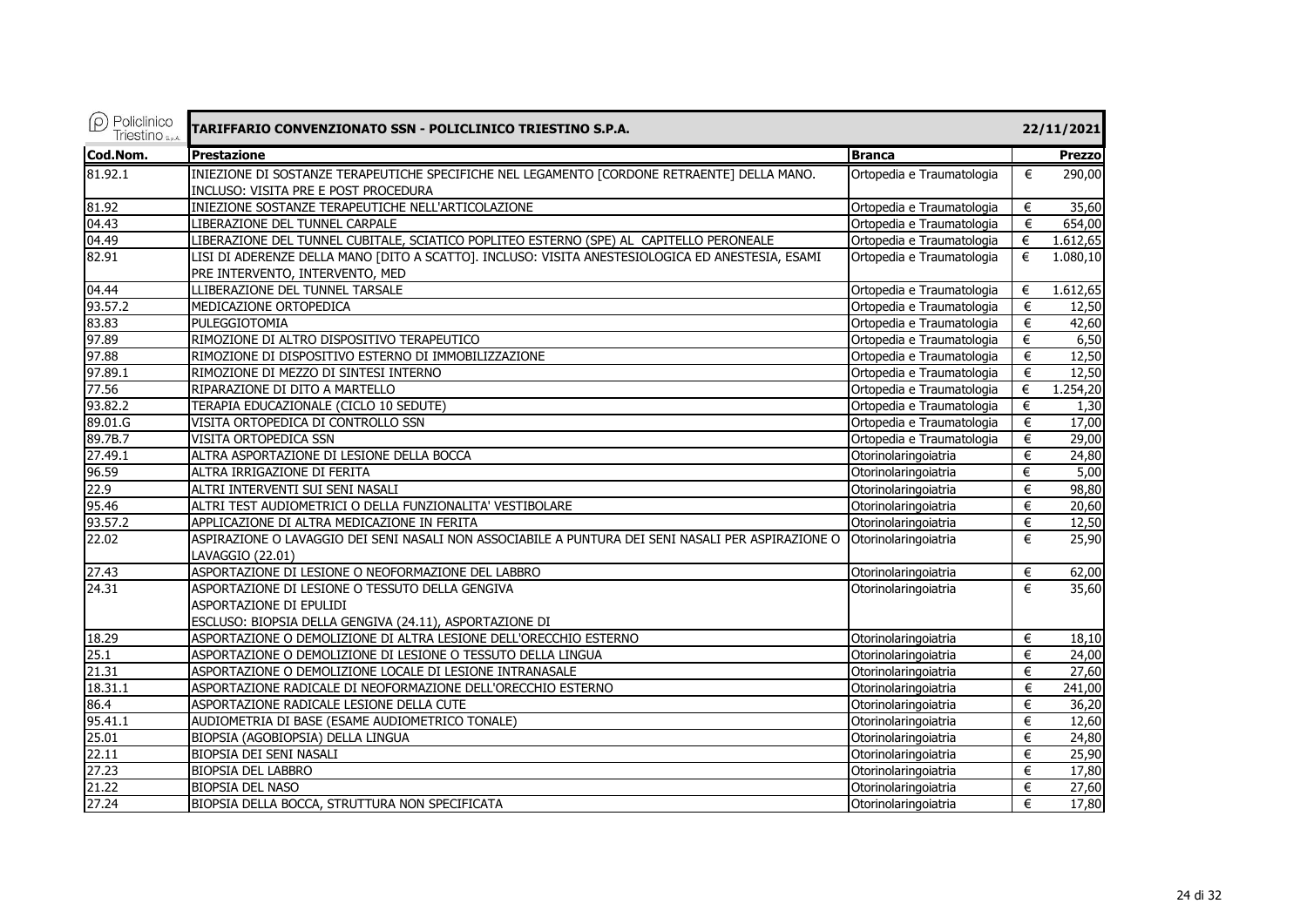**TARIFFARIO CONVENZIONATO SSN - POLICLINICO TRIESTINO S.P.A.** — 22/11/2021

| Cod.Nom. | Prestazione | Branca | | Prezzo |
|---|---|---|---|---|
| 81.92.1 | INIEZIONE DI SOSTANZE TERAPEUTICHE SPECIFICHE NEL LEGAMENTO [CORDONE RETRAENTE] DELLA MANO. INCLUSO: VISITA PRE E POST PROCEDURA | Ortopedia e Traumatologia | € | 290,00 |
| 81.92 | INIEZIONE SOSTANZE TERAPEUTICHE NELL'ARTICOLAZIONE | Ortopedia e Traumatologia | € | 35,60 |
| 04.43 | LIBERAZIONE DEL TUNNEL CARPALE | Ortopedia e Traumatologia | € | 654,00 |
| 04.49 | LIBERAZIONE DEL TUNNEL CUBITALE, SCIATICO POPLITEO ESTERNO (SPE) AL CAPITELLO PERONEALE | Ortopedia e Traumatologia | € | 1.612,65 |
| 82.91 | LISI DI ADERENZE DELLA MANO [DITO A SCATTO]. INCLUSO: VISITA ANESTESIOLOGICA ED ANESTESIA, ESAMI PRE INTERVENTO, INTERVENTO, MED | Ortopedia e Traumatologia | € | 1.080,10 |
| 04.44 | LLIBERAZIONE DEL TUNNEL TARSALE | Ortopedia e Traumatologia | € | 1.612,65 |
| 93.57.2 | MEDICAZIONE ORTOPEDICA | Ortopedia e Traumatologia | € | 12,50 |
| 83.83 | PULEGGIOTOMIA | Ortopedia e Traumatologia | € | 42,60 |
| 97.89 | RIMOZIONE DI ALTRO DISPOSITIVO TERAPEUTICO | Ortopedia e Traumatologia | € | 6,50 |
| 97.88 | RIMOZIONE DI DISPOSITIVO ESTERNO DI IMMOBILIZZAZIONE | Ortopedia e Traumatologia | € | 12,50 |
| 97.89.1 | RIMOZIONE DI MEZZO DI SINTESI INTERNO | Ortopedia e Traumatologia | € | 12,50 |
| 77.56 | RIPARAZIONE DI DITO A MARTELLO | Ortopedia e Traumatologia | € | 1.254,20 |
| 93.82.2 | TERAPIA EDUCAZIONALE (CICLO 10 SEDUTE) | Ortopedia e Traumatologia | € | 1,30 |
| 89.01.G | VISITA ORTOPEDICA DI CONTROLLO SSN | Ortopedia e Traumatologia | € | 17,00 |
| 89.7B.7 | VISITA ORTOPEDICA SSN | Ortopedia e Traumatologia | € | 29,00 |
| 27.49.1 | ALTRA ASPORTAZIONE DI LESIONE DELLA BOCCA | Otorinolaringoiatria | € | 24,80 |
| 96.59 | ALTRA IRRIGAZIONE DI FERITA | Otorinolaringoiatria | € | 5,00 |
| 22.9 | ALTRI INTERVENTI SUI SENI NASALI | Otorinolaringoiatria | € | 98,80 |
| 95.46 | ALTRI TEST AUDIOMETRICI O DELLA FUNZIONALITA' VESTIBOLARE | Otorinolaringoiatria | € | 20,60 |
| 93.57.2 | APPLICAZIONE DI ALTRA MEDICAZIONE IN FERITA | Otorinolaringoiatria | € | 12,50 |
| 22.02 | ASPIRAZIONE O LAVAGGIO DEI SENI NASALI NON ASSOCIABILE A PUNTURA DEI SENI NASALI PER ASPIRAZIONE O LAVAGGIO (22.01) | Otorinolaringoiatria | € | 25,90 |
| 27.43 | ASPORTAZIONE DI LESIONE O NEOFORMAZIONE DEL LABBRO | Otorinolaringoiatria | € | 62,00 |
| 24.31 | ASPORTAZIONE DI LESIONE O TESSUTO DELLA GENGIVA<br>ASPORTAZIONE DI EPULIDI<br>ESCLUSO: BIOPSIA DELLA GENGIVA (24.11), ASPORTAZIONE DI | Otorinolaringoiatria | € | 35,60 |
| 18.29 | ASPORTAZIONE O DEMOLIZIONE DI ALTRA LESIONE DELL'ORECCHIO ESTERNO | Otorinolaringoiatria | € | 18,10 |
| 25.1 | ASPORTAZIONE O DEMOLIZIONE DI LESIONE O TESSUTO DELLA LINGUA | Otorinolaringoiatria | € | 24,00 |
| 21.31 | ASPORTAZIONE O DEMOLIZIONE LOCALE DI LESIONE INTRANASALE | Otorinolaringoiatria | € | 27,60 |
| 18.31.1 | ASPORTAZIONE RADICALE DI NEOFORMAZIONE DELL'ORECCHIO ESTERNO | Otorinolaringoiatria | € | 241,00 |
| 86.4 | ASPORTAZIONE RADICALE LESIONE DELLA CUTE | Otorinolaringoiatria | € | 36,20 |
| 95.41.1 | AUDIOMETRIA DI BASE (ESAME AUDIOMETRICO TONALE) | Otorinolaringoiatria | € | 12,60 |
| 25.01 | BIOPSIA (AGOBIOPSIA) DELLA LINGUA | Otorinolaringoiatria | € | 24,80 |
| 22.11 | BIOPSIA DEI SENI NASALI | Otorinolaringoiatria | € | 25,90 |
| 27.23 | BIOPSIA DEL LABBRO | Otorinolaringoiatria | € | 17,80 |
| 21.22 | BIOPSIA DEL NASO | Otorinolaringoiatria | € | 27,60 |
| 27.24 | BIOPSIA DELLA BOCCA, STRUTTURA NON SPECIFICATA | Otorinolaringoiatria | € | 17,80 |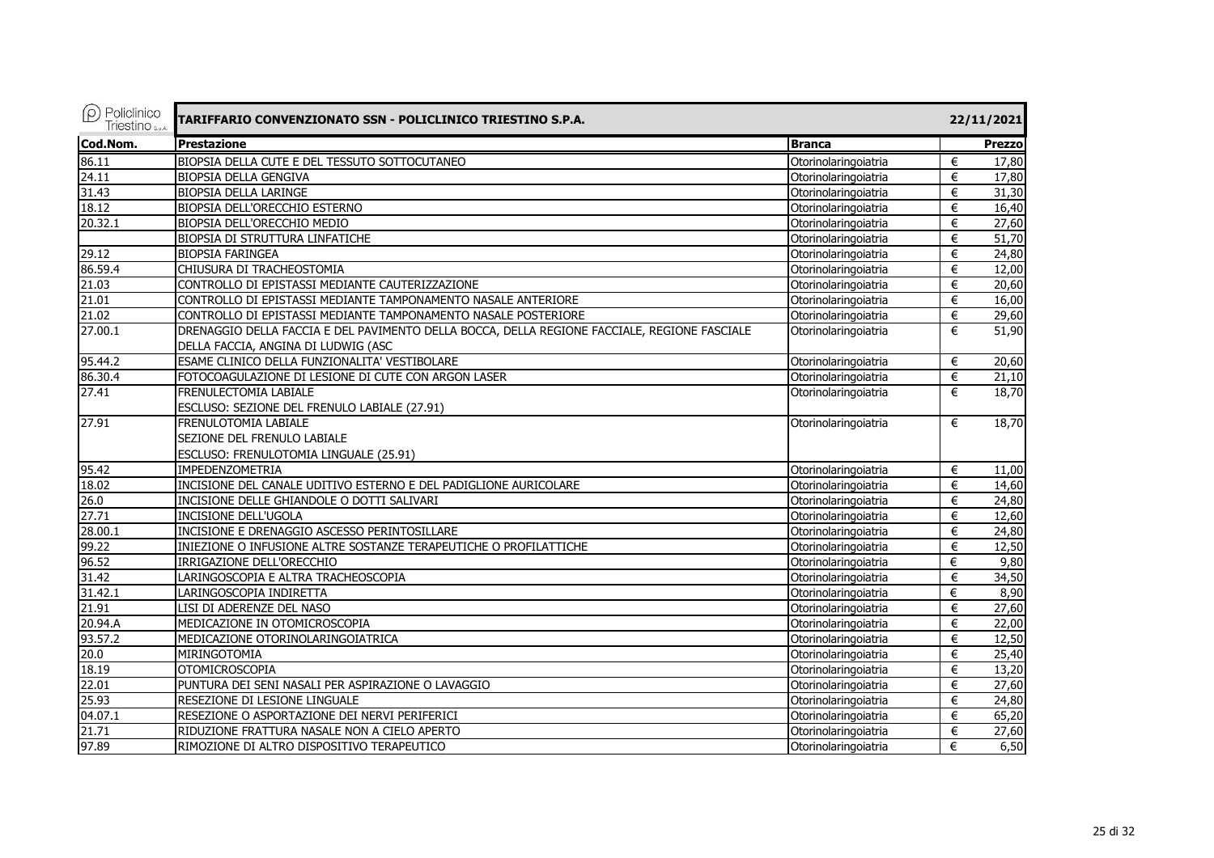| Cod.Nom. | Prestazione | Branca | Prezzo |
|---|---|---|---|
| 86.11 | BIOPSIA DELLA CUTE E DEL TESSUTO SOTTOCUTANEO | Otorinolaringoiatria | € 17,80 |
| 24.11 | BIOPSIA DELLA GENGIVA | Otorinolaringoiatria | € 17,80 |
| 31.43 | BIOPSIA DELLA LARINGE | Otorinolaringoiatria | € 31,30 |
| 18.12 | BIOPSIA DELL'ORECCHIO ESTERNO | Otorinolaringoiatria | € 16,40 |
| 20.32.1 | BIOPSIA DELL'ORECCHIO MEDIO | Otorinolaringoiatria | € 27,60 |
| | BIOPSIA DI STRUTTURA LINFATICHE | Otorinolaringoiatria | € 51,70 |
| 29.12 | BIOPSIA FARINGEA | Otorinolaringoiatria | € 24,80 |
| 86.59.4 | CHIUSURA DI TRACHEOSTOMIA | Otorinolaringoiatria | € 12,00 |
| 21.03 | CONTROLLO DI EPISTASSI MEDIANTE CAUTERIZZAZIONE | Otorinolaringoiatria | € 20,60 |
| 21.01 | CONTROLLO DI EPISTASSI MEDIANTE TAMPONAMENTO NASALE ANTERIORE | Otorinolaringoiatria | € 16,00 |
| 21.02 | CONTROLLO DI EPISTASSI MEDIANTE TAMPONAMENTO NASALE POSTERIORE | Otorinolaringoiatria | € 29,60 |
| 27.00.1 | DRENAGGIO DELLA FACCIA E DEL PAVIMENTO DELLA BOCCA, DELLA REGIONE FACCIALE, REGIONE FASCIALE DELLA FACCIA, ANGINA DI LUDWIG (ASC | Otorinolaringoiatria | € 51,90 |
| 95.44.2 | ESAME CLINICO DELLA FUNZIONALITA' VESTIBOLARE | Otorinolaringoiatria | € 20,60 |
| 86.30.4 | FOTOCOAGULAZIONE DI LESIONE DI CUTE CON ARGON LASER | Otorinolaringoiatria | € 21,10 |
| 27.41 | FRENULECTOMIA LABIALE<br>ESCLUSO: SEZIONE DEL FRENULO LABIALE (27.91) | Otorinolaringoiatria | € 18,70 |
| 27.91 | FRENULOTOMIA LABIALE<br>SEZIONE DEL FRENULO LABIALE<br>ESCLUSO: FRENULOTOMIA LINGUALE (25.91) | Otorinolaringoiatria | € 18,70 |
| 95.42 | IMPEDENZOMETRIA | Otorinolaringoiatria | € 11,00 |
| 18.02 | INCISIONE DEL CANALE UDITIVO ESTERNO E DEL PADIGLIONE AURICOLARE | Otorinolaringoiatria | € 14,60 |
| 26.0 | INCISIONE DELLE GHIANDOLE O DOTTI SALIVARI | Otorinolaringoiatria | € 24,80 |
| 27.71 | INCISIONE DELL'UGOLA | Otorinolaringoiatria | € 12,60 |
| 28.00.1 | INCISIONE E DRENAGGIO ASCESSO PERINTOSILLARE | Otorinolaringoiatria | € 24,80 |
| 99.22 | INIEZIONE O INFUSIONE ALTRE SOSTANZE TERAPEUTICHE O PROFILATTICHE | Otorinolaringoiatria | € 12,50 |
| 96.52 | IRRIGAZIONE DELL'ORECCHIO | Otorinolaringoiatria | € 9,80 |
| 31.42 | LARINGOSCOPIA E ALTRA TRACHEOSCOPIA | Otorinolaringoiatria | € 34,50 |
| 31.42.1 | LARINGOSCOPIA INDIRETTA | Otorinolaringoiatria | € 8,90 |
| 21.91 | LISI DI ADERENZE DEL NASO | Otorinolaringoiatria | € 27,60 |
| 20.94.A | MEDICAZIONE IN OTOMICROSCOPIA | Otorinolaringoiatria | € 22,00 |
| 93.57.2 | MEDICAZIONE OTORINOLARINGOIATRICA | Otorinolaringoiatria | € 12,50 |
| 20.0 | MIRINGOTOMIA | Otorinolaringoiatria | € 25,40 |
| 18.19 | OTOMICROSCOPIA | Otorinolaringoiatria | € 13,20 |
| 22.01 | PUNTURA DEI SENI NASALI PER ASPIRAZIONE O LAVAGGIO | Otorinolaringoiatria | € 27,60 |
| 25.93 | RESEZIONE DI LESIONE LINGUALE | Otorinolaringoiatria | € 24,80 |
| 04.07.1 | RESEZIONE O ASPORTAZIONE DEI NERVI PERIFERICI | Otorinolaringoiatria | € 65,20 |
| 21.71 | RIDUZIONE FRATTURA NASALE NON A CIELO APERTO | Otorinolaringoiatria | € 27,60 |
| 97.89 | RIMOZIONE DI ALTRO DISPOSITIVO TERAPEUTICO | Otorinolaringoiatria | € 6,50 |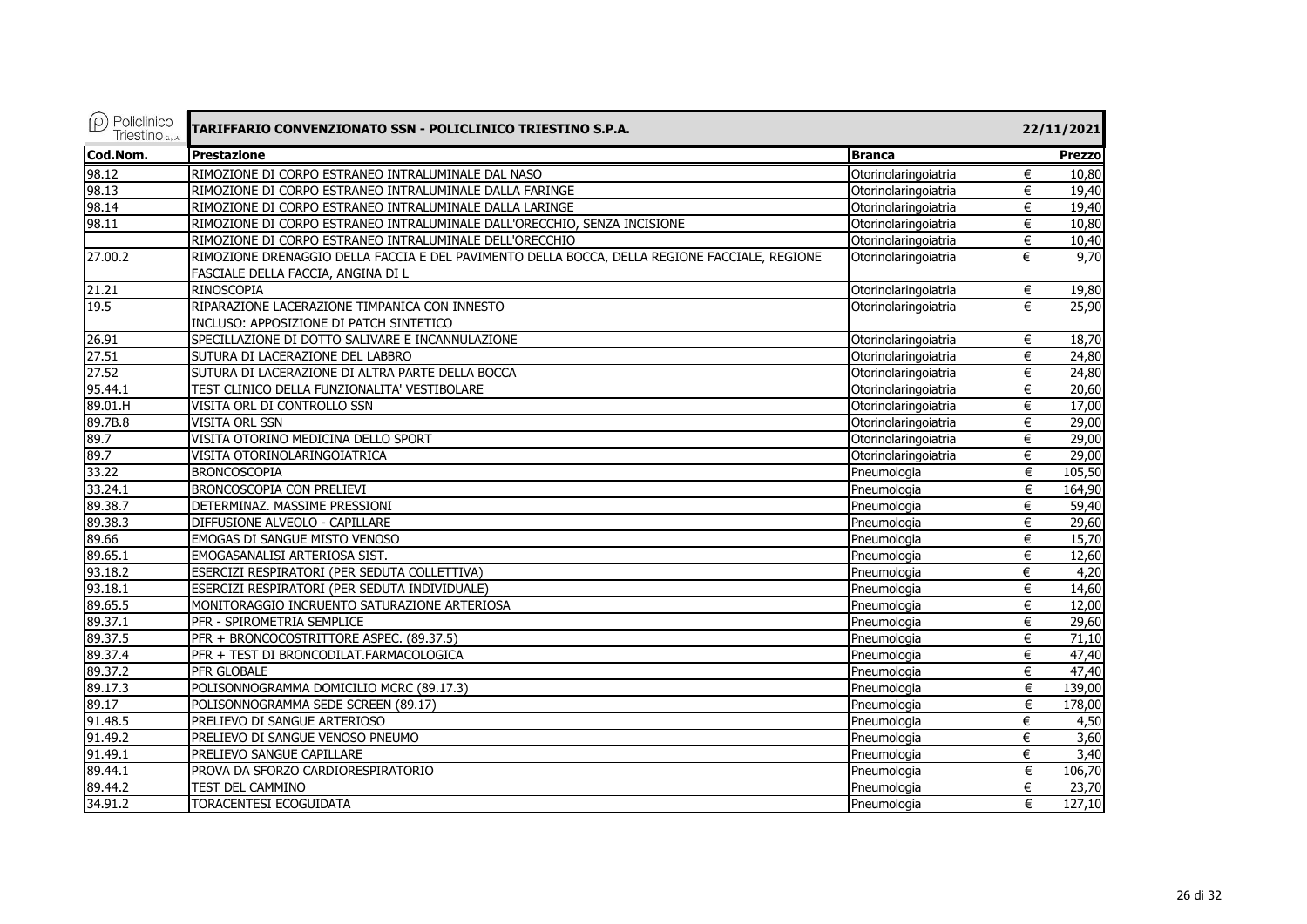**TARIFFARIO CONVENZIONATO SSN - POLICLINICO TRIESTINO S.P.A.** 22/11/2021

| Cod.Nom. | Prestazione | Branca | Prezzo |
|---|---|---|---|
| 98.12 | RIMOZIONE DI CORPO ESTRANEO INTRALUMINALE DAL NASO | Otorinolaringoiatria | € 10,80 |
| 98.13 | RIMOZIONE DI CORPO ESTRANEO INTRALUMINALE DALLA FARINGE | Otorinolaringoiatria | € 19,40 |
| 98.14 | RIMOZIONE DI CORPO ESTRANEO INTRALUMINALE DALLA LARINGE | Otorinolaringoiatria | € 19,40 |
| 98.11 | RIMOZIONE DI CORPO ESTRANEO INTRALUMINALE DALL'ORECCHIO, SENZA INCISIONE | Otorinolaringoiatria | € 10,80 |
| | RIMOZIONE DI CORPO ESTRANEO INTRALUMINALE DELL'ORECCHIO | Otorinolaringoiatria | € 10,40 |
| 27.00.2 | RIMOZIONE DRENAGGIO DELLA FACCIA E DEL PAVIMENTO DELLA BOCCA, DELLA REGIONE FACCIALE, REGIONE FASCIALE DELLA FACCIA, ANGINA DI L | Otorinolaringoiatria | € 9,70 |
| 21.21 | RINOSCOPIA | Otorinolaringoiatria | € 19,80 |
| 19.5 | RIPARAZIONE LACERAZIONE TIMPANICA CON INNESTO INCLUSO: APPOSIZIONE DI PATCH SINTETICO | Otorinolaringoiatria | € 25,90 |
| 26.91 | SPECILLAZIONE DI DOTTO SALIVARE E INCANNULAZIONE | Otorinolaringoiatria | € 18,70 |
| 27.51 | SUTURA DI LACERAZIONE DEL LABBRO | Otorinolaringoiatria | € 24,80 |
| 27.52 | SUTURA DI LACERAZIONE DI ALTRA PARTE DELLA BOCCA | Otorinolaringoiatria | € 24,80 |
| 95.44.1 | TEST CLINICO DELLA FUNZIONALITA' VESTIBOLARE | Otorinolaringoiatria | € 20,60 |
| 89.01.H | VISITA ORL DI CONTROLLO SSN | Otorinolaringoiatria | € 17,00 |
| 89.7B.8 | VISITA ORL SSN | Otorinolaringoiatria | € 29,00 |
| 89.7 | VISITA OTORINO MEDICINA DELLO SPORT | Otorinolaringoiatria | € 29,00 |
| 89.7 | VISITA OTORINOLARINGOIATRICA | Otorinolaringoiatria | € 29,00 |
| 33.22 | BRONCOSCOPIA | Pneumologia | € 105,50 |
| 33.24.1 | BRONCOSCOPIA CON PRELIEVI | Pneumologia | € 164,90 |
| 89.38.7 | DETERMINAZ. MASSIME PRESSIONI | Pneumologia | € 59,40 |
| 89.38.3 | DIFFUSIONE ALVEOLO - CAPILLARE | Pneumologia | € 29,60 |
| 89.66 | EMOGAS DI SANGUE MISTO VENOSO | Pneumologia | € 15,70 |
| 89.65.1 | EMOGASANALISI ARTERIOSA SIST. | Pneumologia | € 12,60 |
| 93.18.2 | ESERCIZI RESPIRATORI (PER SEDUTA COLLETTIVA) | Pneumologia | € 4,20 |
| 93.18.1 | ESERCIZI RESPIRATORI (PER SEDUTA INDIVIDUALE) | Pneumologia | € 14,60 |
| 89.65.5 | MONITORAGGIO INCRUENTO SATURAZIONE ARTERIOSA | Pneumologia | € 12,00 |
| 89.37.1 | PFR - SPIROMETRIA SEMPLICE | Pneumologia | € 29,60 |
| 89.37.5 | PFR + BRONCOCOSTRITTORE ASPEC. (89.37.5) | Pneumologia | € 71,10 |
| 89.37.4 | PFR + TEST DI BRONCODILAT.FARMACOLOGICA | Pneumologia | € 47,40 |
| 89.37.2 | PFR GLOBALE | Pneumologia | € 47,40 |
| 89.17.3 | POLISONNOGRAMMA DOMICILIO MCRC (89.17.3) | Pneumologia | € 139,00 |
| 89.17 | POLISONNOGRAMMA SEDE SCREEN (89.17) | Pneumologia | € 178,00 |
| 91.48.5 | PRELIEVO DI SANGUE ARTERIOSO | Pneumologia | € 4,50 |
| 91.49.2 | PRELIEVO DI SANGUE VENOSO PNEUMO | Pneumologia | € 3,60 |
| 91.49.1 | PRELIEVO SANGUE CAPILLARE | Pneumologia | € 3,40 |
| 89.44.1 | PROVA DA SFORZO CARDIORESPIRATORIO | Pneumologia | € 106,70 |
| 89.44.2 | TEST DEL CAMMINO | Pneumologia | € 23,70 |
| 34.91.2 | TORACENTESI ECOGUIDATA | Pneumologia | € 127,10 |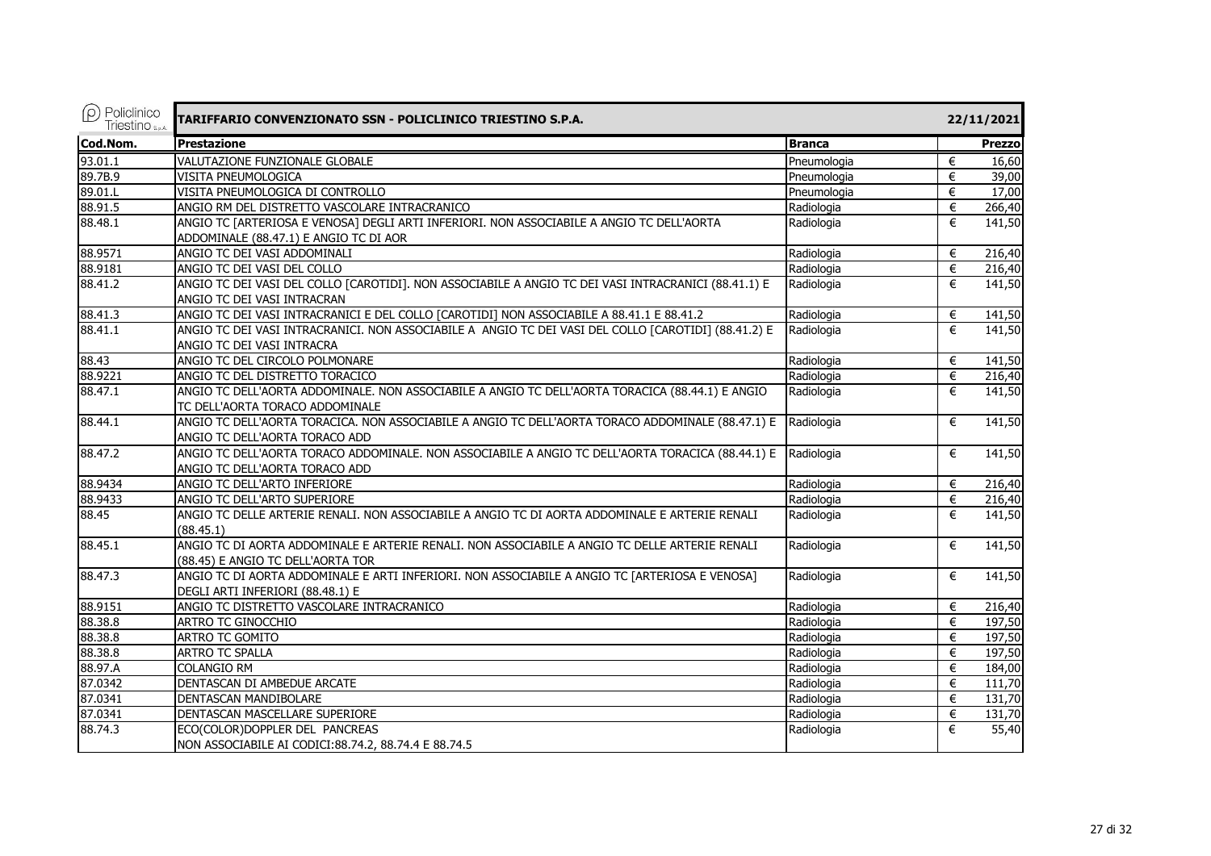| Cod.Nom. | Prestazione | Branca | Prezzo |
|---|---|---|---|
| 93.01.1 | VALUTAZIONE FUNZIONALE GLOBALE | Pneumologia | € 16,60 |
| 89.7B.9 | VISITA PNEUMOLOGICA | Pneumologia | € 39,00 |
| 89.01.L | VISITA PNEUMOLOGICA DI CONTROLLO | Pneumologia | € 17,00 |
| 88.91.5 | ANGIO RM DEL DISTRETTO VASCOLARE INTRACRANICO | Radiologia | € 266,40 |
| 88.48.1 | ANGIO TC [ARTERIOSA E VENOSA] DEGLI ARTI INFERIORI. NON ASSOCIABILE A ANGIO TC DELL'AORTA ADDOMINALE (88.47.1) E ANGIO TC DI AOR | Radiologia | € 141,50 |
| 88.9571 | ANGIO TC DEI VASI ADDOMINALI | Radiologia | € 216,40 |
| 88.9181 | ANGIO TC DEI VASI DEL COLLO | Radiologia | € 216,40 |
| 88.41.2 | ANGIO TC DEI VASI DEL COLLO [CAROTIDI]. NON ASSOCIABILE A ANGIO TC DEI VASI INTRACRANICI (88.41.1) E ANGIO TC DEI VASI INTRACRAN | Radiologia | € 141,50 |
| 88.41.3 | ANGIO TC DEI VASI INTRACRANICI E DEL COLLO [CAROTIDI] NON ASSOCIABILE A 88.41.1 E 88.41.2 | Radiologia | € 141,50 |
| 88.41.1 | ANGIO TC DEI VASI INTRACRANICI. NON ASSOCIABILE A  ANGIO TC DEI VASI DEL COLLO [CAROTIDI] (88.41.2) E ANGIO TC DEI VASI INTRACRA | Radiologia | € 141,50 |
| 88.43 | ANGIO TC DEL CIRCOLO POLMONARE | Radiologia | € 141,50 |
| 88.9221 | ANGIO TC DEL DISTRETTO TORACICO | Radiologia | € 216,40 |
| 88.47.1 | ANGIO TC DELL'AORTA ADDOMINALE. NON ASSOCIABILE A ANGIO TC DELL'AORTA TORACICA (88.44.1) E ANGIO TC DELL'AORTA TORACO ADDOMINALE | Radiologia | € 141,50 |
| 88.44.1 | ANGIO TC DELL'AORTA TORACICA. NON ASSOCIABILE A ANGIO TC DELL'AORTA TORACO ADDOMINALE (88.47.1) E ANGIO TC DELL'AORTA TORACO ADD | Radiologia | € 141,50 |
| 88.47.2 | ANGIO TC DELL'AORTA TORACO ADDOMINALE. NON ASSOCIABILE A ANGIO TC DELL'AORTA TORACICA (88.44.1) E ANGIO TC DELL'AORTA TORACO ADD | Radiologia | € 141,50 |
| 88.9434 | ANGIO TC DELL'ARTO INFERIORE | Radiologia | € 216,40 |
| 88.9433 | ANGIO TC DELL'ARTO SUPERIORE | Radiologia | € 216,40 |
| 88.45 | ANGIO TC DELLE ARTERIE RENALI. NON ASSOCIABILE A ANGIO TC DI AORTA ADDOMINALE E ARTERIE RENALI (88.45.1) | Radiologia | € 141,50 |
| 88.45.1 | ANGIO TC DI AORTA ADDOMINALE E ARTERIE RENALI. NON ASSOCIABILE A ANGIO TC DELLE ARTERIE RENALI (88.45) E ANGIO TC DELL'AORTA TOR | Radiologia | € 141,50 |
| 88.47.3 | ANGIO TC DI AORTA ADDOMINALE E ARTI INFERIORI. NON ASSOCIABILE A ANGIO TC [ARTERIOSA E VENOSA] DEGLI ARTI INFERIORI (88.48.1) E | Radiologia | € 141,50 |
| 88.9151 | ANGIO TC DISTRETTO VASCOLARE INTRACRANICO | Radiologia | € 216,40 |
| 88.38.8 | ARTRO TC GINOCCHIO | Radiologia | € 197,50 |
| 88.38.8 | ARTRO TC GOMITO | Radiologia | € 197,50 |
| 88.38.8 | ARTRO TC SPALLA | Radiologia | € 197,50 |
| 88.97.A | COLANGIO RM | Radiologia | € 184,00 |
| 87.0342 | DENTASCAN DI AMBEDUE ARCATE | Radiologia | € 111,70 |
| 87.0341 | DENTASCAN MANDIBOLARE | Radiologia | € 131,70 |
| 87.0341 | DENTASCAN MASCELLARE SUPERIORE | Radiologia | € 131,70 |
| 88.74.3 | ECO(COLOR)DOPPLER DEL  PANCREAS NON ASSOCIABILE AI CODICI:88.74.2, 88.74.4 E 88.74.5 | Radiologia | € 55,40 |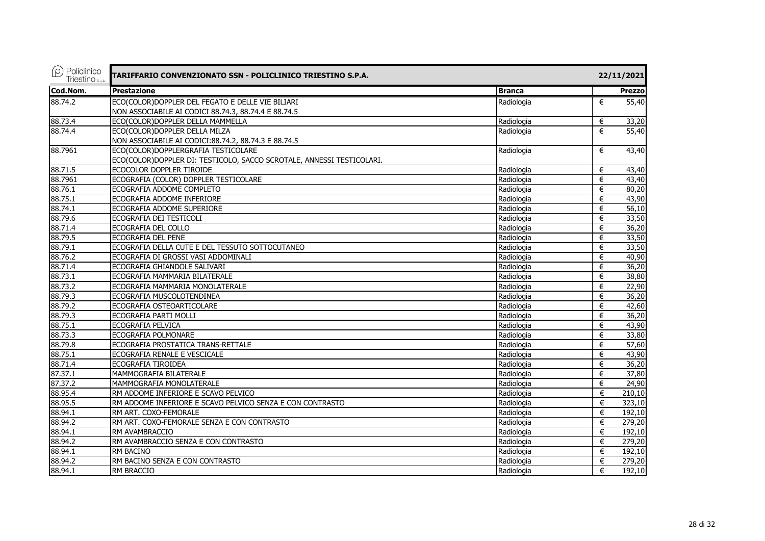| Cod.Nom. | Prestazione | Branca | Prezzo |
|---|---|---|---|
| 88.74.2 | ECO(COLOR)DOPPLER DEL FEGATO E DELLE VIE BILIARI<br>NON ASSOCIABILE AI CODICI 88.74.3, 88.74.4 E 88.74.5 | Radiologia | € 55,40 |
| 88.73.4 | ECO(COLOR)DOPPLER DELLA MAMMELLA | Radiologia | € 33,20 |
| 88.74.4 | ECO(COLOR)DOPPLER DELLA MILZA<br>NON ASSOCIABILE AI CODICI:88.74.2, 88.74.3 E 88.74.5 | Radiologia | € 55,40 |
| 88.7961 | ECO(COLOR)DOPPLERGRAFIA TESTICOLARE<br>ECO(COLOR)DOPPLER DI: TESTICOLO, SACCO SCROTALE, ANNESSI TESTICOLARI. | Radiologia | € 43,40 |
| 88.71.5 | ECOCOLOR DOPPLER TIROIDE | Radiologia | € 43,40 |
| 88.7961 | ECOGRAFIA (COLOR) DOPPLER TESTICOLARE | Radiologia | € 43,40 |
| 88.76.1 | ECOGRAFIA ADDOME COMPLETO | Radiologia | € 80,20 |
| 88.75.1 | ECOGRAFIA ADDOME INFERIORE | Radiologia | € 43,90 |
| 88.74.1 | ECOGRAFIA ADDOME SUPERIORE | Radiologia | € 56,10 |
| 88.79.6 | ECOGRAFIA DEI TESTICOLI | Radiologia | € 33,50 |
| 88.71.4 | ECOGRAFIA DEL COLLO | Radiologia | € 36,20 |
| 88.79.5 | ECOGRAFIA DEL PENE | Radiologia | € 33,50 |
| 88.79.1 | ECOGRAFIA DELLA CUTE E DEL TESSUTO SOTTOCUTANEO | Radiologia | € 33,50 |
| 88.76.2 | ECOGRAFIA DI GROSSI VASI ADDOMINALI | Radiologia | € 40,90 |
| 88.71.4 | ECOGRAFIA GHIANDOLE SALIVARI | Radiologia | € 36,20 |
| 88.73.1 | ECOGRAFIA MAMMARIA BILATERALE | Radiologia | € 38,80 |
| 88.73.2 | ECOGRAFIA MAMMARIA MONOLATERALE | Radiologia | € 22,90 |
| 88.79.3 | ECOGRAFIA MUSCOLOTENDINEA | Radiologia | € 36,20 |
| 88.79.2 | ECOGRAFIA OSTEOARTICOLARE | Radiologia | € 42,60 |
| 88.79.3 | ECOGRAFIA PARTI MOLLI | Radiologia | € 36,20 |
| 88.75.1 | ECOGRAFIA PELVICA | Radiologia | € 43,90 |
| 88.73.3 | ECOGRAFIA POLMONARE | Radiologia | € 33,80 |
| 88.79.8 | ECOGRAFIA PROSTATICA TRANS-RETTALE | Radiologia | € 57,60 |
| 88.75.1 | ECOGRAFIA RENALE E VESCICALE | Radiologia | € 43,90 |
| 88.71.4 | ECOGRAFIA TIROIDEA | Radiologia | € 36,20 |
| 87.37.1 | MAMMOGRAFIA BILATERALE | Radiologia | € 37,80 |
| 87.37.2 | MAMMOGRAFIA MONOLATERALE | Radiologia | € 24,90 |
| 88.95.4 | RM ADDOME INFERIORE E SCAVO PELVICO | Radiologia | € 210,10 |
| 88.95.5 | RM ADDOME INFERIORE E SCAVO PELVICO SENZA E CON CONTRASTO | Radiologia | € 323,10 |
| 88.94.1 | RM ART. COXO-FEMORALE | Radiologia | € 192,10 |
| 88.94.2 | RM ART. COXO-FEMORALE SENZA E CON CONTRASTO | Radiologia | € 279,20 |
| 88.94.1 | RM AVAMBRACCIO | Radiologia | € 192,10 |
| 88.94.2 | RM AVAMBRACCIO SENZA E CON CONTRASTO | Radiologia | € 279,20 |
| 88.94.1 | RM BACINO | Radiologia | € 192,10 |
| 88.94.2 | RM BACINO SENZA E CON CONTRASTO | Radiologia | € 279,20 |
| 88.94.1 | RM BRACCIO | Radiologia | € 192,10 |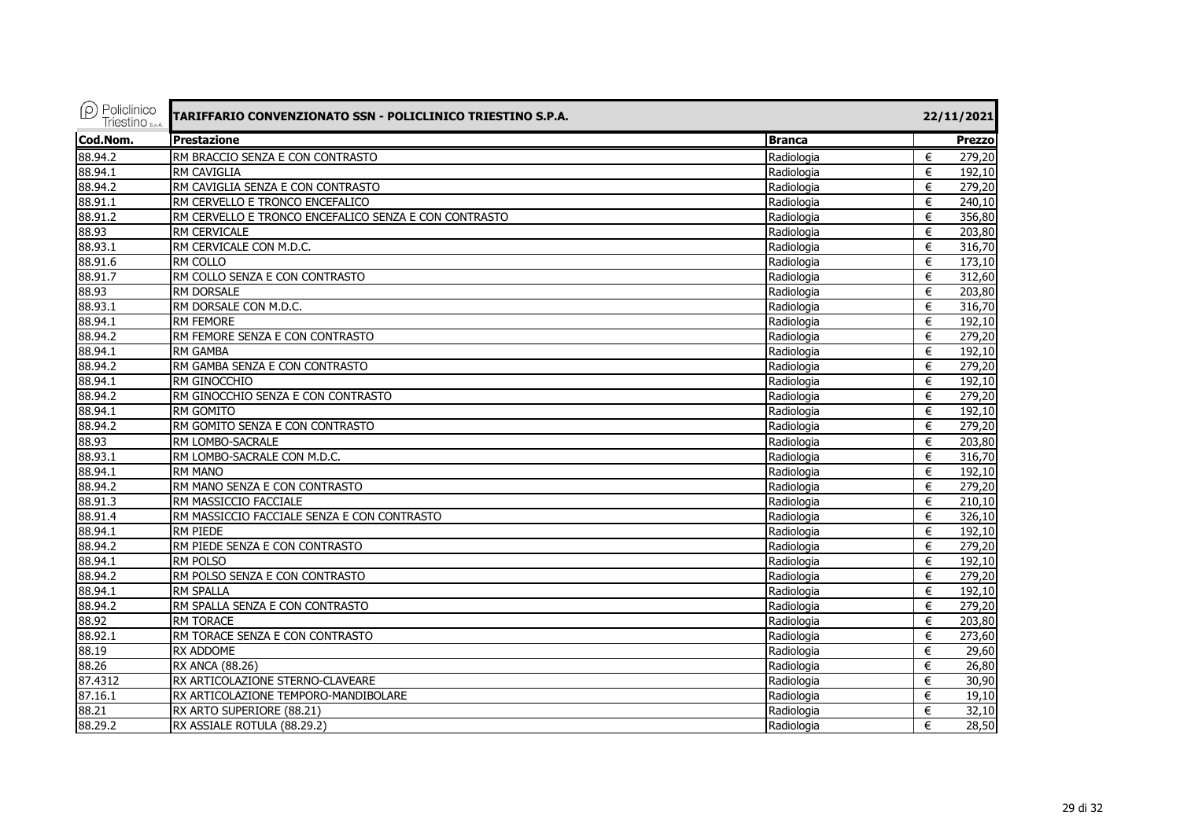| Policlinico Triestino S.p.A. | TARIFFARIO CONVENZIONATO SSN - POLICLINICO TRIESTINO S.P.A. | | 22/11/2021 |
|---|---|---|---|
| **Cod.Nom.** | **Prestazione** | **Branca** | **Prezzo** |
| 88.94.2 | RM BRACCIO SENZA E CON CONTRASTO | Radiologia | € 279,20 |
| 88.94.1 | RM CAVIGLIA | Radiologia | € 192,10 |
| 88.94.2 | RM CAVIGLIA SENZA E CON CONTRASTO | Radiologia | € 279,20 |
| 88.91.1 | RM CERVELLO E TRONCO ENCEFALICO | Radiologia | € 240,10 |
| 88.91.2 | RM CERVELLO E TRONCO ENCEFALICO SENZA E CON CONTRASTO | Radiologia | € 356,80 |
| 88.93 | RM CERVICALE | Radiologia | € 203,80 |
| 88.93.1 | RM CERVICALE CON M.D.C. | Radiologia | € 316,70 |
| 88.91.6 | RM COLLO | Radiologia | € 173,10 |
| 88.91.7 | RM COLLO SENZA E CON CONTRASTO | Radiologia | € 312,60 |
| 88.93 | RM DORSALE | Radiologia | € 203,80 |
| 88.93.1 | RM DORSALE CON M.D.C. | Radiologia | € 316,70 |
| 88.94.1 | RM FEMORE | Radiologia | € 192,10 |
| 88.94.2 | RM FEMORE SENZA E CON CONTRASTO | Radiologia | € 279,20 |
| 88.94.1 | RM GAMBA | Radiologia | € 192,10 |
| 88.94.2 | RM GAMBA SENZA E CON CONTRASTO | Radiologia | € 279,20 |
| 88.94.1 | RM GINOCCHIO | Radiologia | € 192,10 |
| 88.94.2 | RM GINOCCHIO SENZA E CON CONTRASTO | Radiologia | € 279,20 |
| 88.94.1 | RM GOMITO | Radiologia | € 192,10 |
| 88.94.2 | RM GOMITO SENZA E CON CONTRASTO | Radiologia | € 279,20 |
| 88.93 | RM LOMBO-SACRALE | Radiologia | € 203,80 |
| 88.93.1 | RM LOMBO-SACRALE CON M.D.C. | Radiologia | € 316,70 |
| 88.94.1 | RM MANO | Radiologia | € 192,10 |
| 88.94.2 | RM MANO SENZA E CON CONTRASTO | Radiologia | € 279,20 |
| 88.91.3 | RM MASSICCIO FACCIALE | Radiologia | € 210,10 |
| 88.91.4 | RM MASSICCIO FACCIALE SENZA E CON CONTRASTO | Radiologia | € 326,10 |
| 88.94.1 | RM PIEDE | Radiologia | € 192,10 |
| 88.94.2 | RM PIEDE SENZA E CON CONTRASTO | Radiologia | € 279,20 |
| 88.94.1 | RM POLSO | Radiologia | € 192,10 |
| 88.94.2 | RM POLSO SENZA E CON CONTRASTO | Radiologia | € 279,20 |
| 88.94.1 | RM SPALLA | Radiologia | € 192,10 |
| 88.94.2 | RM SPALLA SENZA E CON CONTRASTO | Radiologia | € 279,20 |
| 88.92 | RM TORACE | Radiologia | € 203,80 |
| 88.92.1 | RM TORACE SENZA E CON CONTRASTO | Radiologia | € 273,60 |
| 88.19 | RX ADDOME | Radiologia | € 29,60 |
| 88.26 | RX ANCA (88.26) | Radiologia | € 26,80 |
| 87.4312 | RX ARTICOLAZIONE STERNO-CLAVEARE | Radiologia | € 30,90 |
| 87.16.1 | RX ARTICOLAZIONE TEMPORO-MANDIBOLARE | Radiologia | € 19,10 |
| 88.21 | RX ARTO SUPERIORE (88.21) | Radiologia | € 32,10 |
| 88.29.2 | RX ASSIALE ROTULA (88.29.2) | Radiologia | € 28,50 |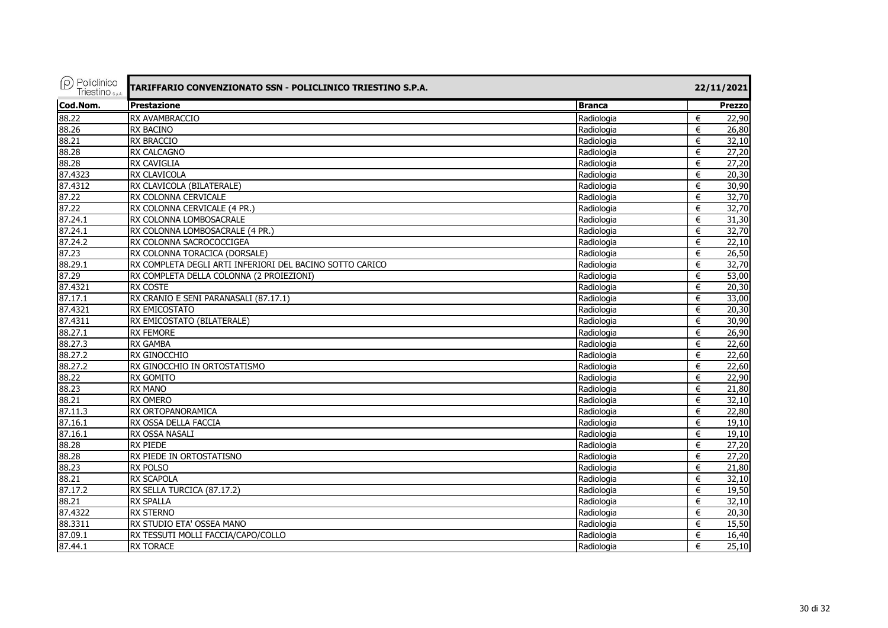| Policlinico Triestino S.p.A. | TARIFFARIO CONVENZIONATO SSN - POLICLINICO TRIESTINO S.P.A. | | 22/11/2021 |
|---|---|---|---|
| **Cod.Nom.** | **Prestazione** | **Branca** | **Prezzo** |
| 88.22 | RX AVAMBRACCIO | Radiologia | € 22,90 |
| 88.26 | RX BACINO | Radiologia | € 26,80 |
| 88.21 | RX BRACCIO | Radiologia | € 32,10 |
| 88.28 | RX CALCAGNO | Radiologia | € 27,20 |
| 88.28 | RX CAVIGLIA | Radiologia | € 27,20 |
| 87.4323 | RX CLAVICOLA | Radiologia | € 20,30 |
| 87.4312 | RX CLAVICOLA (BILATERALE) | Radiologia | € 30,90 |
| 87.22 | RX COLONNA CERVICALE | Radiologia | € 32,70 |
| 87.22 | RX COLONNA CERVICALE (4 PR.) | Radiologia | € 32,70 |
| 87.24.1 | RX COLONNA LOMBOSACRALE | Radiologia | € 31,30 |
| 87.24.1 | RX COLONNA LOMBOSACRALE (4 PR.) | Radiologia | € 32,70 |
| 87.24.2 | RX COLONNA SACROCOCCIGEA | Radiologia | € 22,10 |
| 87.23 | RX COLONNA TORACICA (DORSALE) | Radiologia | € 26,50 |
| 88.29.1 | RX COMPLETA DEGLI ARTI INFERIORI DEL BACINO SOTTO CARICO | Radiologia | € 32,70 |
| 87.29 | RX COMPLETA DELLA COLONNA (2 PROIEZIONI) | Radiologia | € 53,00 |
| 87.4321 | RX COSTE | Radiologia | € 20,30 |
| 87.17.1 | RX CRANIO E SENI PARANASALI (87.17.1) | Radiologia | € 33,00 |
| 87.4321 | RX EMICOSTATO | Radiologia | € 20,30 |
| 87.4311 | RX EMICOSTATO (BILATERALE) | Radiologia | € 30,90 |
| 88.27.1 | RX FEMORE | Radiologia | € 26,90 |
| 88.27.3 | RX GAMBA | Radiologia | € 22,60 |
| 88.27.2 | RX GINOCCHIO | Radiologia | € 22,60 |
| 88.27.2 | RX GINOCCHIO IN ORTOSTATISMO | Radiologia | € 22,60 |
| 88.22 | RX GOMITO | Radiologia | € 22,90 |
| 88.23 | RX MANO | Radiologia | € 21,80 |
| 88.21 | RX OMERO | Radiologia | € 32,10 |
| 87.11.3 | RX ORTOPANORAMICA | Radiologia | € 22,80 |
| 87.16.1 | RX OSSA DELLA FACCIA | Radiologia | € 19,10 |
| 87.16.1 | RX OSSA NASALI | Radiologia | € 19,10 |
| 88.28 | RX PIEDE | Radiologia | € 27,20 |
| 88.28 | RX PIEDE IN ORTOSTATISNO | Radiologia | € 27,20 |
| 88.23 | RX POLSO | Radiologia | € 21,80 |
| 88.21 | RX SCAPOLA | Radiologia | € 32,10 |
| 87.17.2 | RX SELLA TURCICA (87.17.2) | Radiologia | € 19,50 |
| 88.21 | RX SPALLA | Radiologia | € 32,10 |
| 87.4322 | RX STERNO | Radiologia | € 20,30 |
| 88.3311 | RX STUDIO ETA' OSSEA MANO | Radiologia | € 15,50 |
| 87.09.1 | RX TESSUTI MOLLI FACCIA/CAPO/COLLO | Radiologia | € 16,40 |
| 87.44.1 | RX TORACE | Radiologia | € 25,10 |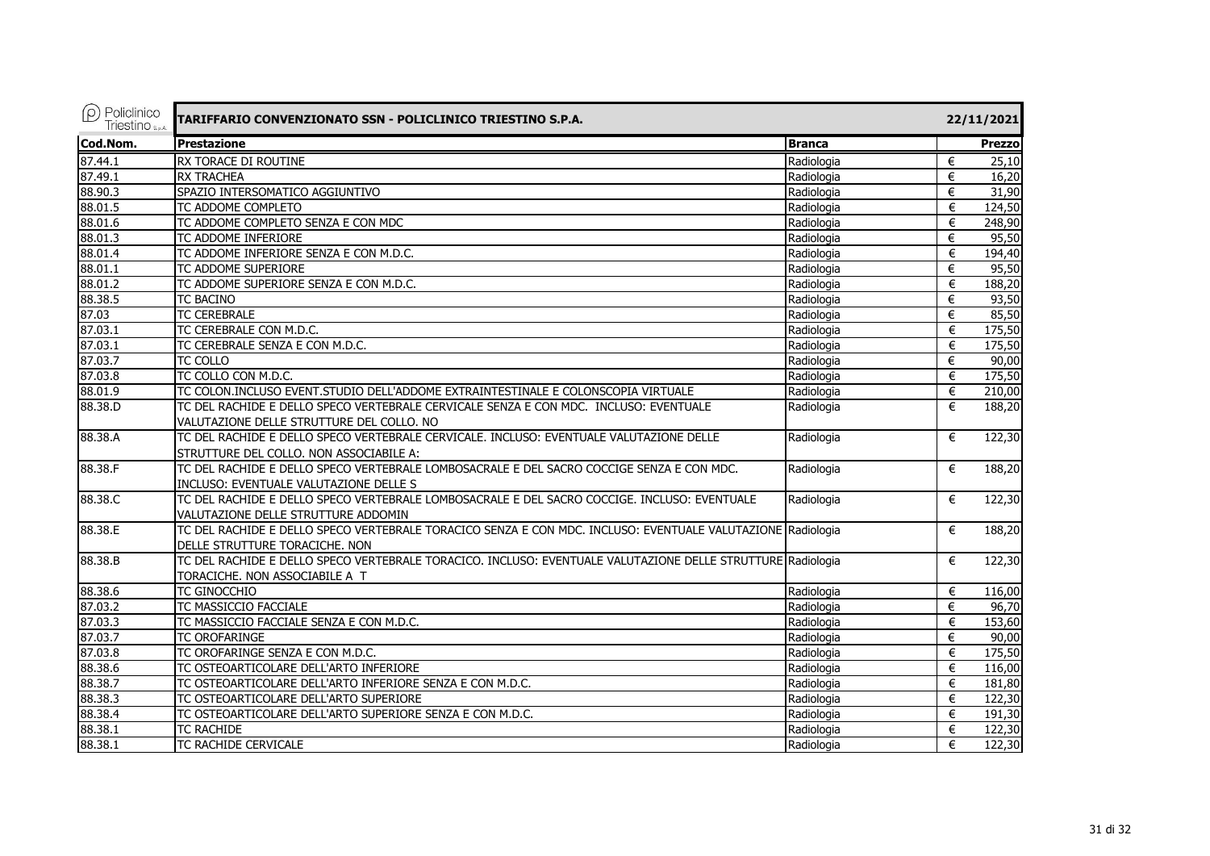| Cod.Nom. | Prestazione | Branca | Prezzo |
|---|---|---|---|
| 87.44.1 | RX TORACE DI ROUTINE | Radiologia | € 25,10 |
| 87.49.1 | RX TRACHEA | Radiologia | € 16,20 |
| 88.90.3 | SPAZIO INTERSOMATICO AGGIUNTIVO | Radiologia | € 31,90 |
| 88.01.5 | TC ADDOME COMPLETO | Radiologia | € 124,50 |
| 88.01.6 | TC ADDOME COMPLETO SENZA E CON MDC | Radiologia | € 248,90 |
| 88.01.3 | TC ADDOME INFERIORE | Radiologia | € 95,50 |
| 88.01.4 | TC ADDOME INFERIORE SENZA E CON M.D.C. | Radiologia | € 194,40 |
| 88.01.1 | TC ADDOME SUPERIORE | Radiologia | € 95,50 |
| 88.01.2 | TC ADDOME SUPERIORE SENZA E CON M.D.C. | Radiologia | € 188,20 |
| 88.38.5 | TC BACINO | Radiologia | € 93,50 |
| 87.03 | TC CEREBRALE | Radiologia | € 85,50 |
| 87.03.1 | TC CEREBRALE CON M.D.C. | Radiologia | € 175,50 |
| 87.03.1 | TC CEREBRALE SENZA E CON M.D.C. | Radiologia | € 175,50 |
| 87.03.7 | TC COLLO | Radiologia | € 90,00 |
| 87.03.8 | TC COLLO CON M.D.C. | Radiologia | € 175,50 |
| 88.01.9 | TC COLON.INCLUSO EVENT.STUDIO DELL'ADDOME EXTRAINTESTINALE E COLONSCOPIA VIRTUALE | Radiologia | € 210,00 |
| 88.38.D | TC DEL RACHIDE E DELLO SPECO VERTEBRALE CERVICALE SENZA E CON MDC. INCLUSO: EVENTUALE VALUTAZIONE DELLE STRUTTURE DEL COLLO. NO | Radiologia | € 188,20 |
| 88.38.A | TC DEL RACHIDE E DELLO SPECO VERTEBRALE CERVICALE. INCLUSO: EVENTUALE VALUTAZIONE DELLE STRUTTURE DEL COLLO. NON ASSOCIABILE A: | Radiologia | € 122,30 |
| 88.38.F | TC DEL RACHIDE E DELLO SPECO VERTEBRALE LOMBOSACRALE E DEL SACRO COCCIGE SENZA E CON MDC. INCLUSO: EVENTUALE VALUTAZIONE DELLE S | Radiologia | € 188,20 |
| 88.38.C | TC DEL RACHIDE E DELLO SPECO VERTEBRALE LOMBOSACRALE E DEL SACRO COCCIGE. INCLUSO: EVENTUALE VALUTAZIONE DELLE STRUTTURE ADDOMIN | Radiologia | € 122,30 |
| 88.38.E | TC DEL RACHIDE E DELLO SPECO VERTEBRALE TORACICO SENZA E CON MDC. INCLUSO: EVENTUALE VALUTAZIONE DELLE STRUTTURE TORACICHE. NON | Radiologia | € 188,20 |
| 88.38.B | TC DEL RACHIDE E DELLO SPECO VERTEBRALE TORACICO. INCLUSO: EVENTUALE VALUTAZIONE DELLE STRUTTURE TORACICHE. NON ASSOCIABILE A T | Radiologia | € 122,30 |
| 88.38.6 | TC GINOCCHIO | Radiologia | € 116,00 |
| 87.03.2 | TC MASSICCIO FACCIALE | Radiologia | € 96,70 |
| 87.03.3 | TC MASSICCIO FACCIALE SENZA E CON M.D.C. | Radiologia | € 153,60 |
| 87.03.7 | TC OROFARINGE | Radiologia | € 90,00 |
| 87.03.8 | TC OROFARINGE SENZA E CON M.D.C. | Radiologia | € 175,50 |
| 88.38.6 | TC OSTEOARTICOLARE DELL'ARTO INFERIORE | Radiologia | € 116,00 |
| 88.38.7 | TC OSTEOARTICOLARE DELL'ARTO INFERIORE SENZA E CON M.D.C. | Radiologia | € 181,80 |
| 88.38.3 | TC OSTEOARTICOLARE DELL'ARTO SUPERIORE | Radiologia | € 122,30 |
| 88.38.4 | TC OSTEOARTICOLARE DELL'ARTO SUPERIORE SENZA E CON M.D.C. | Radiologia | € 191,30 |
| 88.38.1 | TC RACHIDE | Radiologia | € 122,30 |
| 88.38.1 | TC RACHIDE CERVICALE | Radiologia | € 122,30 |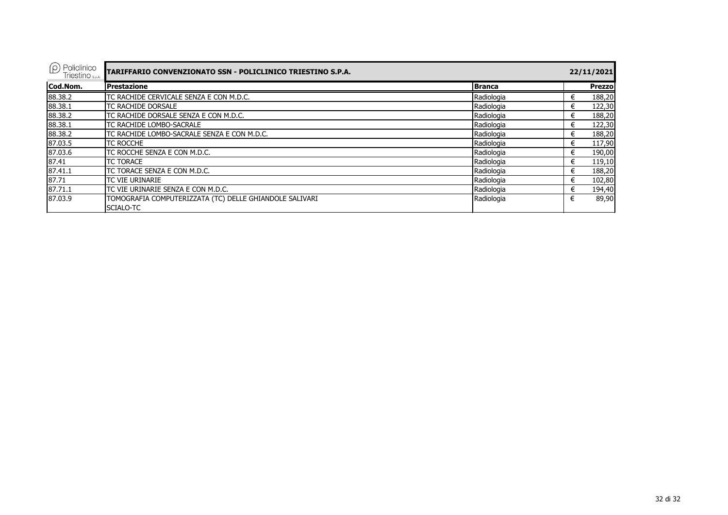| Policlinico Triestino S.p.A. | TARIFFARIO CONVENZIONATO SSN - POLICLINICO TRIESTINO S.P.A. | | 22/11/2021 |
|---|---|---|---|
| **Cod.Nom.** | **Prestazione** | **Branca** | **Prezzo** |
| 88.38.2 | TC RACHIDE CERVICALE SENZA E CON M.D.C. | Radiologia | € 188,20 |
| 88.38.1 | TC RACHIDE DORSALE | Radiologia | € 122,30 |
| 88.38.2 | TC RACHIDE DORSALE SENZA E CON M.D.C. | Radiologia | € 188,20 |
| 88.38.1 | TC RACHIDE LOMBO-SACRALE | Radiologia | € 122,30 |
| 88.38.2 | TC RACHIDE LOMBO-SACRALE SENZA E CON M.D.C. | Radiologia | € 188,20 |
| 87.03.5 | TC ROCCHE | Radiologia | € 117,90 |
| 87.03.6 | TC ROCCHE SENZA E CON M.D.C. | Radiologia | € 190,00 |
| 87.41 | TC TORACE | Radiologia | € 119,10 |
| 87.41.1 | TC TORACE SENZA E CON M.D.C. | Radiologia | € 188,20 |
| 87.71 | TC VIE URINARIE | Radiologia | € 102,80 |
| 87.71.1 | TC VIE URINARIE SENZA E CON M.D.C. | Radiologia | € 194,40 |
| 87.03.9 | TOMOGRAFIA COMPUTERIZZATA (TC) DELLE GHIANDOLE SALIVARI SCIALO-TC | Radiologia | € 89,90 |